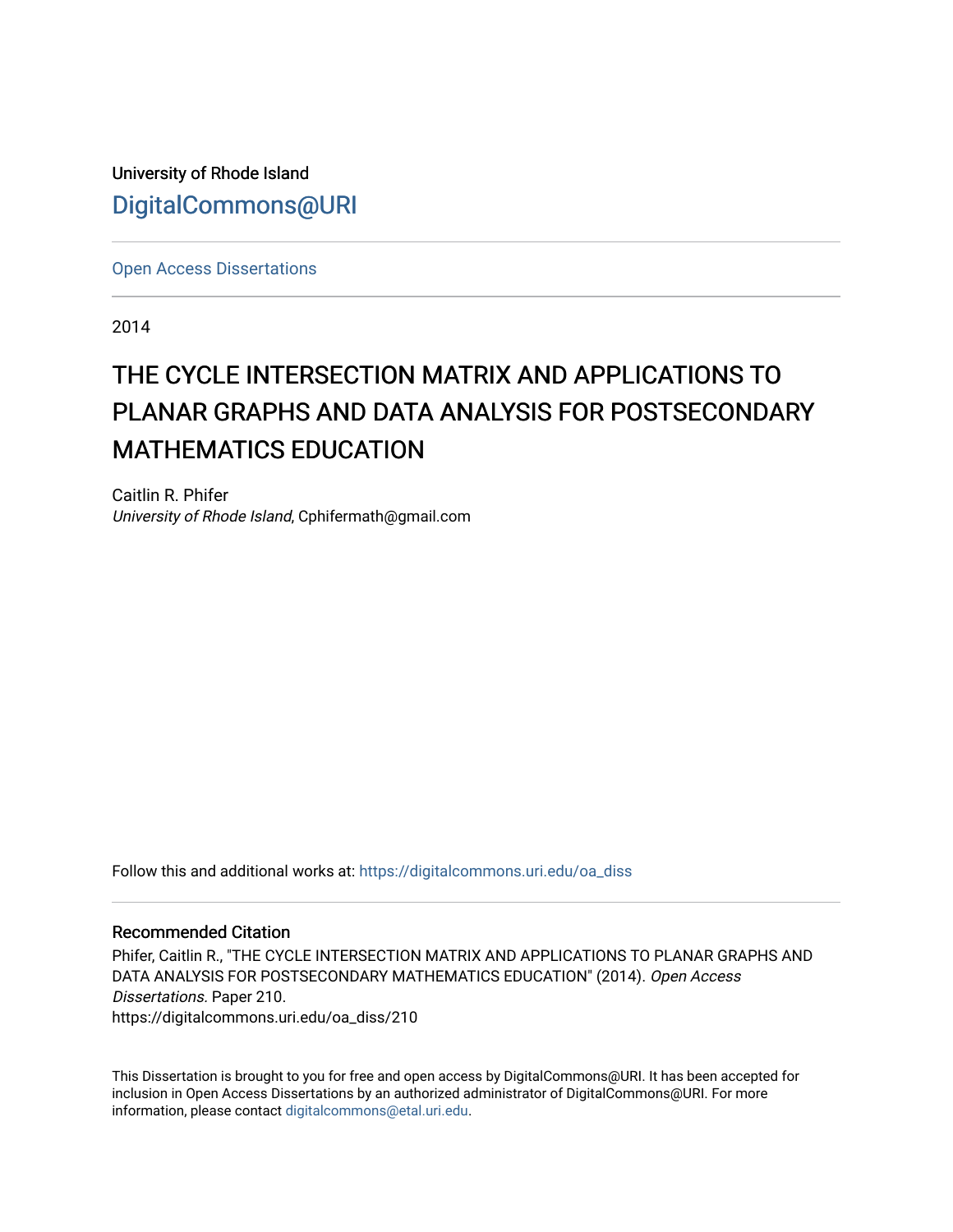University of Rhode Island

DigitalCommons@URI

Open Access Dissertations

2014

# THE CYCLE INTERSECTION MATRIX AND APPLICATIONS TO PLANAR GRAPHS AND DATA ANALYSIS FOR POSTSECONDARY MATHEMATICS EDUCATION

Caitlin R. Phifer
*University of Rhode Island*, Cphifermath@gmail.com

Follow this and additional works at: https://digitalcommons.uri.edu/oa_diss

## Recommended Citation

Phifer, Caitlin R., "THE CYCLE INTERSECTION MATRIX AND APPLICATIONS TO PLANAR GRAPHS AND DATA ANALYSIS FOR POSTSECONDARY MATHEMATICS EDUCATION" (2014). *Open Access Dissertations.* Paper 210.
https://digitalcommons.uri.edu/oa_diss/210

This Dissertation is brought to you for free and open access by DigitalCommons@URI. It has been accepted for inclusion in Open Access Dissertations by an authorized administrator of DigitalCommons@URI. For more information, please contact digitalcommons@etal.uri.edu.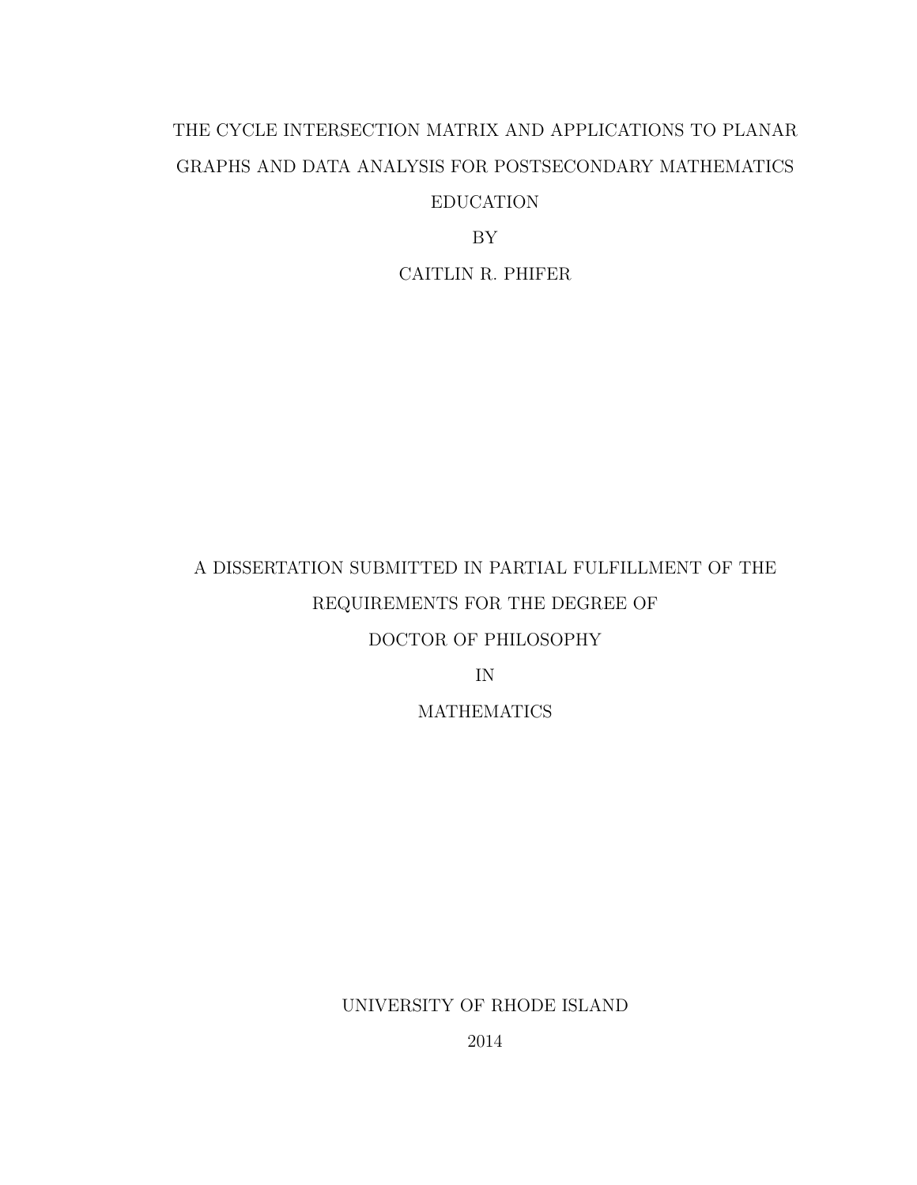# THE CYCLE INTERSECTION MATRIX AND APPLICATIONS TO PLANAR GRAPHS AND DATA ANALYSIS FOR POSTSECONDARY MATHEMATICS EDUCATION

BY

CAITLIN R. PHIFER

A DISSERTATION SUBMITTED IN PARTIAL FULFILLMENT OF THE REQUIREMENTS FOR THE DEGREE OF

DOCTOR OF PHILOSOPHY

IN

MATHEMATICS

UNIVERSITY OF RHODE ISLAND

2014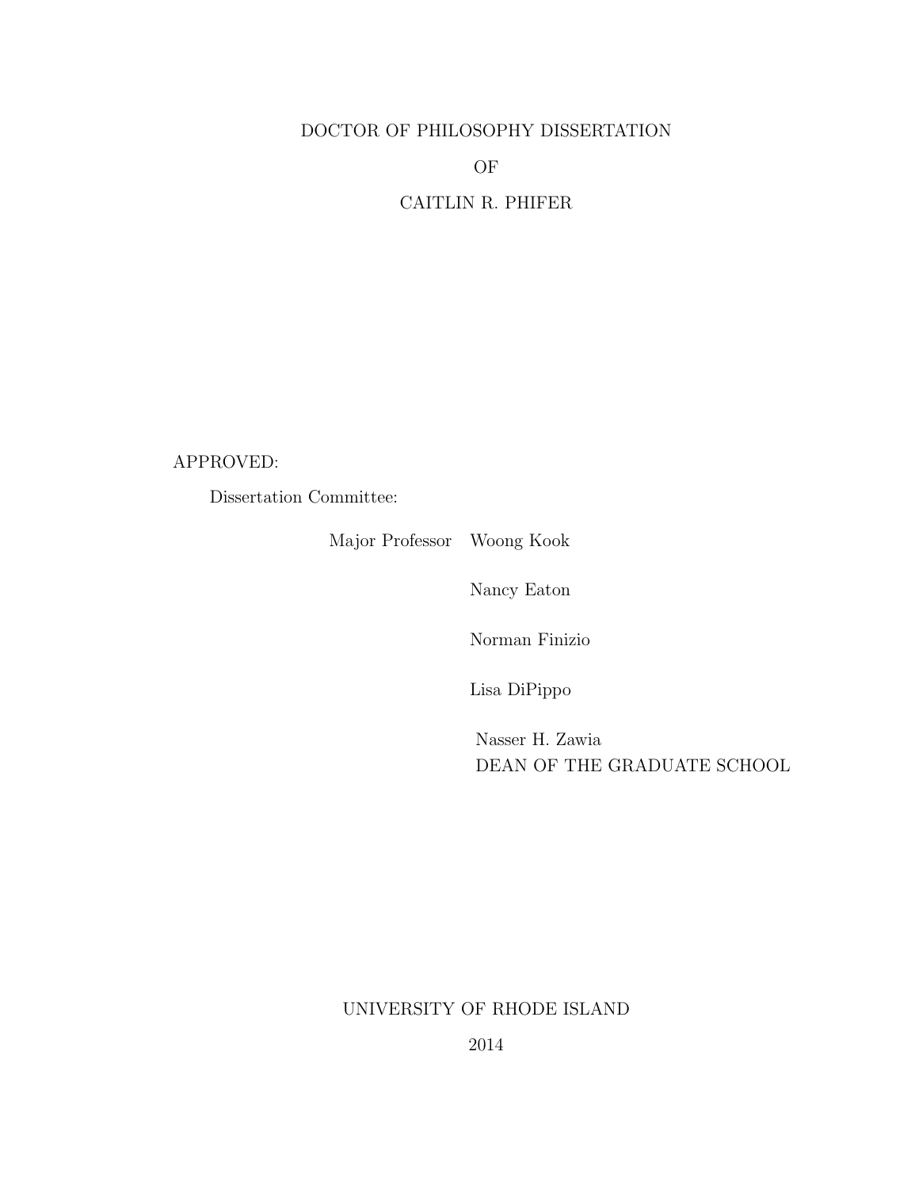DOCTOR OF PHILOSOPHY DISSERTATION

OF

CAITLIN R. PHIFER

APPROVED:

Dissertation Committee:

Major Professor Woong Kook

Nancy Eaton

Norman Finizio

Lisa DiPippo

Nasser H. Zawia
DEAN OF THE GRADUATE SCHOOL

UNIVERSITY OF RHODE ISLAND

2014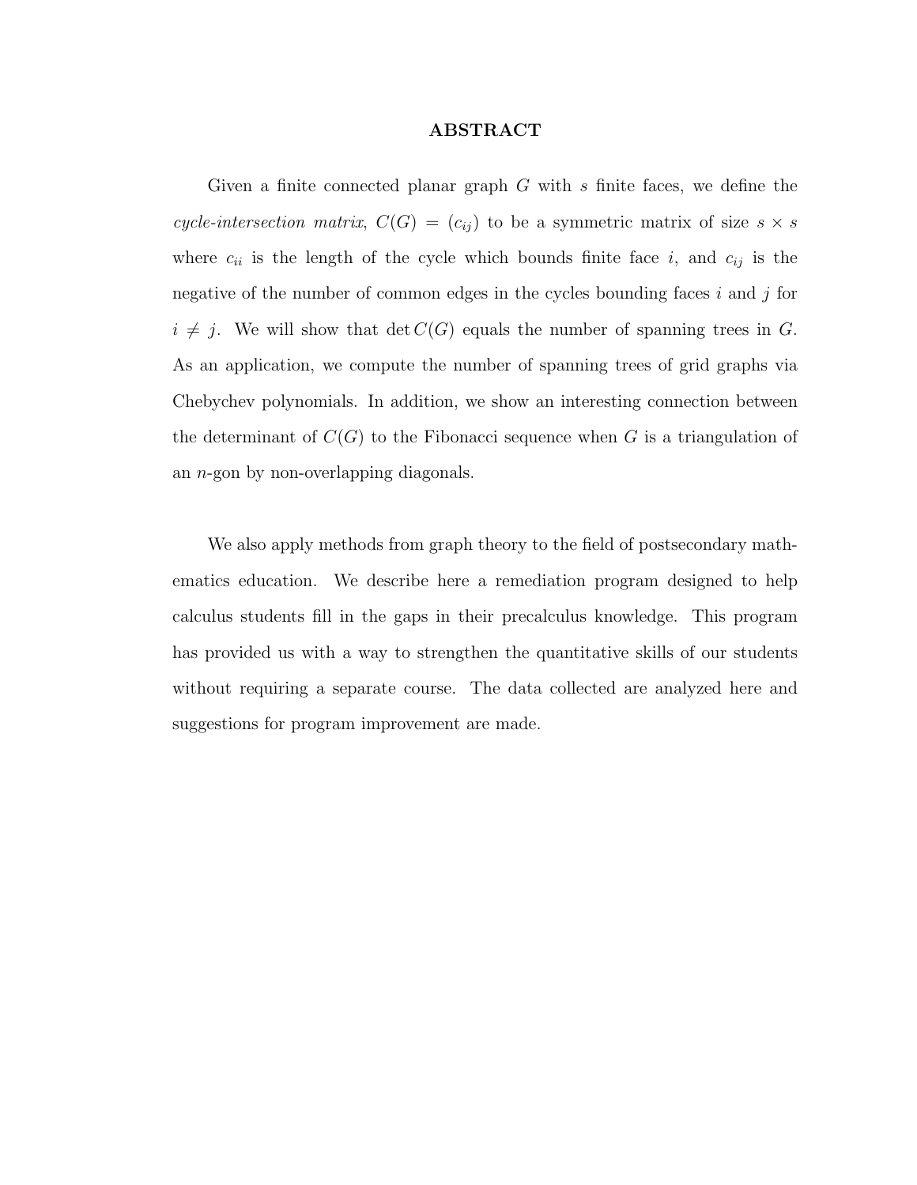# ABSTRACT

Given a finite connected planar graph $G$ with $s$ finite faces, we define the *cycle-intersection matrix*, $C(G) = (c_{ij})$ to be a symmetric matrix of size $s \times s$ where $c_{ii}$ is the length of the cycle which bounds finite face $i$, and $c_{ij}$ is the negative of the number of common edges in the cycles bounding faces $i$ and $j$ for $i \neq j$. We will show that $\det C(G)$ equals the number of spanning trees in $G$. As an application, we compute the number of spanning trees of grid graphs via Chebychev polynomials. In addition, we show an interesting connection between the determinant of $C(G)$ to the Fibonacci sequence when $G$ is a triangulation of an $n$-gon by non-overlapping diagonals.

We also apply methods from graph theory to the field of postsecondary mathematics education. We describe here a remediation program designed to help calculus students fill in the gaps in their precalculus knowledge. This program has provided us with a way to strengthen the quantitative skills of our students without requiring a separate course. The data collected are analyzed here and suggestions for program improvement are made.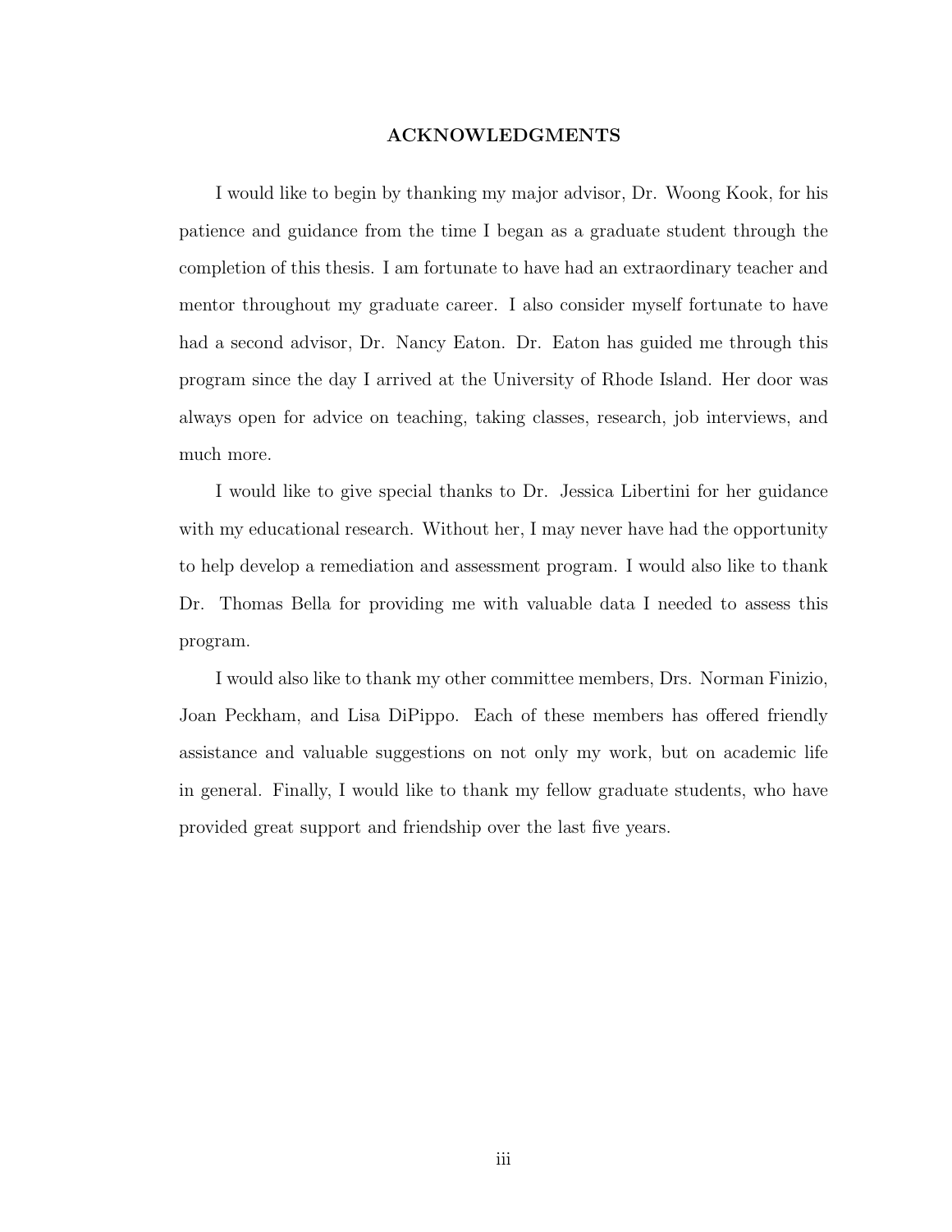## ACKNOWLEDGMENTS

I would like to begin by thanking my major advisor, Dr. Woong Kook, for his patience and guidance from the time I began as a graduate student through the completion of this thesis. I am fortunate to have had an extraordinary teacher and mentor throughout my graduate career. I also consider myself fortunate to have had a second advisor, Dr. Nancy Eaton. Dr. Eaton has guided me through this program since the day I arrived at the University of Rhode Island. Her door was always open for advice on teaching, taking classes, research, job interviews, and much more.

I would like to give special thanks to Dr. Jessica Libertini for her guidance with my educational research. Without her, I may never have had the opportunity to help develop a remediation and assessment program. I would also like to thank Dr. Thomas Bella for providing me with valuable data I needed to assess this program.

I would also like to thank my other committee members, Drs. Norman Finizio, Joan Peckham, and Lisa DiPippo. Each of these members has offered friendly assistance and valuable suggestions on not only my work, but on academic life in general. Finally, I would like to thank my fellow graduate students, who have provided great support and friendship over the last five years.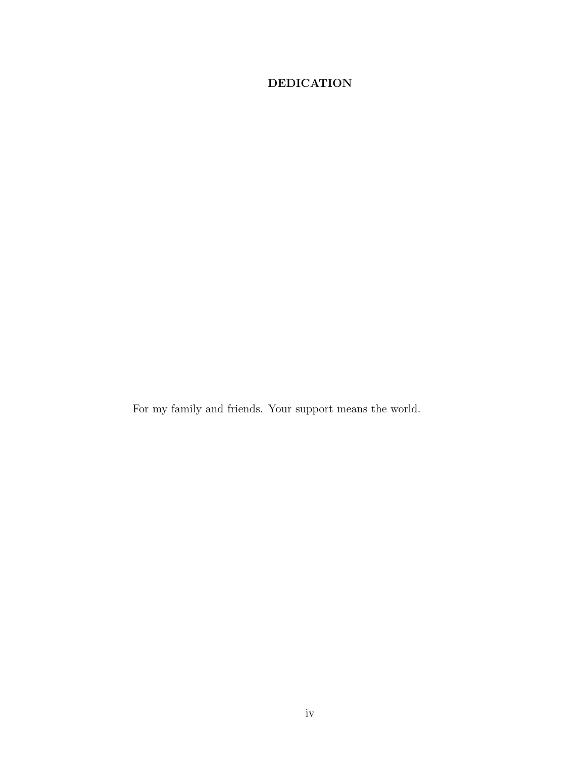# DEDICATION

For my family and friends. Your support means the world.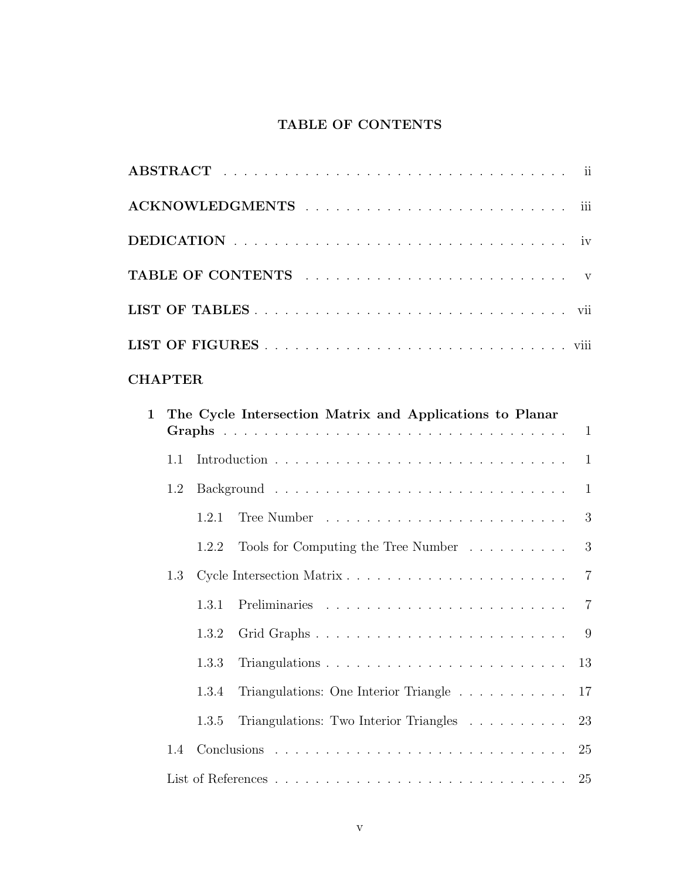# TABLE OF CONTENTS

**ABSTRACT** . . . . . . . . . . . . . . . . . . . . . . . . . . . . . . . . . ii

**ACKNOWLEDGMENTS** . . . . . . . . . . . . . . . . . . . . . . . . . . iii

**DEDICATION** . . . . . . . . . . . . . . . . . . . . . . . . . . . . . . . iv

**TABLE OF CONTENTS** . . . . . . . . . . . . . . . . . . . . . . . . . v

**LIST OF TABLES** . . . . . . . . . . . . . . . . . . . . . . . . . . . . . vii

**LIST OF FIGURES** . . . . . . . . . . . . . . . . . . . . . . . . . . . . viii

**CHAPTER**

**1 The Cycle Intersection Matrix and Applications to Planar Graphs** . . . . . . . . . . . . . . . . . . . . . . . . . . . . . . . . . 1

- 1.1 Introduction . . . . . . . . . . . . . . . . . . . . . . . . . . . . . 1
- 1.2 Background . . . . . . . . . . . . . . . . . . . . . . . . . . . . . 1
  - 1.2.1 Tree Number . . . . . . . . . . . . . . . . . . . . . . . . 3
  - 1.2.2 Tools for Computing the Tree Number . . . . . . . . . . 3
- 1.3 Cycle Intersection Matrix . . . . . . . . . . . . . . . . . . . . . 7
  - 1.3.1 Preliminaries . . . . . . . . . . . . . . . . . . . . . . . . 7
  - 1.3.2 Grid Graphs . . . . . . . . . . . . . . . . . . . . . . . . 9
  - 1.3.3 Triangulations . . . . . . . . . . . . . . . . . . . . . . . 13
  - 1.3.4 Triangulations: One Interior Triangle . . . . . . . . . . . 17
  - 1.3.5 Triangulations: Two Interior Triangles . . . . . . . . . . 23
- 1.4 Conclusions . . . . . . . . . . . . . . . . . . . . . . . . . . . . . 25
- List of References . . . . . . . . . . . . . . . . . . . . . . . . . . . 25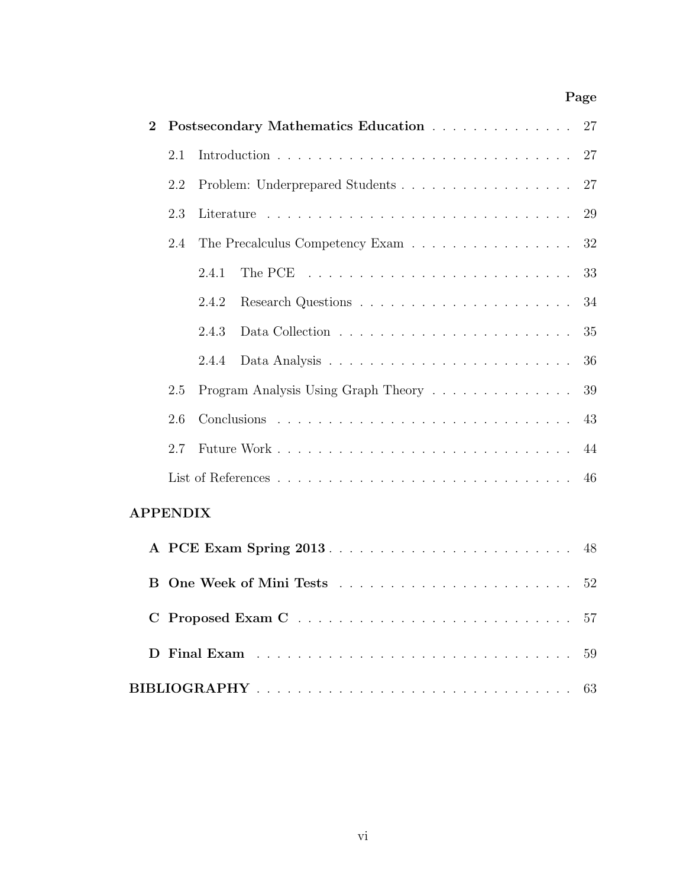| | Page |
|---|---|
| **2 Postsecondary Mathematics Education** | 27 |
| 2.1 Introduction | 27 |
| 2.2 Problem: Underprepared Students | 27 |
| 2.3 Literature | 29 |
| 2.4 The Precalculus Competency Exam | 32 |
| 2.4.1 The PCE | 33 |
| 2.4.2 Research Questions | 34 |
| 2.4.3 Data Collection | 35 |
| 2.4.4 Data Analysis | 36 |
| 2.5 Program Analysis Using Graph Theory | 39 |
| 2.6 Conclusions | 43 |
| 2.7 Future Work | 44 |
| List of References | 46 |
| **APPENDIX** | |
| **A PCE Exam Spring 2013** | 48 |
| **B One Week of Mini Tests** | 52 |
| **C Proposed Exam C** | 57 |
| **D Final Exam** | 59 |
| **BIBLIOGRAPHY** | 63 |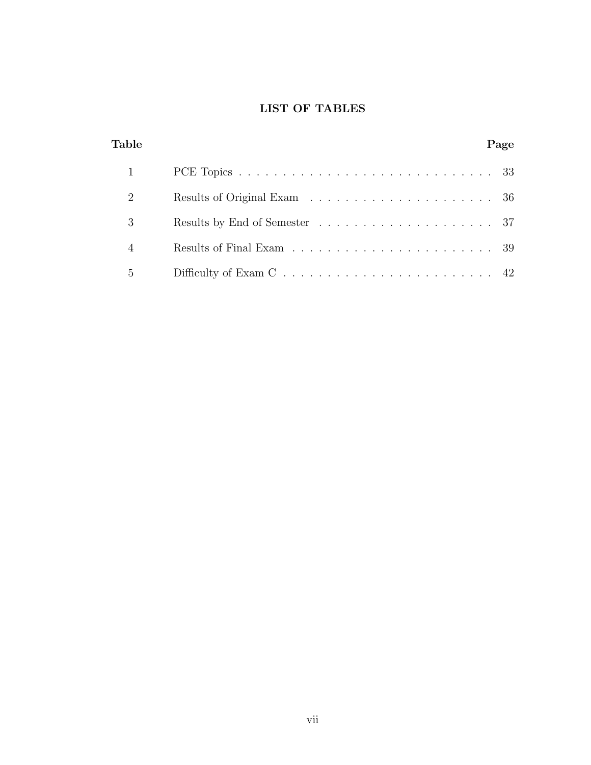# LIST OF TABLES

| Table | | Page |
|---|---|---|
| 1 | PCE Topics | 33 |
| 2 | Results of Original Exam | 36 |
| 3 | Results by End of Semester | 37 |
| 4 | Results of Final Exam | 39 |
| 5 | Difficulty of Exam C | 42 |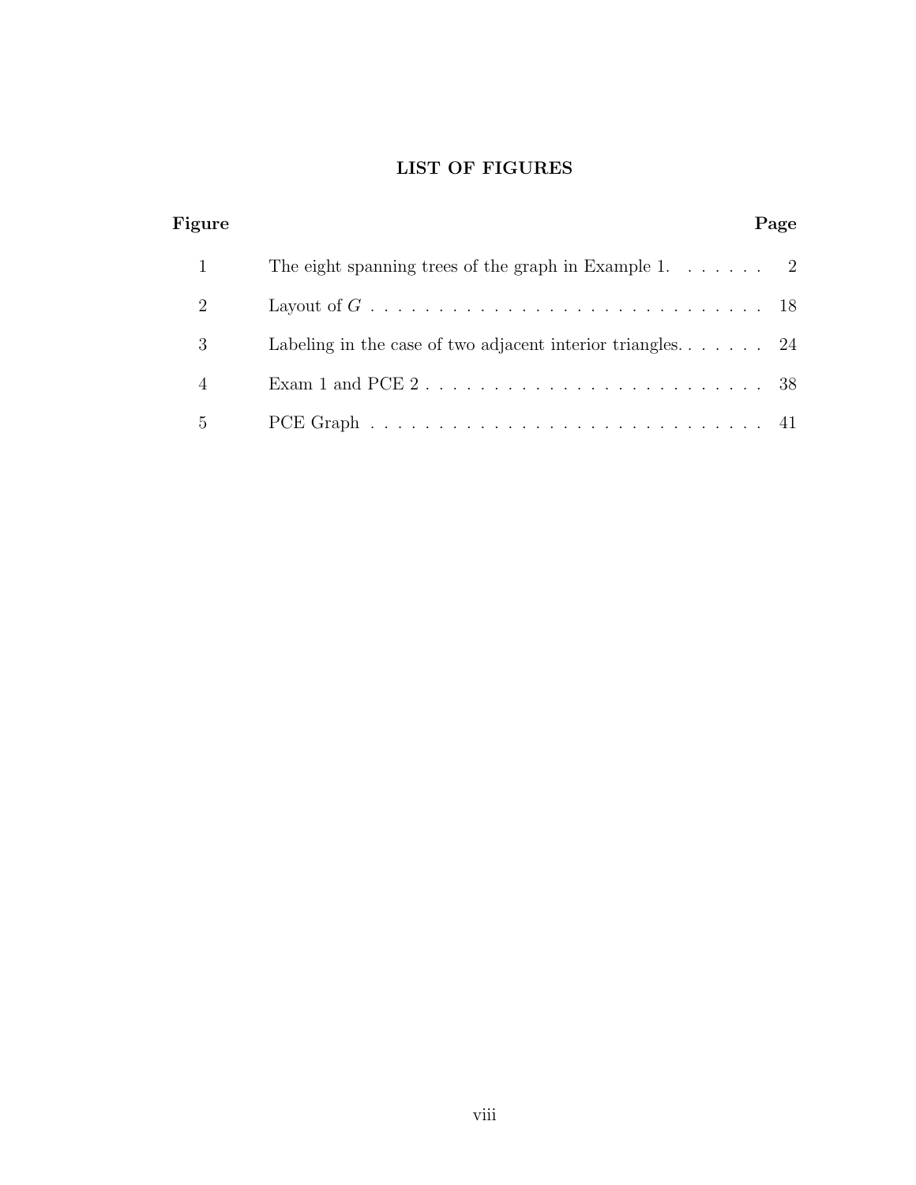## LIST OF FIGURES

| Figure | | Page |
|---|---|---|
| 1 | The eight spanning trees of the graph in Example 1. | 2 |
| 2 | Layout of $G$ | 18 |
| 3 | Labeling in the case of two adjacent interior triangles. | 24 |
| 4 | Exam 1 and PCE 2 | 38 |
| 5 | PCE Graph | 41 |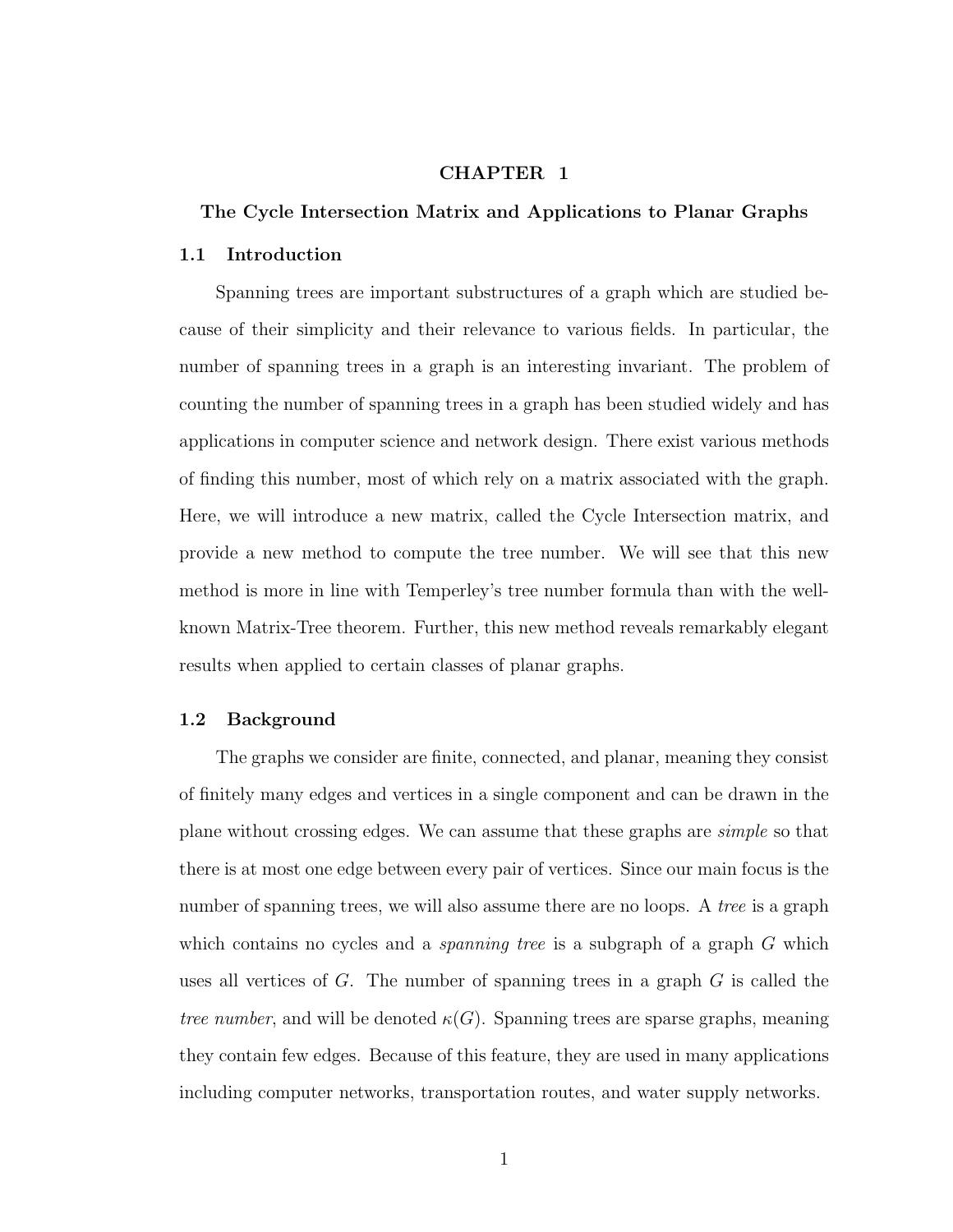# CHAPTER 1

## The Cycle Intersection Matrix and Applications to Planar Graphs

### 1.1 Introduction

Spanning trees are important substructures of a graph which are studied because of their simplicity and their relevance to various fields. In particular, the number of spanning trees in a graph is an interesting invariant. The problem of counting the number of spanning trees in a graph has been studied widely and has applications in computer science and network design. There exist various methods of finding this number, most of which rely on a matrix associated with the graph. Here, we will introduce a new matrix, called the Cycle Intersection matrix, and provide a new method to compute the tree number. We will see that this new method is more in line with Temperley's tree number formula than with the well-known Matrix-Tree theorem. Further, this new method reveals remarkably elegant results when applied to certain classes of planar graphs.

### 1.2 Background

The graphs we consider are finite, connected, and planar, meaning they consist of finitely many edges and vertices in a single component and can be drawn in the plane without crossing edges. We can assume that these graphs are *simple* so that there is at most one edge between every pair of vertices. Since our main focus is the number of spanning trees, we will also assume there are no loops. A *tree* is a graph which contains no cycles and a *spanning tree* is a subgraph of a graph $G$ which uses all vertices of $G$. The number of spanning trees in a graph $G$ is called the *tree number*, and will be denoted $\kappa(G)$. Spanning trees are sparse graphs, meaning they contain few edges. Because of this feature, they are used in many applications including computer networks, transportation routes, and water supply networks.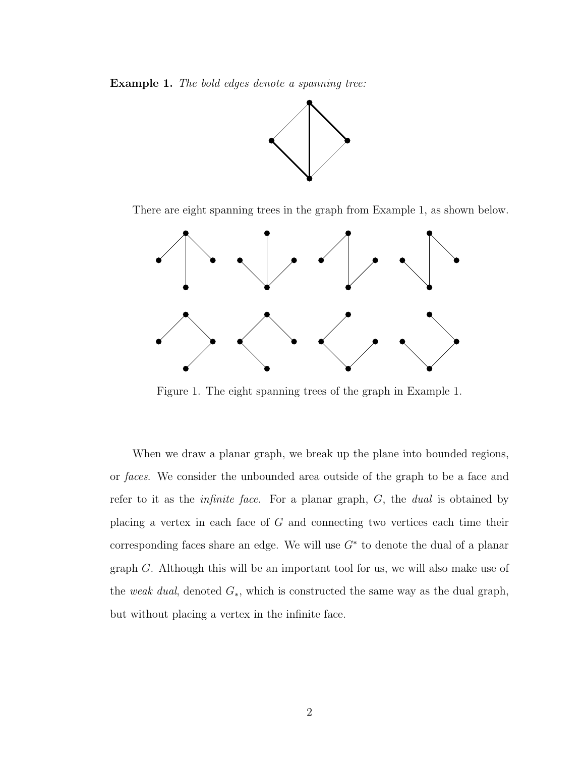**Example 1.** *The bold edges denote a spanning tree:*

There are eight spanning trees in the graph from Example 1, as shown below.

Figure 1. The eight spanning trees of the graph in Example 1.

When we draw a planar graph, we break up the plane into bounded regions, or *faces*. We consider the unbounded area outside of the graph to be a face and refer to it as the *infinite face*. For a planar graph, $G$, the *dual* is obtained by placing a vertex in each face of $G$ and connecting two vertices each time their corresponding faces share an edge. We will use $G^*$ to denote the dual of a planar graph $G$. Although this will be an important tool for us, we will also make use of the *weak dual*, denoted $G_*$, which is constructed the same way as the dual graph, but without placing a vertex in the infinite face.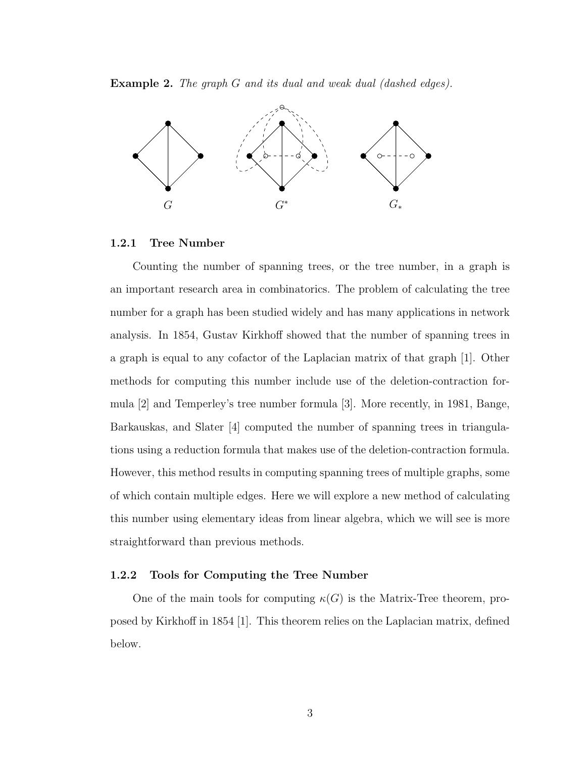**Example 2.** *The graph $G$ and its dual and weak dual (dashed edges).*

$G$ $\qquad$ $G^*$ $\qquad$ $G_*$

### 1.2.1 Tree Number

Counting the number of spanning trees, or the tree number, in a graph is an important research area in combinatorics. The problem of calculating the tree number for a graph has been studied widely and has many applications in network analysis. In 1854, Gustav Kirkhoff showed that the number of spanning trees in a graph is equal to any cofactor of the Laplacian matrix of that graph [1]. Other methods for computing this number include use of the deletion-contraction formula [2] and Temperley's tree number formula [3]. More recently, in 1981, Bange, Barkauskas, and Slater [4] computed the number of spanning trees in triangulations using a reduction formula that makes use of the deletion-contraction formula. However, this method results in computing spanning trees of multiple graphs, some of which contain multiple edges. Here we will explore a new method of calculating this number using elementary ideas from linear algebra, which we will see is more straightforward than previous methods.

### 1.2.2 Tools for Computing the Tree Number

One of the main tools for computing $\kappa(G)$ is the Matrix-Tree theorem, proposed by Kirkhoff in 1854 [1]. This theorem relies on the Laplacian matrix, defined below.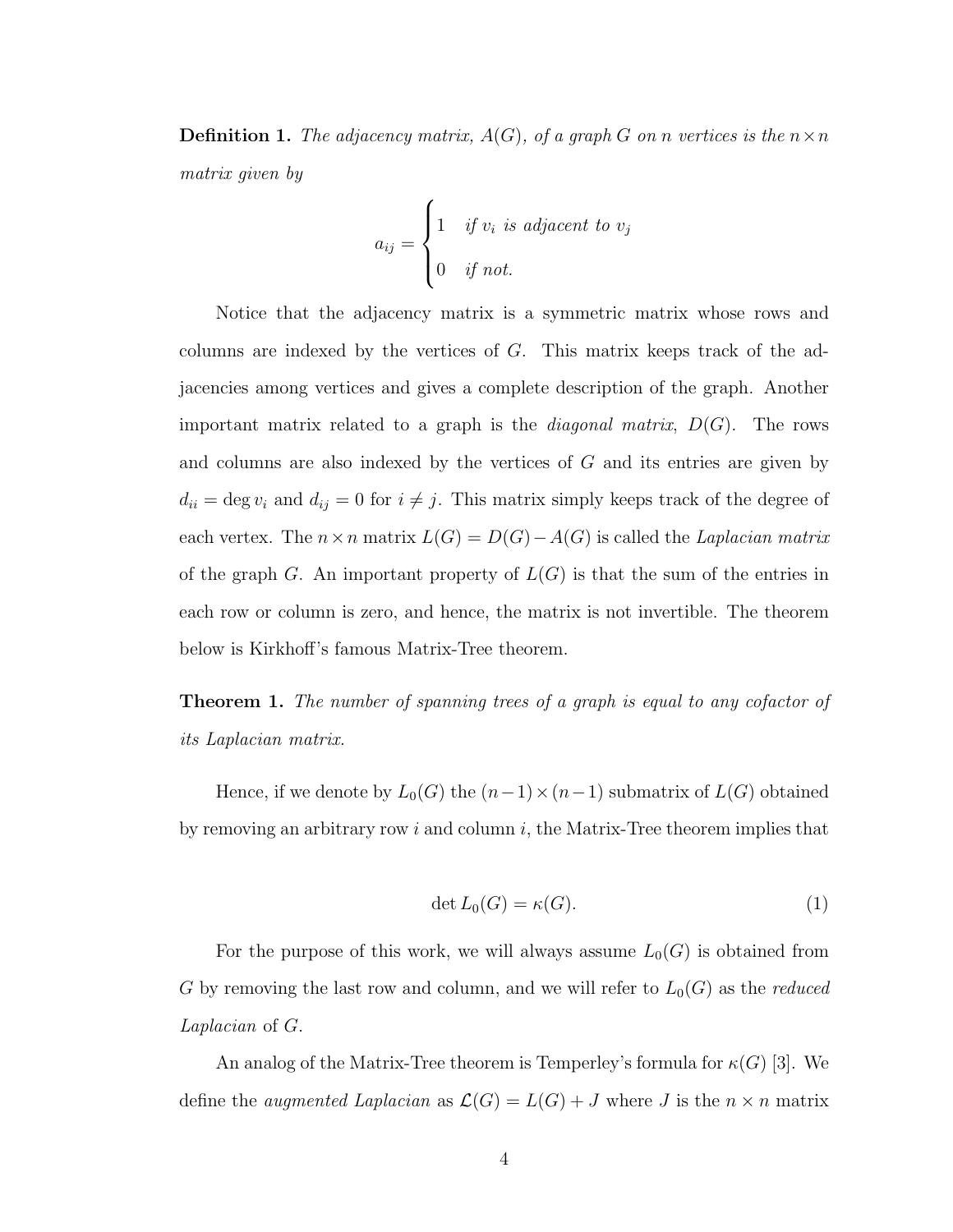**Definition 1.** *The adjacency matrix, $A(G)$, of a graph $G$ on $n$ vertices is the $n \times n$ matrix given by*

$$a_{ij} = \begin{cases} 1 & \text{if } v_i \text{ is adjacent to } v_j \\ 0 & \text{if not.} \end{cases}$$

Notice that the adjacency matrix is a symmetric matrix whose rows and columns are indexed by the vertices of $G$. This matrix keeps track of the adjacencies among vertices and gives a complete description of the graph. Another important matrix related to a graph is the *diagonal matrix*, $D(G)$. The rows and columns are also indexed by the vertices of $G$ and its entries are given by $d_{ii} = \deg v_i$ and $d_{ij} = 0$ for $i \neq j$. This matrix simply keeps track of the degree of each vertex. The $n \times n$ matrix $L(G) = D(G) - A(G)$ is called the *Laplacian matrix* of the graph $G$. An important property of $L(G)$ is that the sum of the entries in each row or column is zero, and hence, the matrix is not invertible. The theorem below is Kirkhoff's famous Matrix-Tree theorem.

**Theorem 1.** *The number of spanning trees of a graph is equal to any cofactor of its Laplacian matrix.*

Hence, if we denote by $L_0(G)$ the $(n-1) \times (n-1)$ submatrix of $L(G)$ obtained by removing an arbitrary row $i$ and column $i$, the Matrix-Tree theorem implies that

$$\det L_0(G) = \kappa(G). \tag{1}$$

For the purpose of this work, we will always assume $L_0(G)$ is obtained from $G$ by removing the last row and column, and we will refer to $L_0(G)$ as the *reduced Laplacian* of $G$.

An analog of the Matrix-Tree theorem is Temperley's formula for $\kappa(G)$ [3]. We define the *augmented Laplacian* as $\mathcal{L}(G) = L(G) + J$ where $J$ is the $n \times n$ matrix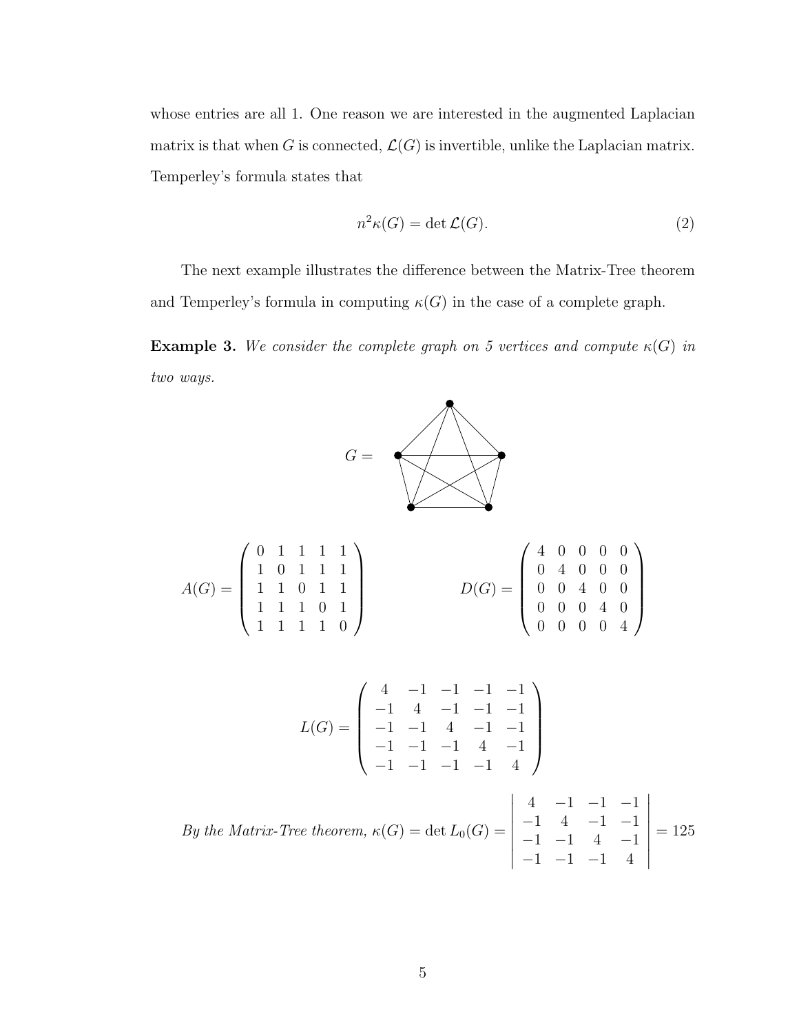whose entries are all 1. One reason we are interested in the augmented Laplacian matrix is that when $G$ is connected, $\mathcal{L}(G)$ is invertible, unlike the Laplacian matrix. Temperley's formula states that

$$n^2\kappa(G) = \det \mathcal{L}(G). \tag{2}$$

The next example illustrates the difference between the Matrix-Tree theorem and Temperley's formula in computing $\kappa(G)$ in the case of a complete graph.

**Example 3.** *We consider the complete graph on 5 vertices and compute $\kappa(G)$ in two ways.*

$G =$ (complete graph on 5 vertices)

$$A(G) = \begin{pmatrix} 0 & 1 & 1 & 1 & 1 \\ 1 & 0 & 1 & 1 & 1 \\ 1 & 1 & 0 & 1 & 1 \\ 1 & 1 & 1 & 0 & 1 \\ 1 & 1 & 1 & 1 & 0 \end{pmatrix} \qquad D(G) = \begin{pmatrix} 4 & 0 & 0 & 0 & 0 \\ 0 & 4 & 0 & 0 & 0 \\ 0 & 0 & 4 & 0 & 0 \\ 0 & 0 & 0 & 4 & 0 \\ 0 & 0 & 0 & 0 & 4 \end{pmatrix}$$

$$L(G) = \begin{pmatrix} 4 & -1 & -1 & -1 & -1 \\ -1 & 4 & -1 & -1 & -1 \\ -1 & -1 & 4 & -1 & -1 \\ -1 & -1 & -1 & 4 & -1 \\ -1 & -1 & -1 & -1 & 4 \end{pmatrix}$$

*By the Matrix-Tree theorem,* $\kappa(G) = \det L_0(G) = \begin{vmatrix} 4 & -1 & -1 & -1 \\ -1 & 4 & -1 & -1 \\ -1 & -1 & 4 & -1 \\ -1 & -1 & -1 & 4 \end{vmatrix} = 125$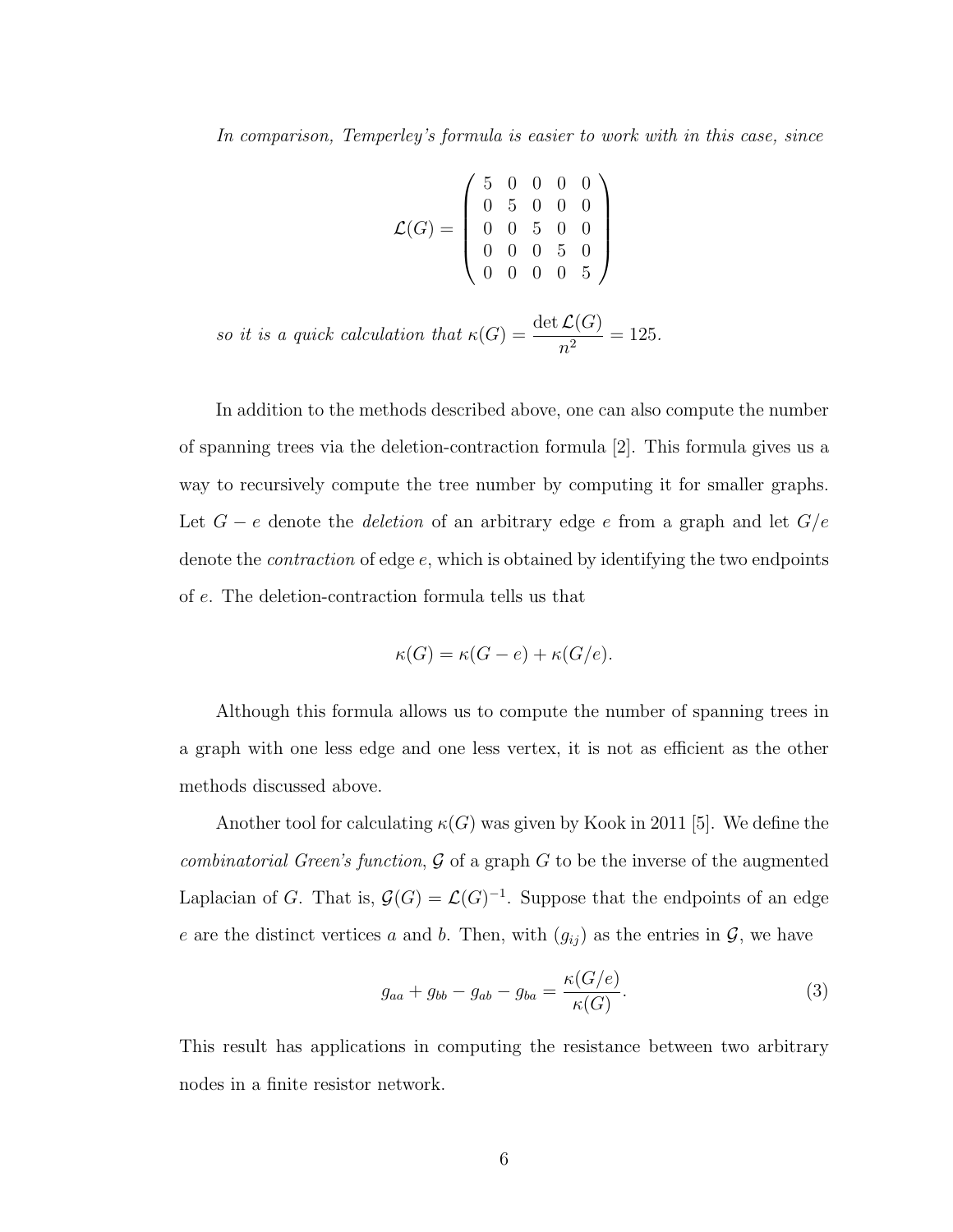*In comparison, Temperley's formula is easier to work with in this case, since*

$$\mathcal{L}(G) = \begin{pmatrix} 5 & 0 & 0 & 0 & 0 \\ 0 & 5 & 0 & 0 & 0 \\ 0 & 0 & 5 & 0 & 0 \\ 0 & 0 & 0 & 5 & 0 \\ 0 & 0 & 0 & 0 & 5 \end{pmatrix}$$

*so it is a quick calculation that* $\kappa(G) = \dfrac{\det \mathcal{L}(G)}{n^2} = 125.$

In addition to the methods described above, one can also compute the number of spanning trees via the deletion-contraction formula [2]. This formula gives us a way to recursively compute the tree number by computing it for smaller graphs. Let $G - e$ denote the *deletion* of an arbitrary edge $e$ from a graph and let $G/e$ denote the *contraction* of edge $e$, which is obtained by identifying the two endpoints of $e$. The deletion-contraction formula tells us that

$$\kappa(G) = \kappa(G - e) + \kappa(G/e).$$

Although this formula allows us to compute the number of spanning trees in a graph with one less edge and one less vertex, it is not as efficient as the other methods discussed above.

Another tool for calculating $\kappa(G)$ was given by Kook in 2011 [5]. We define the *combinatorial Green's function*, $\mathcal{G}$ of a graph $G$ to be the inverse of the augmented Laplacian of $G$. That is, $\mathcal{G}(G) = \mathcal{L}(G)^{-1}$. Suppose that the endpoints of an edge $e$ are the distinct vertices $a$ and $b$. Then, with $(g_{ij})$ as the entries in $\mathcal{G}$, we have

$$g_{aa} + g_{bb} - g_{ab} - g_{ba} = \frac{\kappa(G/e)}{\kappa(G)}. \tag{3}$$

This result has applications in computing the resistance between two arbitrary nodes in a finite resistor network.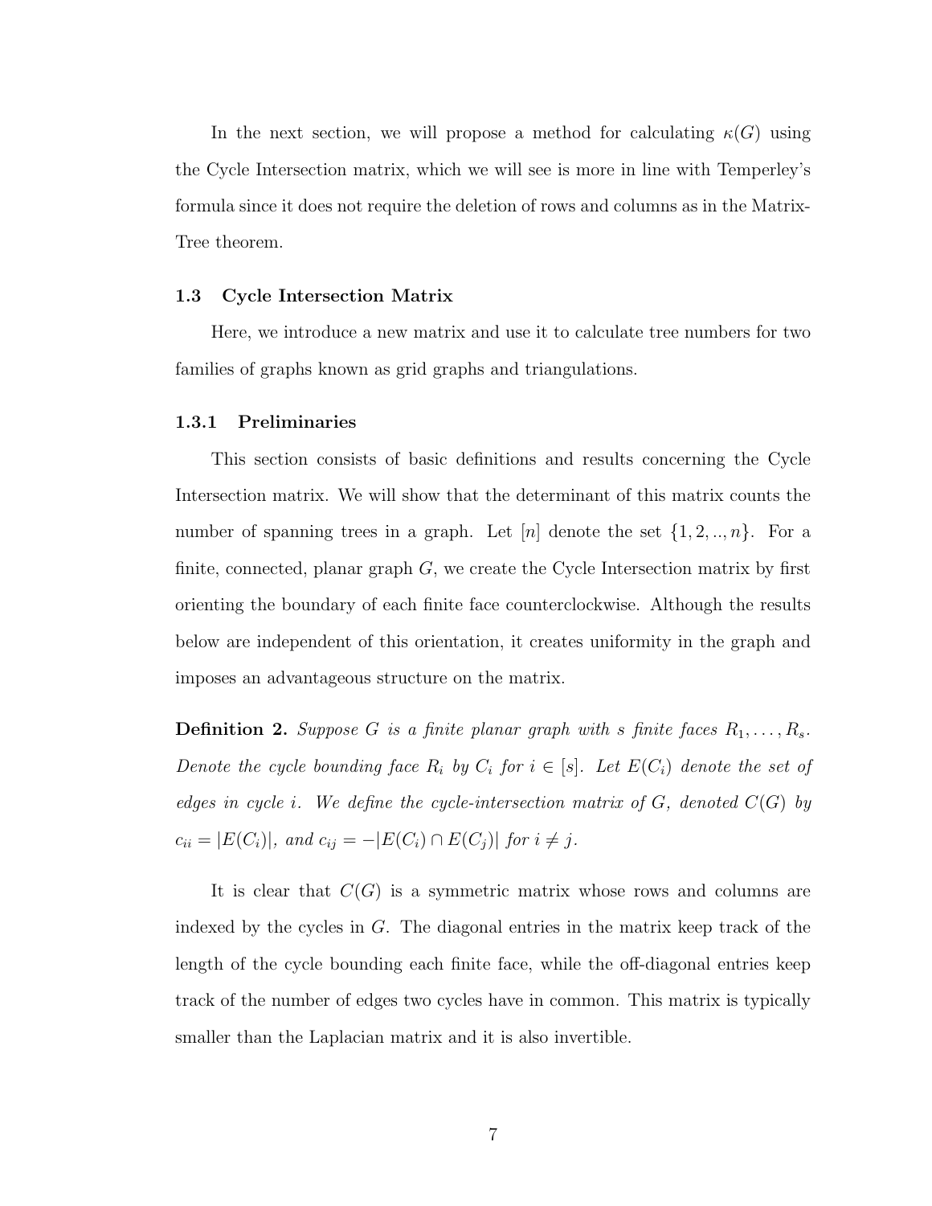In the next section, we will propose a method for calculating $\kappa(G)$ using the Cycle Intersection matrix, which we will see is more in line with Temperley's formula since it does not require the deletion of rows and columns as in the Matrix-Tree theorem.

### 1.3 Cycle Intersection Matrix

Here, we introduce a new matrix and use it to calculate tree numbers for two families of graphs known as grid graphs and triangulations.

#### 1.3.1 Preliminaries

This section consists of basic definitions and results concerning the Cycle Intersection matrix. We will show that the determinant of this matrix counts the number of spanning trees in a graph. Let $[n]$ denote the set $\{1, 2, .., n\}$. For a finite, connected, planar graph $G$, we create the Cycle Intersection matrix by first orienting the boundary of each finite face counterclockwise. Although the results below are independent of this orientation, it creates uniformity in the graph and imposes an advantageous structure on the matrix.

**Definition 2.** *Suppose $G$ is a finite planar graph with $s$ finite faces $R_1, \ldots, R_s$. Denote the cycle bounding face $R_i$ by $C_i$ for $i \in [s]$. Let $E(C_i)$ denote the set of edges in cycle $i$. We define the cycle-intersection matrix of $G$, denoted $C(G)$ by $c_{ii} = |E(C_i)|$, and $c_{ij} = -|E(C_i) \cap E(C_j)|$ for $i \neq j$.*

It is clear that $C(G)$ is a symmetric matrix whose rows and columns are indexed by the cycles in $G$. The diagonal entries in the matrix keep track of the length of the cycle bounding each finite face, while the off-diagonal entries keep track of the number of edges two cycles have in common. This matrix is typically smaller than the Laplacian matrix and it is also invertible.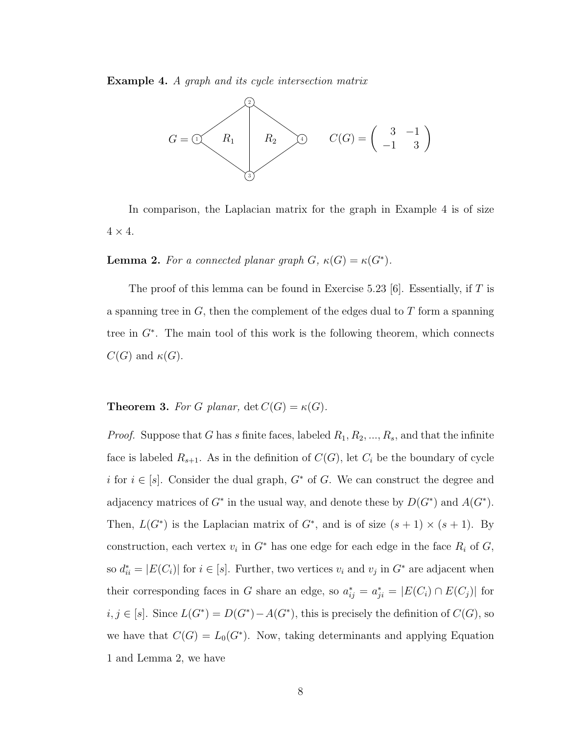**Example 4.** *A graph and its cycle intersection matrix*

$$C(G) = \begin{pmatrix} 3 & -1 \\ -1 & 3 \end{pmatrix}$$

In comparison, the Laplacian matrix for the graph in Example 4 is of size $4 \times 4$.

**Lemma 2.** *For a connected planar graph $G$, $\kappa(G) = \kappa(G^*)$.*

The proof of this lemma can be found in Exercise 5.23 [6]. Essentially, if $T$ is a spanning tree in $G$, then the complement of the edges dual to $T$ form a spanning tree in $G^*$. The main tool of this work is the following theorem, which connects $C(G)$ and $\kappa(G)$.

**Theorem 3.** *For $G$ planar,* $\det C(G) = \kappa(G)$.

*Proof.* Suppose that $G$ has $s$ finite faces, labeled $R_1, R_2, ..., R_s$, and that the infinite face is labeled $R_{s+1}$. As in the definition of $C(G)$, let $C_i$ be the boundary of cycle $i$ for $i \in [s]$. Consider the dual graph, $G^*$ of $G$. We can construct the degree and adjacency matrices of $G^*$ in the usual way, and denote these by $D(G^*)$ and $A(G^*)$. Then, $L(G^*)$ is the Laplacian matrix of $G^*$, and is of size $(s+1) \times (s+1)$. By construction, each vertex $v_i$ in $G^*$ has one edge for each edge in the face $R_i$ of $G$, so $d^*_{ii} = |E(C_i)|$ for $i \in [s]$. Further, two vertices $v_i$ and $v_j$ in $G^*$ are adjacent when their corresponding faces in $G$ share an edge, so $a^*_{ij} = a^*_{ji} = |E(C_i) \cap E(C_j)|$ for $i, j \in [s]$. Since $L(G^*) = D(G^*) - A(G^*)$, this is precisely the definition of $C(G)$, so we have that $C(G) = L_0(G^*)$. Now, taking determinants and applying Equation 1 and Lemma 2, we have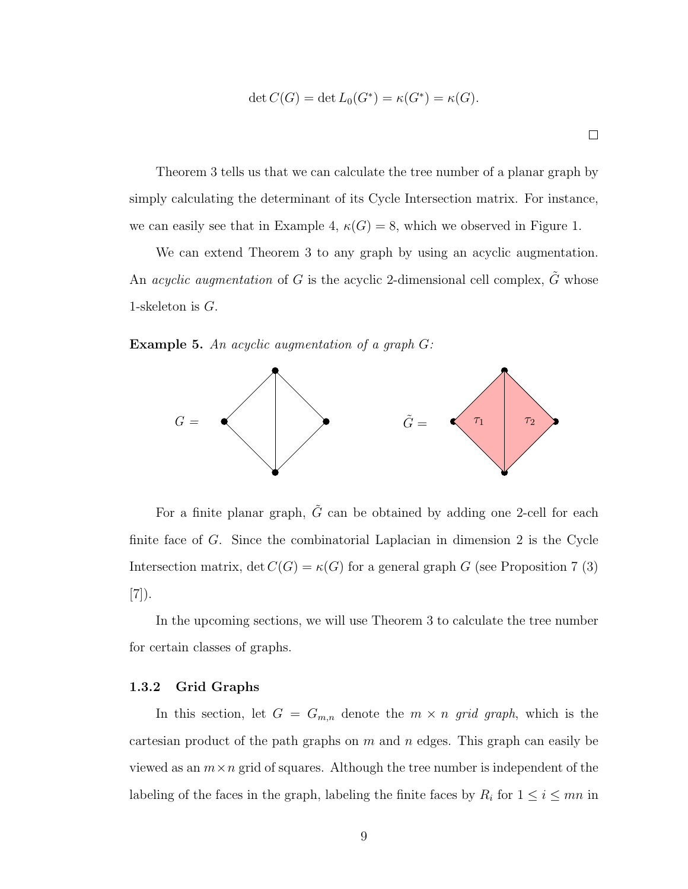$$\det C(G) = \det L_0(G^*) = \kappa(G^*) = \kappa(G).$$

□

Theorem 3 tells us that we can calculate the tree number of a planar graph by simply calculating the determinant of its Cycle Intersection matrix. For instance, we can easily see that in Example 4, $\kappa(G) = 8$, which we observed in Figure 1.

We can extend Theorem 3 to any graph by using an acyclic augmentation. An *acyclic augmentation* of $G$ is the acyclic 2-dimensional cell complex, $\tilde{G}$ whose 1-skeleton is $G$.

**Example 5.** *An acyclic augmentation of a graph $G$:*

$G =$ $\qquad\qquad$ $\tilde{G} =$ $\tau_1$ $\tau_2$

For a finite planar graph, $\tilde{G}$ can be obtained by adding one 2-cell for each finite face of $G$. Since the combinatorial Laplacian in dimension 2 is the Cycle Intersection matrix, $\det C(G) = \kappa(G)$ for a general graph $G$ (see Proposition 7 (3) [7]).

In the upcoming sections, we will use Theorem 3 to calculate the tree number for certain classes of graphs.

### 1.3.2 Grid Graphs

In this section, let $G = G_{m,n}$ denote the $m \times n$ *grid graph*, which is the cartesian product of the path graphs on $m$ and $n$ edges. This graph can easily be viewed as an $m \times n$ grid of squares. Although the tree number is independent of the labeling of the faces in the graph, labeling the finite faces by $R_i$ for $1 \leq i \leq mn$ in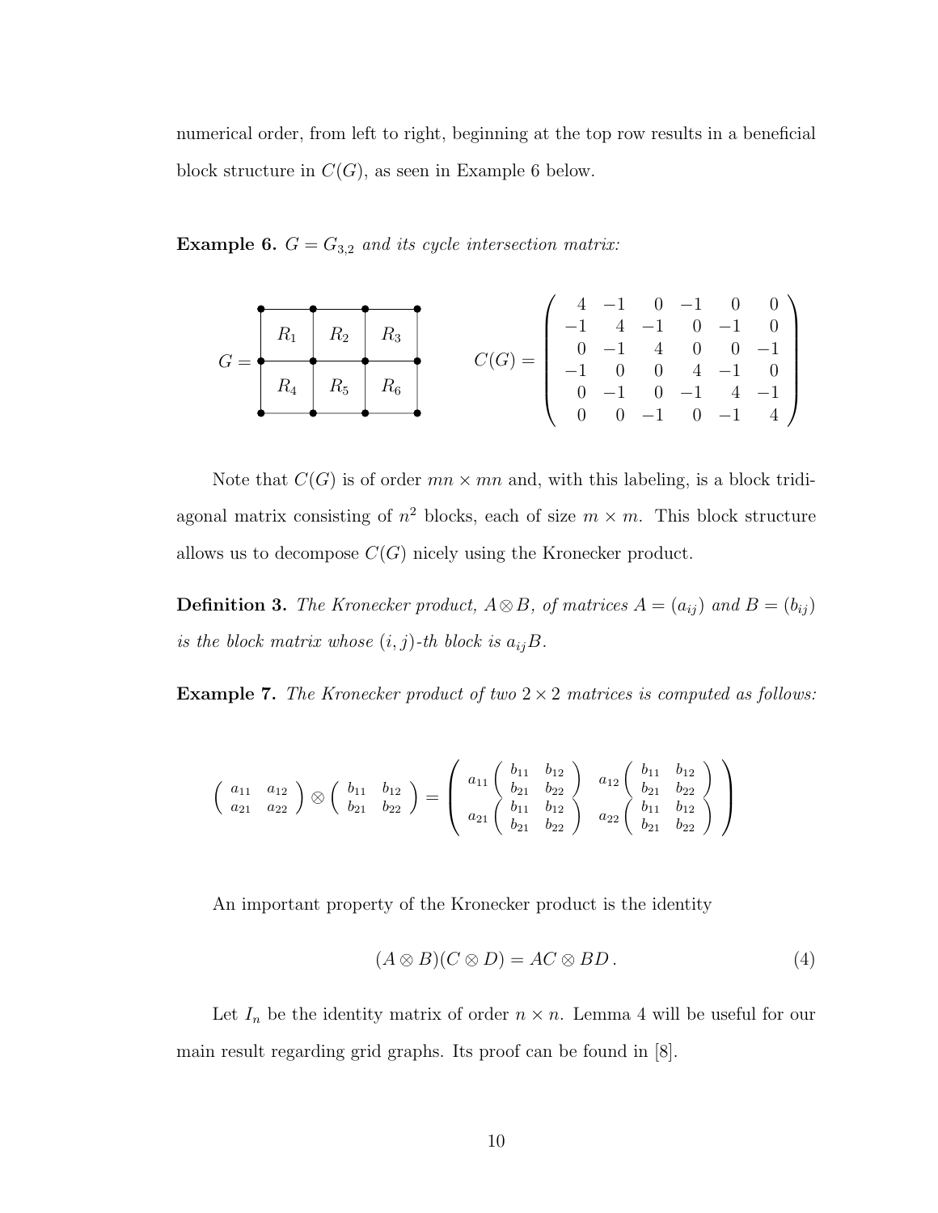numerical order, from left to right, beginning at the top row results in a beneficial block structure in $C(G)$, as seen in Example 6 below.

**Example 6.** *$G = G_{3,2}$ and its cycle intersection matrix:*

$$G = \begin{array}{|c|c|c|} \hline R_1 & R_2 & R_3 \\ \hline R_4 & R_5 & R_6 \\ \hline \end{array} \qquad C(G) = \begin{pmatrix} 4 & -1 & 0 & -1 & 0 & 0 \\ -1 & 4 & -1 & 0 & -1 & 0 \\ 0 & -1 & 4 & 0 & 0 & -1 \\ -1 & 0 & 0 & 4 & -1 & 0 \\ 0 & -1 & 0 & -1 & 4 & -1 \\ 0 & 0 & -1 & 0 & -1 & 4 \end{pmatrix}$$

Note that $C(G)$ is of order $mn \times mn$ and, with this labeling, is a block tridiagonal matrix consisting of $n^2$ blocks, each of size $m \times m$. This block structure allows us to decompose $C(G)$ nicely using the Kronecker product.

**Definition 3.** *The Kronecker product, $A \otimes B$, of matrices $A = (a_{ij})$ and $B = (b_{ij})$ is the block matrix whose $(i, j)$-th block is $a_{ij}B$.*

**Example 7.** *The Kronecker product of two $2 \times 2$ matrices is computed as follows:*

$$\begin{pmatrix} a_{11} & a_{12} \\ a_{21} & a_{22} \end{pmatrix} \otimes \begin{pmatrix} b_{11} & b_{12} \\ b_{21} & b_{22} \end{pmatrix} = \begin{pmatrix} a_{11}\begin{pmatrix} b_{11} & b_{12} \\ b_{21} & b_{22} \end{pmatrix} & a_{12}\begin{pmatrix} b_{11} & b_{12} \\ b_{21} & b_{22} \end{pmatrix} \\ a_{21}\begin{pmatrix} b_{11} & b_{12} \\ b_{21} & b_{22} \end{pmatrix} & a_{22}\begin{pmatrix} b_{11} & b_{12} \\ b_{21} & b_{22} \end{pmatrix} \end{pmatrix}$$

An important property of the Kronecker product is the identity

$$(A \otimes B)(C \otimes D) = AC \otimes BD\,. \tag{4}$$

Let $I_n$ be the identity matrix of order $n \times n$. Lemma 4 will be useful for our main result regarding grid graphs. Its proof can be found in [8].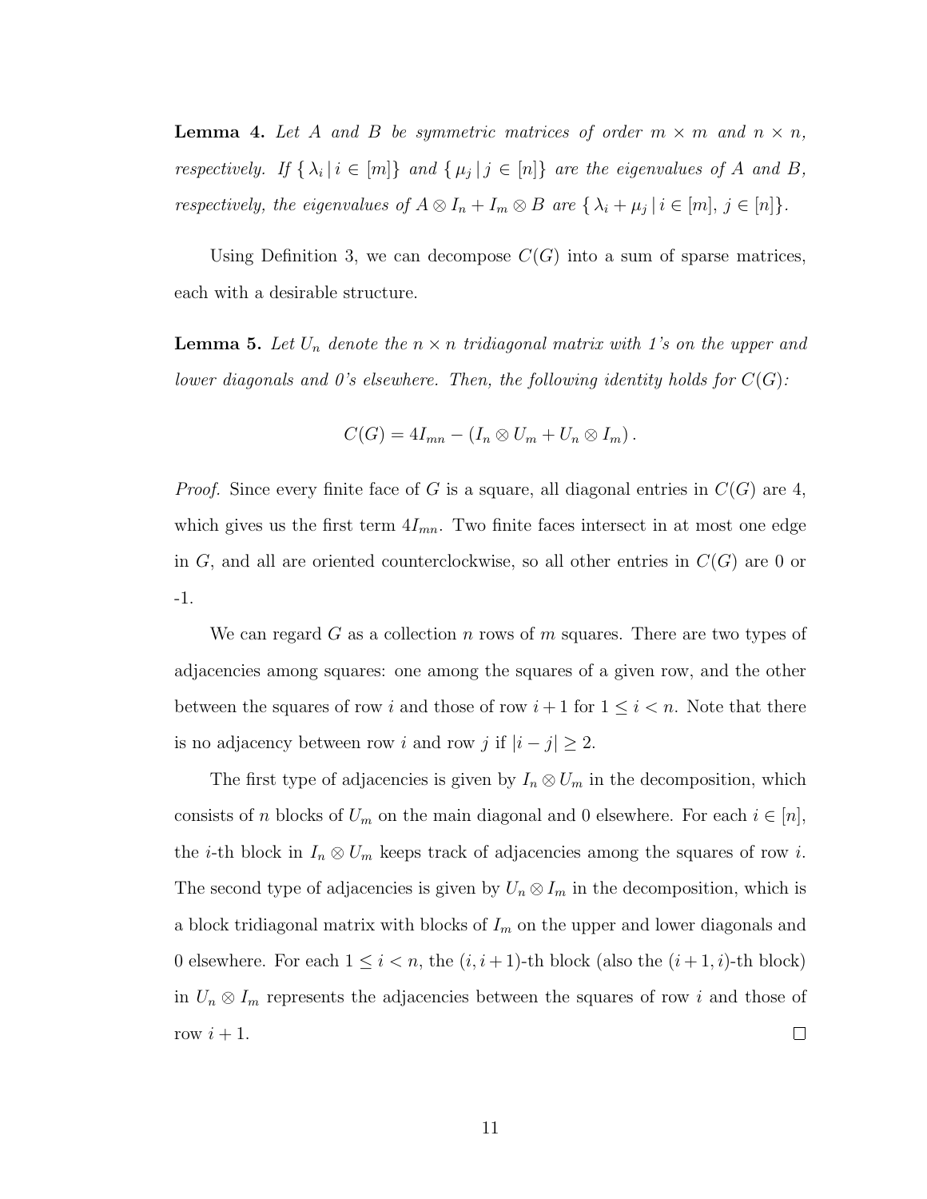**Lemma 4.** *Let $A$ and $B$ be symmetric matrices of order $m \times m$ and $n \times n$, respectively. If $\{\lambda_i \mid i \in [m]\}$ and $\{\mu_j \mid j \in [n]\}$ are the eigenvalues of $A$ and $B$, respectively, the eigenvalues of $A \otimes I_n + I_m \otimes B$ are $\{\lambda_i + \mu_j \mid i \in [m],\, j \in [n]\}$.*

Using Definition 3, we can decompose $C(G)$ into a sum of sparse matrices, each with a desirable structure.

**Lemma 5.** *Let $U_n$ denote the $n \times n$ tridiagonal matrix with 1's on the upper and lower diagonals and 0's elsewhere. Then, the following identity holds for $C(G)$:*

$$C(G) = 4I_{mn} - (I_n \otimes U_m + U_n \otimes I_m).$$

*Proof.* Since every finite face of $G$ is a square, all diagonal entries in $C(G)$ are 4, which gives us the first term $4I_{mn}$. Two finite faces intersect in at most one edge in $G$, and all are oriented counterclockwise, so all other entries in $C(G)$ are 0 or -1.

We can regard $G$ as a collection $n$ rows of $m$ squares. There are two types of adjacencies among squares: one among the squares of a given row, and the other between the squares of row $i$ and those of row $i+1$ for $1 \leq i < n$. Note that there is no adjacency between row $i$ and row $j$ if $|i - j| \geq 2$.

The first type of adjacencies is given by $I_n \otimes U_m$ in the decomposition, which consists of $n$ blocks of $U_m$ on the main diagonal and 0 elsewhere. For each $i \in [n]$, the $i$-th block in $I_n \otimes U_m$ keeps track of adjacencies among the squares of row $i$. The second type of adjacencies is given by $U_n \otimes I_m$ in the decomposition, which is a block tridiagonal matrix with blocks of $I_m$ on the upper and lower diagonals and 0 elsewhere. For each $1 \leq i < n$, the $(i, i+1)$-th block (also the $(i+1, i)$-th block) in $U_n \otimes I_m$ represents the adjacencies between the squares of row $i$ and those of row $i + 1$. $\square$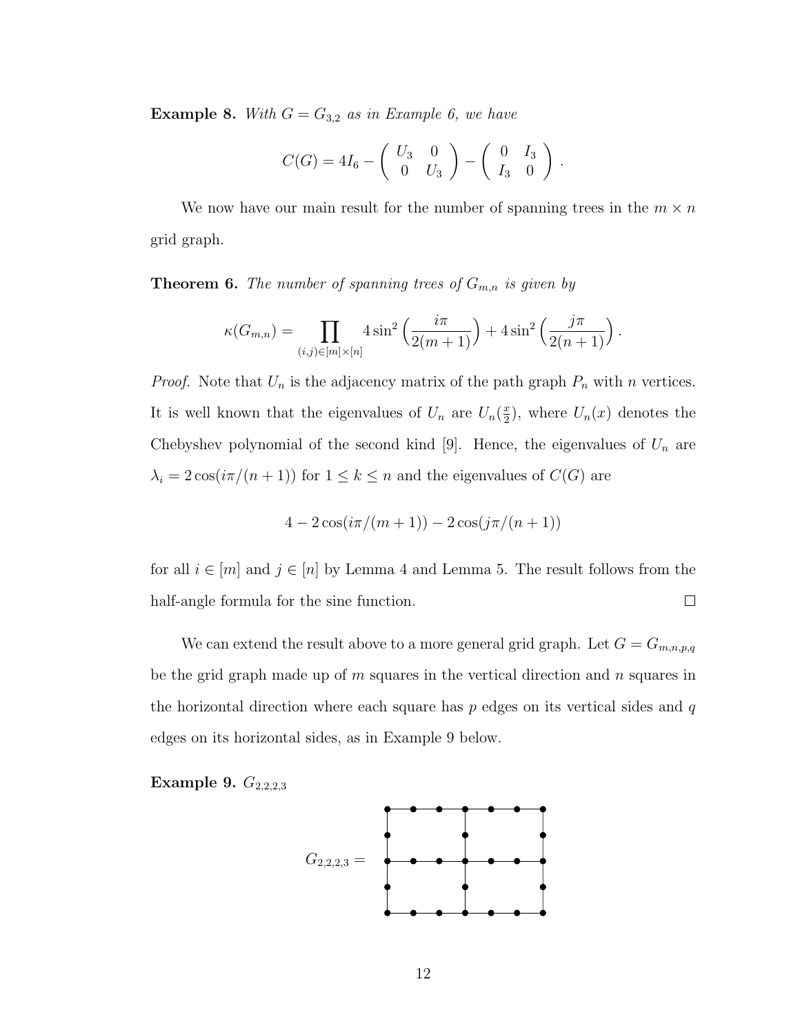**Example 8.** *With $G = G_{3,2}$ as in Example 6, we have*

$$C(G) = 4I_6 - \begin{pmatrix} U_3 & 0 \\ 0 & U_3 \end{pmatrix} - \begin{pmatrix} 0 & I_3 \\ I_3 & 0 \end{pmatrix}.$$

We now have our main result for the number of spanning trees in the $m \times n$ grid graph.

**Theorem 6.** *The number of spanning trees of $G_{m,n}$ is given by*

$$\kappa(G_{m,n}) = \prod_{(i,j) \in [m] \times [n]} 4\sin^2\left(\frac{i\pi}{2(m+1)}\right) + 4\sin^2\left(\frac{j\pi}{2(n+1)}\right).$$

*Proof.* Note that $U_n$ is the adjacency matrix of the path graph $P_n$ with $n$ vertices. It is well known that the eigenvalues of $U_n$ are $U_n(\frac{x}{2})$, where $U_n(x)$ denotes the Chebyshev polynomial of the second kind [9]. Hence, the eigenvalues of $U_n$ are $\lambda_i = 2\cos(i\pi/(n+1))$ for $1 \leq k \leq n$ and the eigenvalues of $C(G)$ are

$$4 - 2\cos(i\pi/(m+1)) - 2\cos(j\pi/(n+1))$$

for all $i \in [m]$ and $j \in [n]$ by Lemma 4 and Lemma 5. The result follows from the half-angle formula for the sine function. □

We can extend the result above to a more general grid graph. Let $G = G_{m,n,p,q}$ be the grid graph made up of $m$ squares in the vertical direction and $n$ squares in the horizontal direction where each square has $p$ edges on its vertical sides and $q$ edges on its horizontal sides, as in Example 9 below.

**Example 9.** $G_{2,2,2,3}$

$G_{2,2,2,3} =$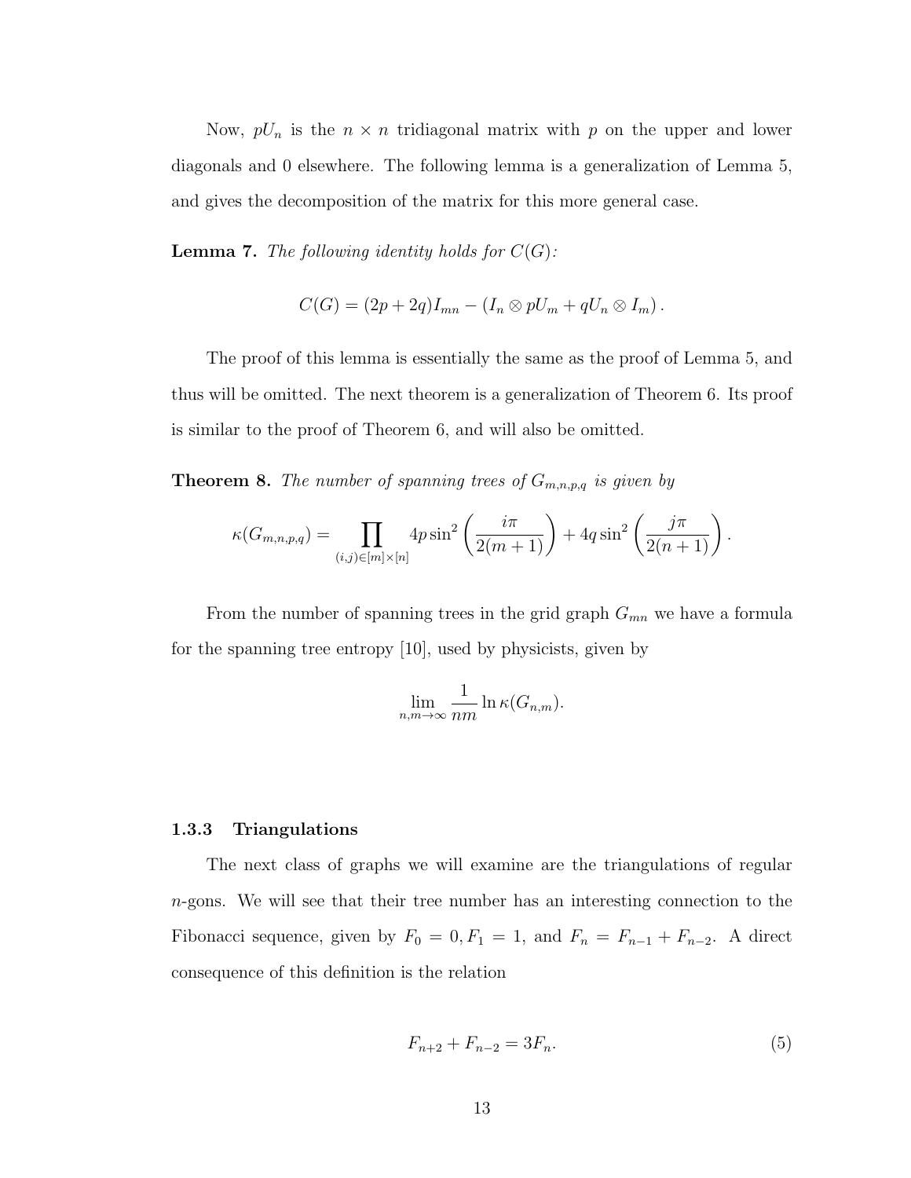Now, $pU_n$ is the $n \times n$ tridiagonal matrix with $p$ on the upper and lower diagonals and 0 elsewhere. The following lemma is a generalization of Lemma 5, and gives the decomposition of the matrix for this more general case.

**Lemma 7.** *The following identity holds for $C(G)$:*

$$C(G) = (2p + 2q)I_{mn} - (I_n \otimes pU_m + qU_n \otimes I_m).$$

The proof of this lemma is essentially the same as the proof of Lemma 5, and thus will be omitted. The next theorem is a generalization of Theorem 6. Its proof is similar to the proof of Theorem 6, and will also be omitted.

**Theorem 8.** *The number of spanning trees of $G_{m,n,p,q}$ is given by*

$$\kappa(G_{m,n,p,q}) = \prod_{(i,j)\in[m]\times[n]} 4p\sin^2\left(\frac{i\pi}{2(m+1)}\right) + 4q\sin^2\left(\frac{j\pi}{2(n+1)}\right).$$

From the number of spanning trees in the grid graph $G_{mn}$ we have a formula for the spanning tree entropy [10], used by physicists, given by

$$\lim_{n,m\to\infty} \frac{1}{nm} \ln \kappa(G_{n,m}).$$

### 1.3.3 Triangulations

The next class of graphs we will examine are the triangulations of regular $n$-gons. We will see that their tree number has an interesting connection to the Fibonacci sequence, given by $F_0 = 0, F_1 = 1$, and $F_n = F_{n-1} + F_{n-2}$. A direct consequence of this definition is the relation

$$F_{n+2} + F_{n-2} = 3F_n. \tag{5}$$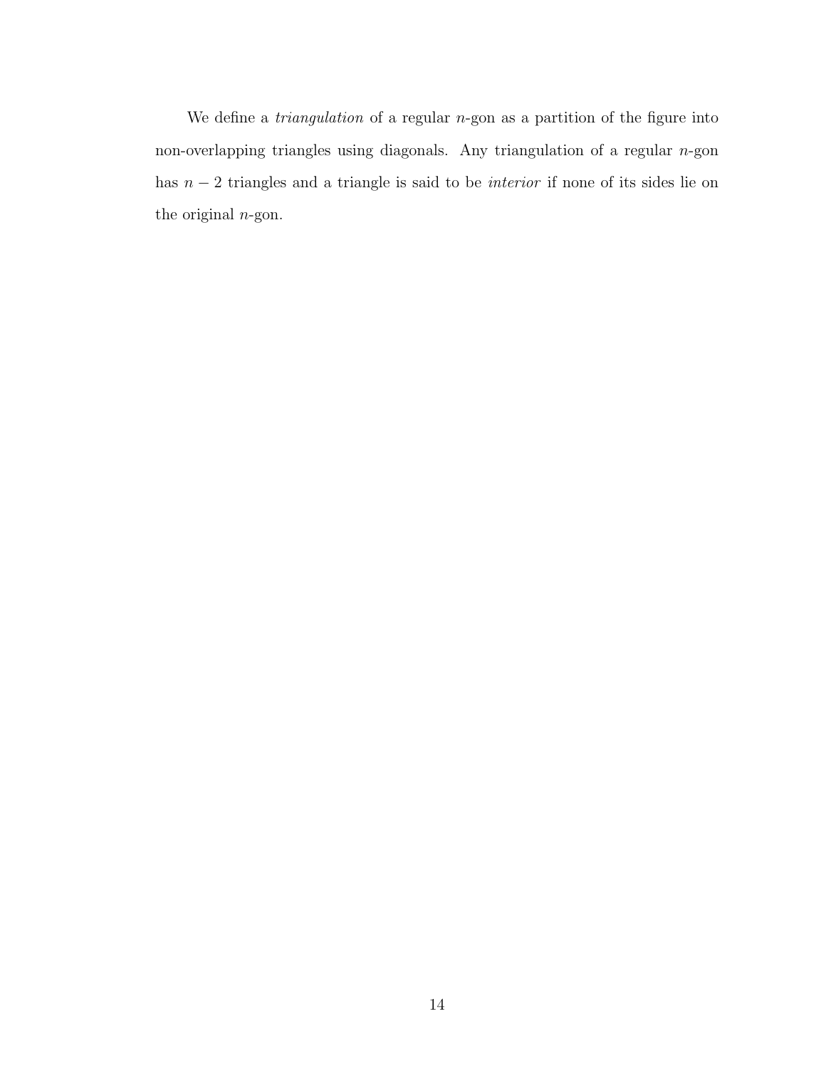We define a *triangulation* of a regular $n$-gon as a partition of the figure into non-overlapping triangles using diagonals. Any triangulation of a regular $n$-gon has $n - 2$ triangles and a triangle is said to be *interior* if none of its sides lie on the original $n$-gon.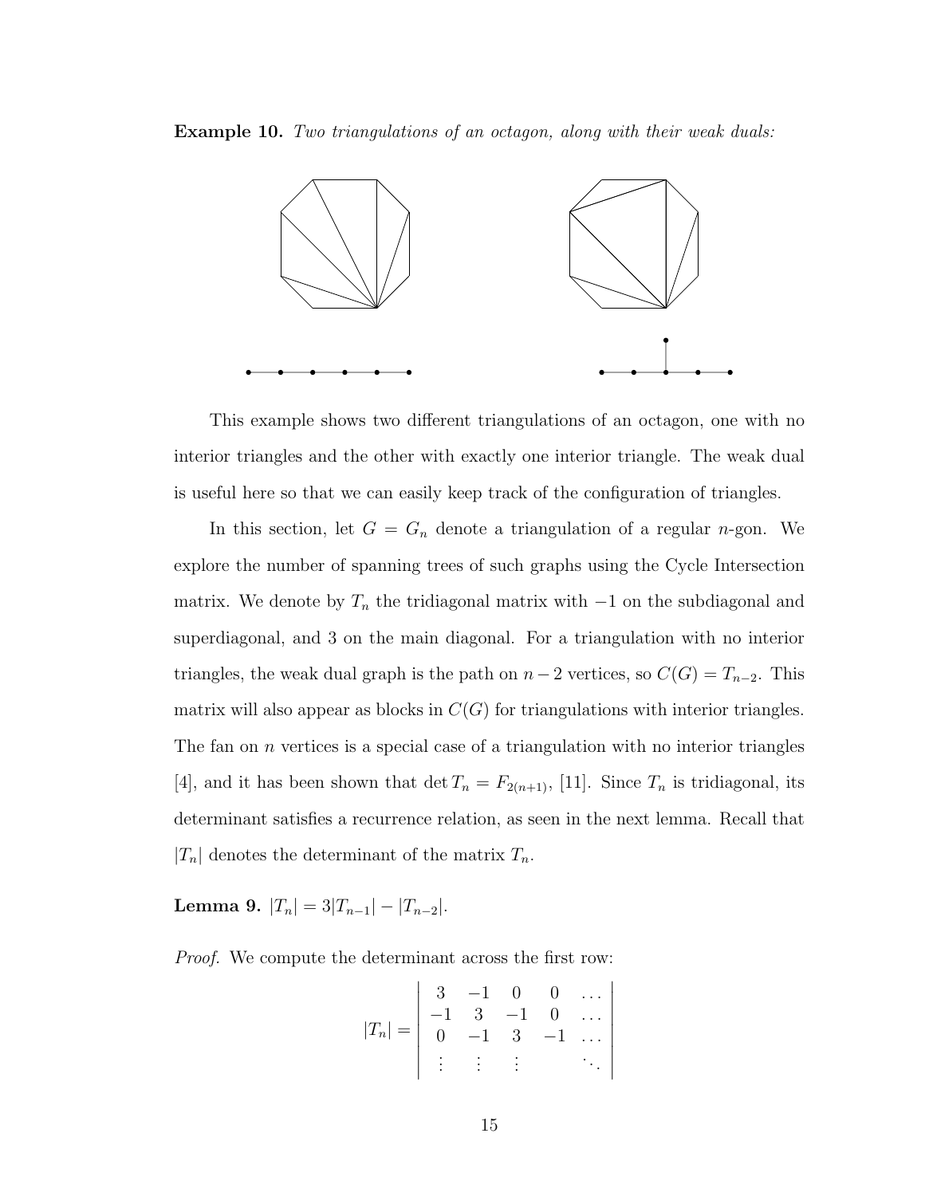**Example 10.** *Two triangulations of an octagon, along with their weak duals:*

This example shows two different triangulations of an octagon, one with no interior triangles and the other with exactly one interior triangle. The weak dual is useful here so that we can easily keep track of the configuration of triangles.

In this section, let $G = G_n$ denote a triangulation of a regular $n$-gon. We explore the number of spanning trees of such graphs using the Cycle Intersection matrix. We denote by $T_n$ the tridiagonal matrix with $-1$ on the subdiagonal and superdiagonal, and 3 on the main diagonal. For a triangulation with no interior triangles, the weak dual graph is the path on $n-2$ vertices, so $C(G) = T_{n-2}$. This matrix will also appear as blocks in $C(G)$ for triangulations with interior triangles. The fan on $n$ vertices is a special case of a triangulation with no interior triangles [4], and it has been shown that $\det T_n = F_{2(n+1)}$, [11]. Since $T_n$ is tridiagonal, its determinant satisfies a recurrence relation, as seen in the next lemma. Recall that $|T_n|$ denotes the determinant of the matrix $T_n$.

**Lemma 9.** $|T_n| = 3|T_{n-1}| - |T_{n-2}|$.

*Proof.* We compute the determinant across the first row:

$$|T_n| = \begin{vmatrix} 3 & -1 & 0 & 0 & \dots \\ -1 & 3 & -1 & 0 & \dots \\ 0 & -1 & 3 & -1 & \dots \\ \vdots & \vdots & \vdots & & \ddots \end{vmatrix}$$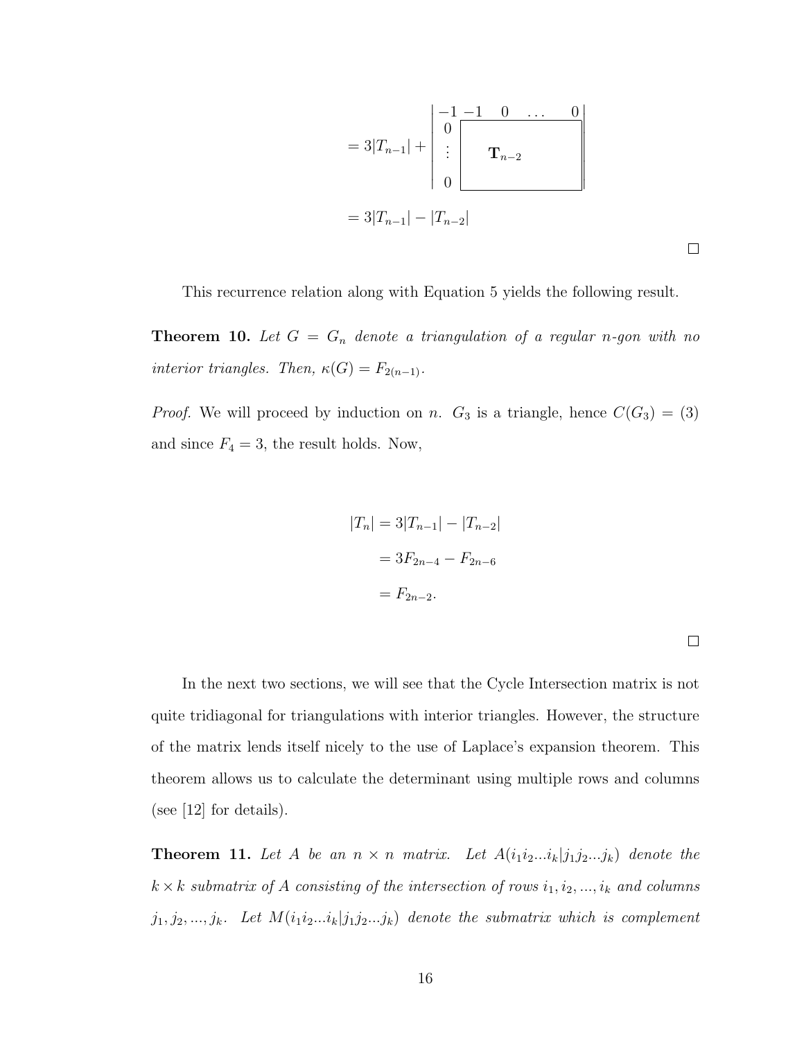$$
= 3|T_{n-1}| + \begin{vmatrix} -1 & -1 & 0 & \dots & 0 \\ 0 & & & & \\ \vdots & & \mathbf{T}_{n-2} & & \\ 0 & & & & \end{vmatrix}
$$

$$
= 3|T_{n-1}| - |T_{n-2}|
$$

□

This recurrence relation along with Equation 5 yields the following result.

**Theorem 10.** *Let $G = G_n$ denote a triangulation of a regular $n$-gon with no interior triangles. Then, $\kappa(G) = F_{2(n-1)}$.*

*Proof.* We will proceed by induction on $n$. $G_3$ is a triangle, hence $C(G_3) = (3)$ and since $F_4 = 3$, the result holds. Now,

$$
\begin{aligned}
|T_n| &= 3|T_{n-1}| - |T_{n-2}| \\
&= 3F_{2n-4} - F_{2n-6} \\
&= F_{2n-2}.
\end{aligned}
$$

□

In the next two sections, we will see that the Cycle Intersection matrix is not quite tridiagonal for triangulations with interior triangles. However, the structure of the matrix lends itself nicely to the use of Laplace's expansion theorem. This theorem allows us to calculate the determinant using multiple rows and columns (see [12] for details).

**Theorem 11.** *Let $A$ be an $n \times n$ matrix. Let $A(i_1 i_2 ... i_k | j_1 j_2 ... j_k)$ denote the $k \times k$ submatrix of $A$ consisting of the intersection of rows $i_1, i_2, ..., i_k$ and columns $j_1, j_2, ..., j_k$. Let $M(i_1 i_2 ... i_k | j_1 j_2 ... j_k)$ denote the submatrix which is complement*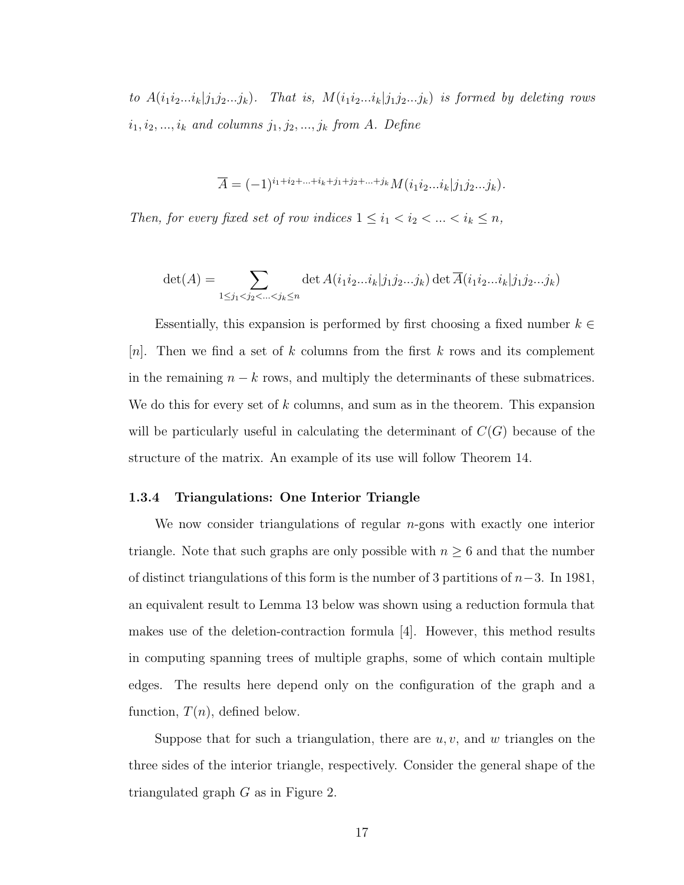*to* $A(i_1i_2...i_k|j_1j_2...j_k)$*. That is,* $M(i_1i_2...i_k|j_1j_2...j_k)$ *is formed by deleting rows* $i_1, i_2, ..., i_k$ *and columns* $j_1, j_2, ..., j_k$ *from* $A$*. Define*

$$\overline{A} = (-1)^{i_1+i_2+...+i_k+j_1+j_2+...+j_k} M(i_1i_2...i_k|j_1j_2...j_k).$$

*Then, for every fixed set of row indices* $1 \leq i_1 < i_2 < ... < i_k \leq n$*,*

$$\det(A) = \sum_{1 \leq j_1 < j_2 < ... < j_k \leq n} \det A(i_1i_2...i_k|j_1j_2...j_k) \det \overline{A}(i_1i_2...i_k|j_1j_2...j_k)$$

Essentially, this expansion is performed by first choosing a fixed number $k \in [n]$. Then we find a set of $k$ columns from the first $k$ rows and its complement in the remaining $n-k$ rows, and multiply the determinants of these submatrices. We do this for every set of $k$ columns, and sum as in the theorem. This expansion will be particularly useful in calculating the determinant of $C(G)$ because of the structure of the matrix. An example of its use will follow Theorem 14.

### 1.3.4 Triangulations: One Interior Triangle

We now consider triangulations of regular $n$-gons with exactly one interior triangle. Note that such graphs are only possible with $n \geq 6$ and that the number of distinct triangulations of this form is the number of 3 partitions of $n-3$. In 1981, an equivalent result to Lemma 13 below was shown using a reduction formula that makes use of the deletion-contraction formula [4]. However, this method results in computing spanning trees of multiple graphs, some of which contain multiple edges. The results here depend only on the configuration of the graph and a function, $T(n)$, defined below.

Suppose that for such a triangulation, there are $u, v$, and $w$ triangles on the three sides of the interior triangle, respectively. Consider the general shape of the triangulated graph $G$ as in Figure 2.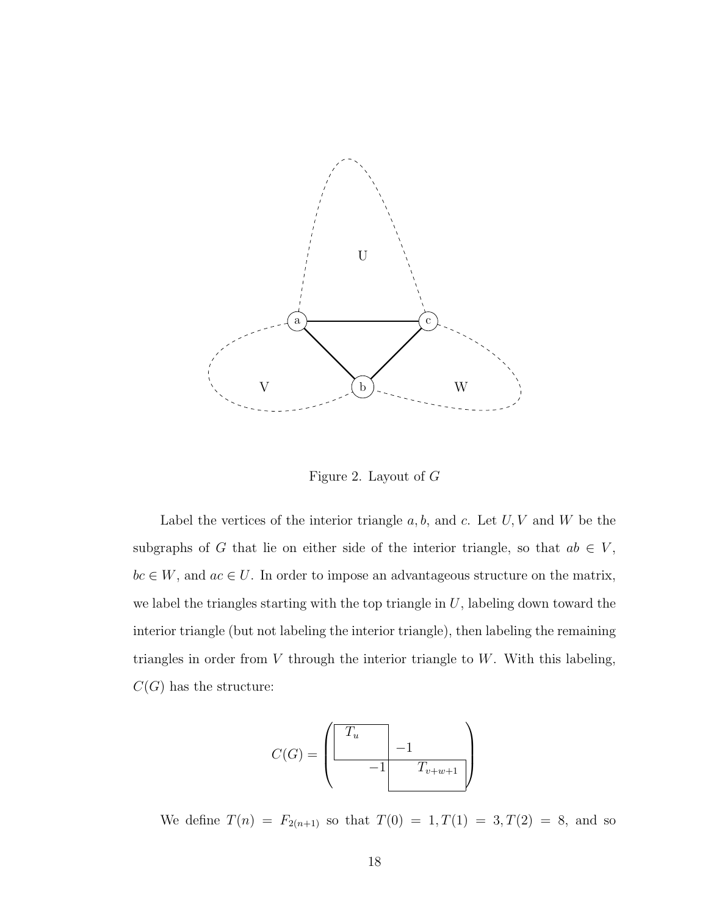Figure 2. Layout of $G$

Label the vertices of the interior triangle $a, b$, and $c$. Let $U, V$ and $W$ be the subgraphs of $G$ that lie on either side of the interior triangle, so that $ab \in V$, $bc \in W$, and $ac \in U$. In order to impose an advantageous structure on the matrix, we label the triangles starting with the top triangle in $U$, labeling down toward the interior triangle (but not labeling the interior triangle), then labeling the remaining triangles in order from $V$ through the interior triangle to $W$. With this labeling, $C(G)$ has the structure:

$$C(G) = \begin{pmatrix} \boxed{T_u} & -1 \\ -1 & \boxed{T_{v+w+1}} \end{pmatrix}$$

We define $T(n) = F_{2(n+1)}$ so that $T(0) = 1, T(1) = 3, T(2) = 8$, and so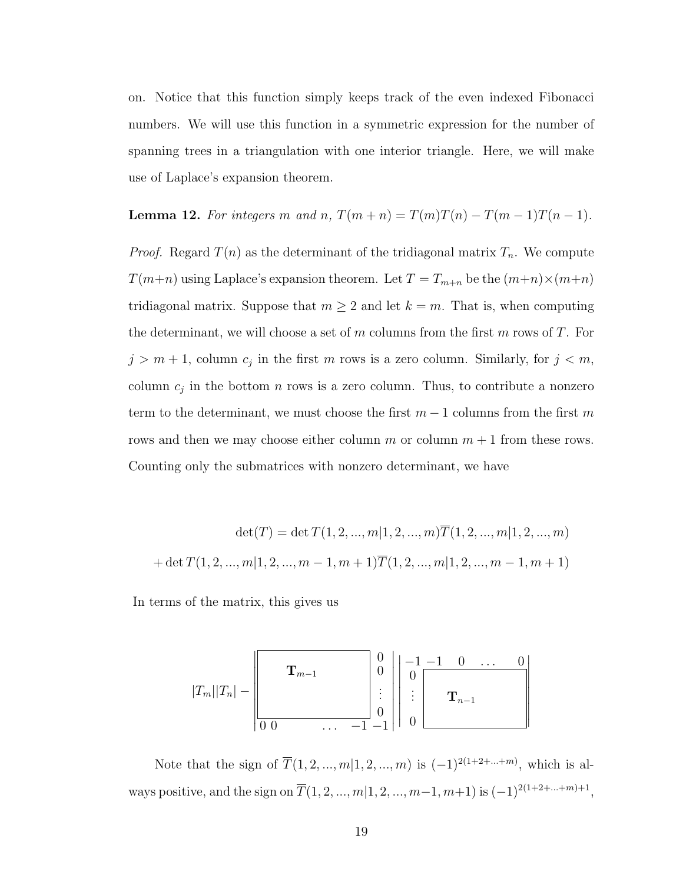on. Notice that this function simply keeps track of the even indexed Fibonacci numbers. We will use this function in a symmetric expression for the number of spanning trees in a triangulation with one interior triangle. Here, we will make use of Laplace's expansion theorem.

**Lemma 12.** *For integers $m$ and $n$, $T(m+n) = T(m)T(n) - T(m-1)T(n-1)$.*

*Proof.* Regard $T(n)$ as the determinant of the tridiagonal matrix $T_n$. We compute $T(m+n)$ using Laplace's expansion theorem. Let $T = T_{m+n}$ be the $(m+n)\times(m+n)$ tridiagonal matrix. Suppose that $m \geq 2$ and let $k = m$. That is, when computing the determinant, we will choose a set of $m$ columns from the first $m$ rows of $T$. For $j > m+1$, column $c_j$ in the first $m$ rows is a zero column. Similarly, for $j < m$, column $c_j$ in the bottom $n$ rows is a zero column. Thus, to contribute a nonzero term to the determinant, we must choose the first $m-1$ columns from the first $m$ rows and then we may choose either column $m$ or column $m+1$ from these rows. Counting only the submatrices with nonzero determinant, we have

$$\det(T) = \det T(1,2,...,m|1,2,...,m)\overline{T}(1,2,...,m|1,2,...,m)$$
$$+ \det T(1,2,...,m|1,2,...,m-1,m+1)\overline{T}(1,2,...,m|1,2,...,m-1,m+1)$$

In terms of the matrix, this gives us

$$|T_m||T_n| - \begin{vmatrix} \mathbf{T}_{m-1} & \begin{matrix} 0 \\ 0 \\ \vdots \\ 0 \end{matrix} \\ 0 \; 0 \; \ldots \; -1 & -1 \end{vmatrix} \begin{vmatrix} -1 & -1 \; 0 \; \ldots \; 0 \\ \begin{matrix} 0 \\ \vdots \\ 0 \end{matrix} & \mathbf{T}_{n-1} \end{vmatrix}$$

Note that the sign of $\overline{T}(1,2,...,m|1,2,...,m)$ is $(-1)^{2(1+2+...+m)}$, which is always positive, and the sign on $\overline{T}(1,2,...,m|1,2,...,m-1,m+1)$ is $(-1)^{2(1+2+...+m)+1}$,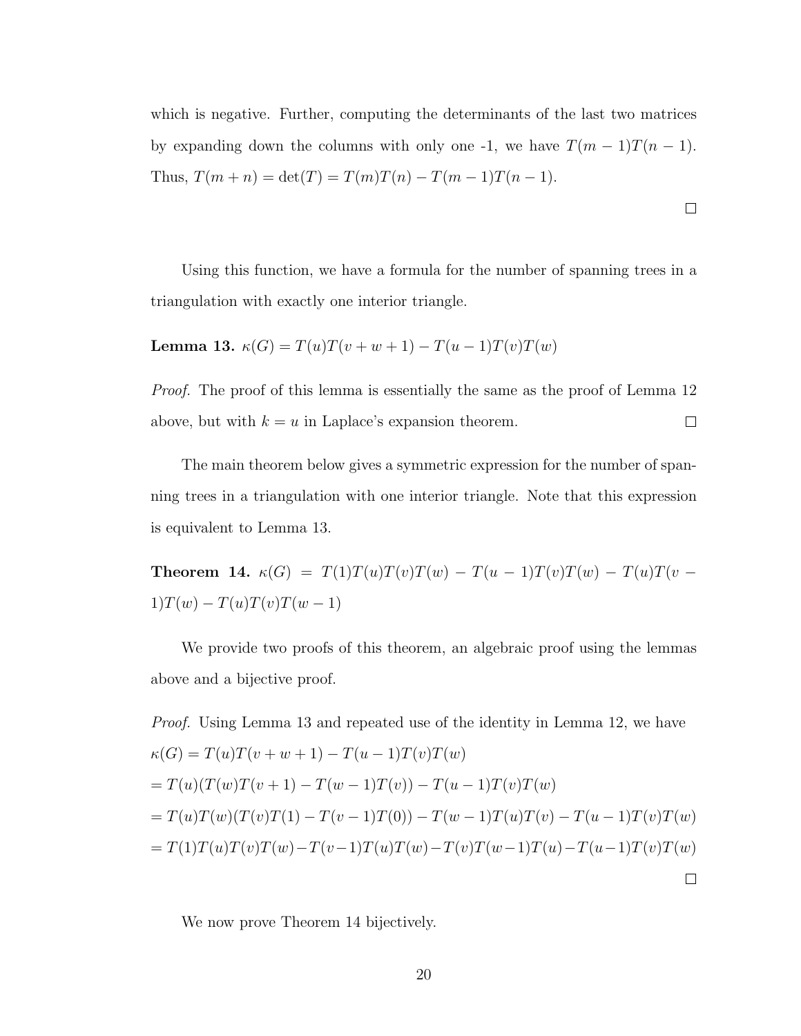which is negative. Further, computing the determinants of the last two matrices by expanding down the columns with only one -1, we have $T(m-1)T(n-1)$. Thus, $T(m+n) = \det(T) = T(m)T(n) - T(m-1)T(n-1)$.

□

Using this function, we have a formula for the number of spanning trees in a triangulation with exactly one interior triangle.

**Lemma 13.** $\kappa(G) = T(u)T(v+w+1) - T(u-1)T(v)T(w)$

*Proof.* The proof of this lemma is essentially the same as the proof of Lemma 12 above, but with $k = u$ in Laplace's expansion theorem. □

The main theorem below gives a symmetric expression for the number of spanning trees in a triangulation with one interior triangle. Note that this expression is equivalent to Lemma 13.

**Theorem 14.** $\kappa(G) = T(1)T(u)T(v)T(w) - T(u-1)T(v)T(w) - T(u)T(v-1)T(w) - T(u)T(v)T(w-1)$

We provide two proofs of this theorem, an algebraic proof using the lemmas above and a bijective proof.

*Proof.* Using Lemma 13 and repeated use of the identity in Lemma 12, we have

$\kappa(G) = T(u)T(v+w+1) - T(u-1)T(v)T(w)$

$= T(u)(T(w)T(v+1) - T(w-1)T(v)) - T(u-1)T(v)T(w)$

$= T(u)T(w)(T(v)T(1) - T(v-1)T(0)) - T(w-1)T(u)T(v) - T(u-1)T(v)T(w)$

$= T(1)T(u)T(v)T(w) - T(v-1)T(u)T(w) - T(v)T(w-1)T(u) - T(u-1)T(v)T(w)$

□

We now prove Theorem 14 bijectively.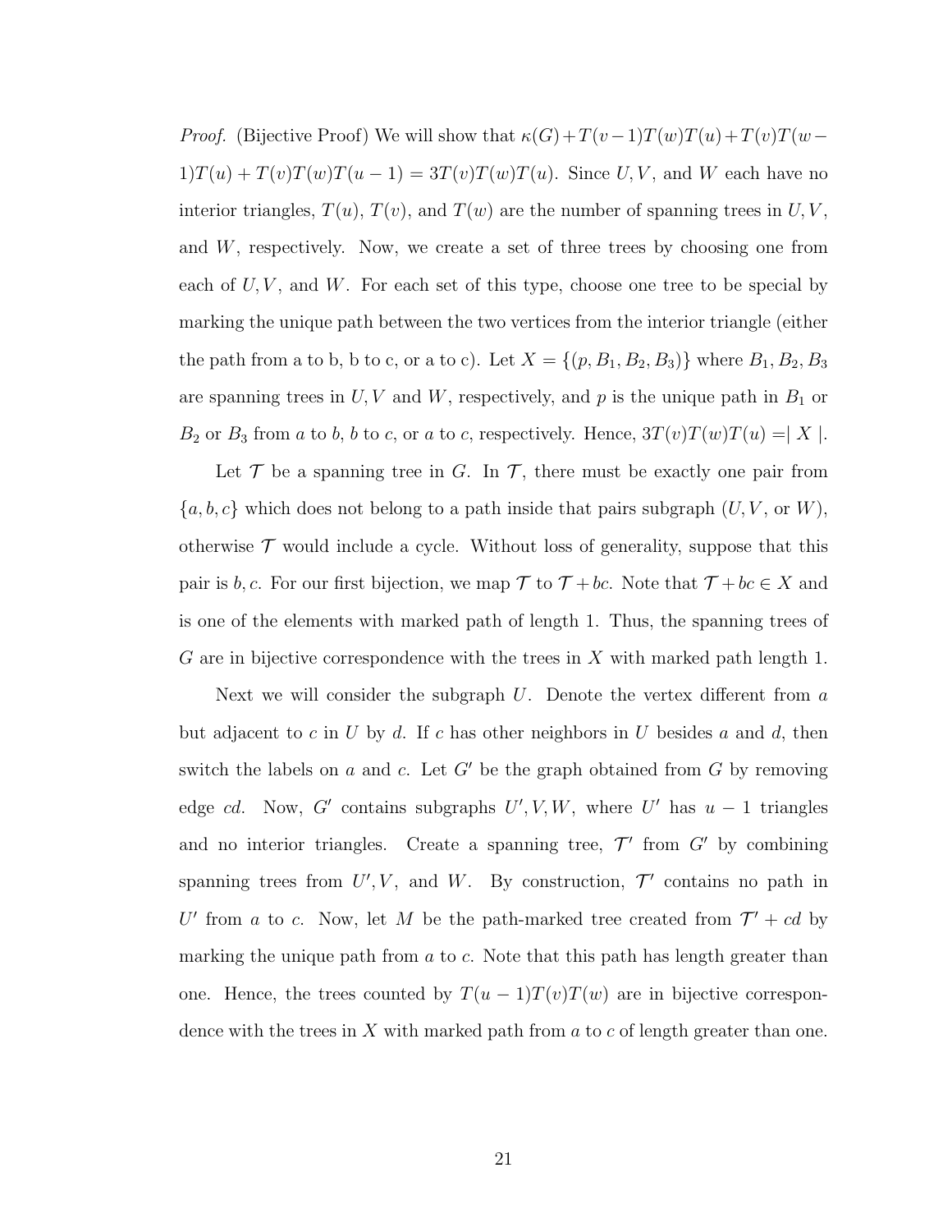*Proof.* (Bijective Proof) We will show that $\kappa(G)+T(v-1)T(w)T(u)+T(v)T(w-1)T(u)+T(v)T(w)T(u-1) = 3T(v)T(w)T(u)$. Since $U, V$, and $W$ each have no interior triangles, $T(u)$, $T(v)$, and $T(w)$ are the number of spanning trees in $U, V$, and $W$, respectively. Now, we create a set of three trees by choosing one from each of $U, V$, and $W$. For each set of this type, choose one tree to be special by marking the unique path between the two vertices from the interior triangle (either the path from a to b, b to c, or a to c). Let $X = \{(p, B_1, B_2, B_3)\}$ where $B_1, B_2, B_3$ are spanning trees in $U, V$ and $W$, respectively, and $p$ is the unique path in $B_1$ or $B_2$ or $B_3$ from $a$ to $b$, $b$ to $c$, or $a$ to $c$, respectively. Hence, $3T(v)T(w)T(u) = \mid X \mid$.

Let $\mathcal{T}$ be a spanning tree in $G$. In $\mathcal{T}$, there must be exactly one pair from $\{a, b, c\}$ which does not belong to a path inside that pairs subgraph ($U, V$, or $W$), otherwise $\mathcal{T}$ would include a cycle. Without loss of generality, suppose that this pair is $b, c$. For our first bijection, we map $\mathcal{T}$ to $\mathcal{T} + bc$. Note that $\mathcal{T} + bc \in X$ and is one of the elements with marked path of length 1. Thus, the spanning trees of $G$ are in bijective correspondence with the trees in $X$ with marked path length 1.

Next we will consider the subgraph $U$. Denote the vertex different from $a$ but adjacent to $c$ in $U$ by $d$. If $c$ has other neighbors in $U$ besides $a$ and $d$, then switch the labels on $a$ and $c$. Let $G'$ be the graph obtained from $G$ by removing edge $cd$. Now, $G'$ contains subgraphs $U', V, W$, where $U'$ has $u-1$ triangles and no interior triangles. Create a spanning tree, $\mathcal{T}'$ from $G'$ by combining spanning trees from $U', V$, and $W$. By construction, $\mathcal{T}'$ contains no path in $U'$ from $a$ to $c$. Now, let $M$ be the path-marked tree created from $\mathcal{T}' + cd$ by marking the unique path from $a$ to $c$. Note that this path has length greater than one. Hence, the trees counted by $T(u-1)T(v)T(w)$ are in bijective correspondence with the trees in $X$ with marked path from $a$ to $c$ of length greater than one.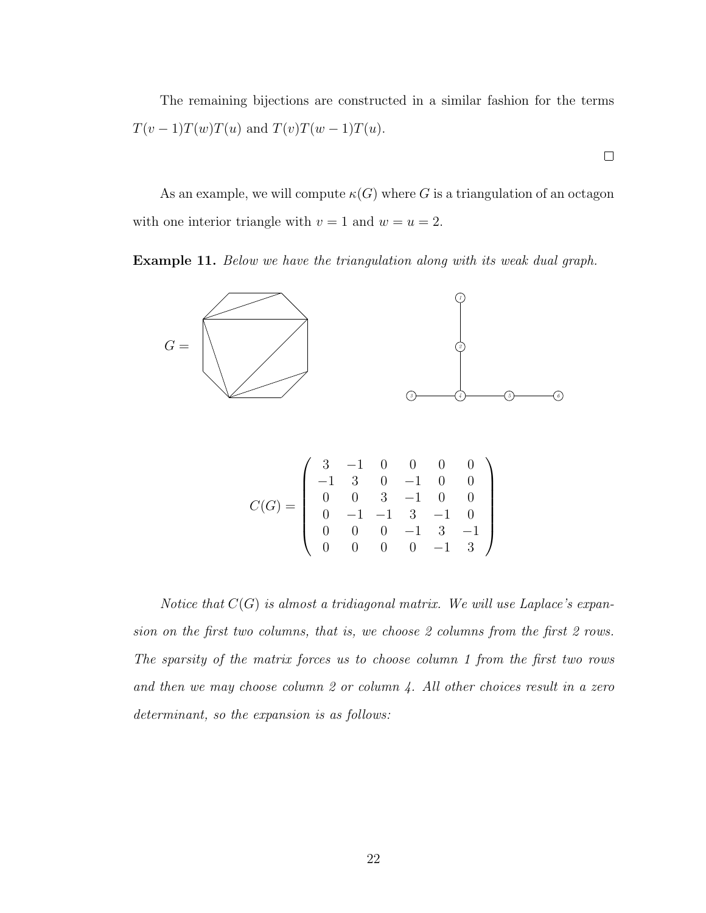The remaining bijections are constructed in a similar fashion for the terms $T(v-1)T(w)T(u)$ and $T(v)T(w-1)T(u)$.

□

As an example, we will compute $\kappa(G)$ where $G$ is a triangulation of an octagon with one interior triangle with $v = 1$ and $w = u = 2$.

**Example 11.** *Below we have the triangulation along with its weak dual graph.*

$G =$

$$C(G) = \begin{pmatrix} 3 & -1 & 0 & 0 & 0 & 0 \\ -1 & 3 & 0 & -1 & 0 & 0 \\ 0 & 0 & 3 & -1 & 0 & 0 \\ 0 & -1 & -1 & 3 & -1 & 0 \\ 0 & 0 & 0 & -1 & 3 & -1 \\ 0 & 0 & 0 & 0 & -1 & 3 \end{pmatrix}$$

*Notice that $C(G)$ is almost a tridiagonal matrix. We will use Laplace's expansion on the first two columns, that is, we choose 2 columns from the first 2 rows. The sparsity of the matrix forces us to choose column 1 from the first two rows and then we may choose column 2 or column 4. All other choices result in a zero determinant, so the expansion is as follows:*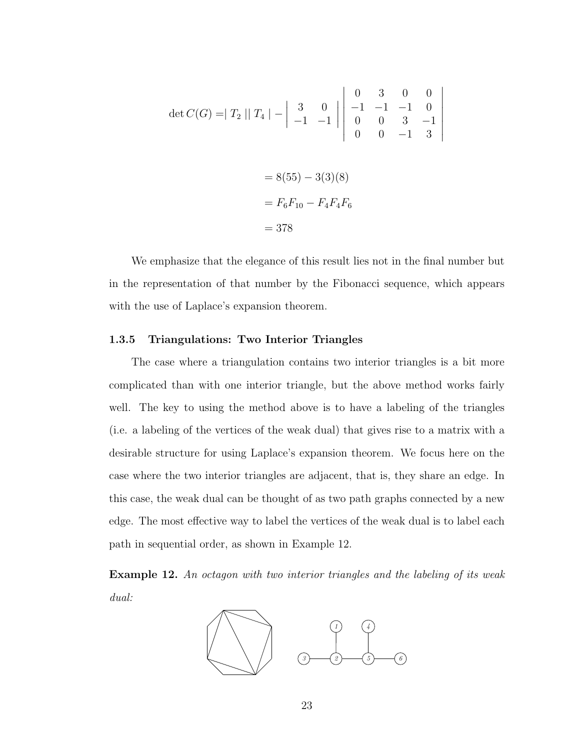$$\det C(G) = \mid T_2 \mid\mid T_4 \mid - \begin{vmatrix} 3 & 0 \\ -1 & -1 \end{vmatrix} \begin{vmatrix} 0 & 3 & 0 & 0 \\ -1 & -1 & -1 & 0 \\ 0 & 0 & 3 & -1 \\ 0 & 0 & -1 & 3 \end{vmatrix}$$

$$= 8(55) - 3(3)(8)$$

$$= F_6 F_{10} - F_4 F_4 F_6$$

$$= 378$$

We emphasize that the elegance of this result lies not in the final number but in the representation of that number by the Fibonacci sequence, which appears with the use of Laplace's expansion theorem.

### 1.3.5 Triangulations: Two Interior Triangles

The case where a triangulation contains two interior triangles is a bit more complicated than with one interior triangle, but the above method works fairly well. The key to using the method above is to have a labeling of the triangles (i.e. a labeling of the vertices of the weak dual) that gives rise to a matrix with a desirable structure for using Laplace's expansion theorem. We focus here on the case where the two interior triangles are adjacent, that is, they share an edge. In this case, the weak dual can be thought of as two path graphs connected by a new edge. The most effective way to label the vertices of the weak dual is to label each path in sequential order, as shown in Example 12.

**Example 12.** *An octagon with two interior triangles and the labeling of its weak dual:*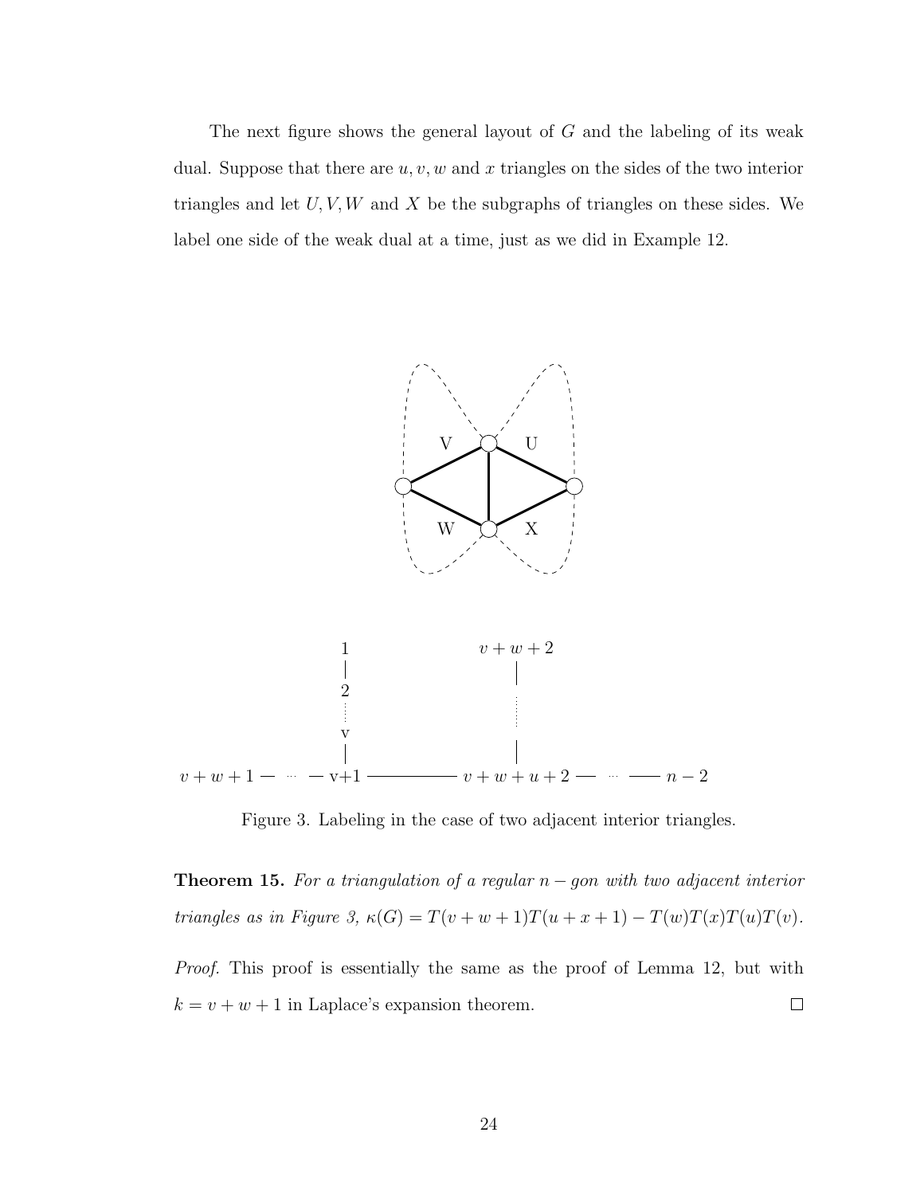The next figure shows the general layout of $G$ and the labeling of its weak dual. Suppose that there are $u, v, w$ and $x$ triangles on the sides of the two interior triangles and let $U, V, W$ and $X$ be the subgraphs of triangles on these sides. We label one side of the weak dual at a time, just as we did in Example 12.

Figure 3. Labeling in the case of two adjacent interior triangles.

**Theorem 15.** *For a triangulation of a regular $n-gon$ with two adjacent interior triangles as in Figure 3, $\kappa(G) = T(v+w+1)T(u+x+1) - T(w)T(x)T(u)T(v)$.*

*Proof.* This proof is essentially the same as the proof of Lemma 12, but with $k = v + w + 1$ in Laplace's expansion theorem. $\square$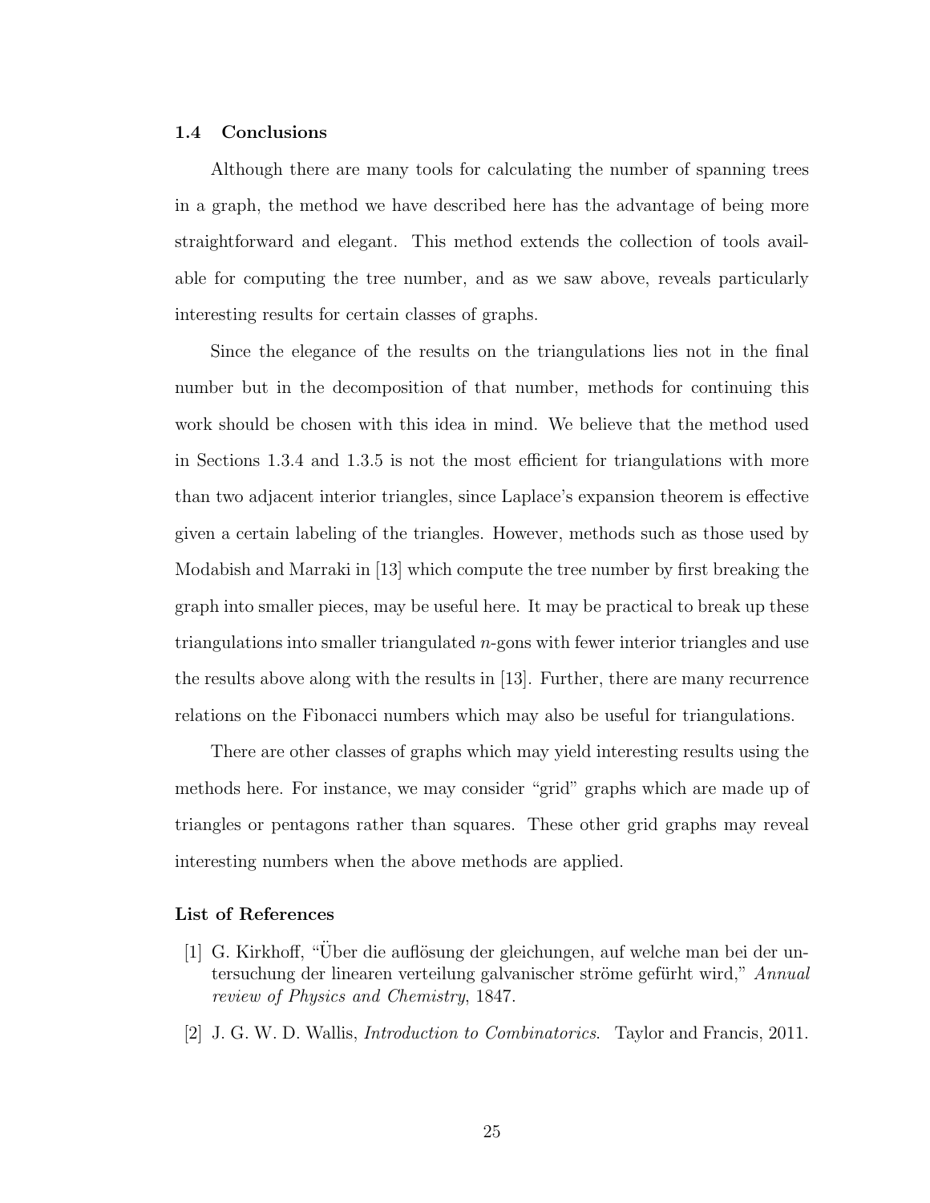### 1.4 Conclusions

Although there are many tools for calculating the number of spanning trees in a graph, the method we have described here has the advantage of being more straightforward and elegant. This method extends the collection of tools available for computing the tree number, and as we saw above, reveals particularly interesting results for certain classes of graphs.

Since the elegance of the results on the triangulations lies not in the final number but in the decomposition of that number, methods for continuing this work should be chosen with this idea in mind. We believe that the method used in Sections 1.3.4 and 1.3.5 is not the most efficient for triangulations with more than two adjacent interior triangles, since Laplace's expansion theorem is effective given a certain labeling of the triangles. However, methods such as those used by Modabish and Marraki in [13] which compute the tree number by first breaking the graph into smaller pieces, may be useful here. It may be practical to break up these triangulations into smaller triangulated $n$-gons with fewer interior triangles and use the results above along with the results in [13]. Further, there are many recurrence relations on the Fibonacci numbers which may also be useful for triangulations.

There are other classes of graphs which may yield interesting results using the methods here. For instance, we may consider "grid" graphs which are made up of triangles or pentagons rather than squares. These other grid graphs may reveal interesting numbers when the above methods are applied.

#### List of References

[1] G. Kirkhoff, "Über die auflösung der gleichungen, auf welche man bei der untersuchung der linearen verteilung galvanischer ströme gefürht wird," *Annual review of Physics and Chemistry*, 1847.

[2] J. G. W. D. Wallis, *Introduction to Combinatorics*. Taylor and Francis, 2011.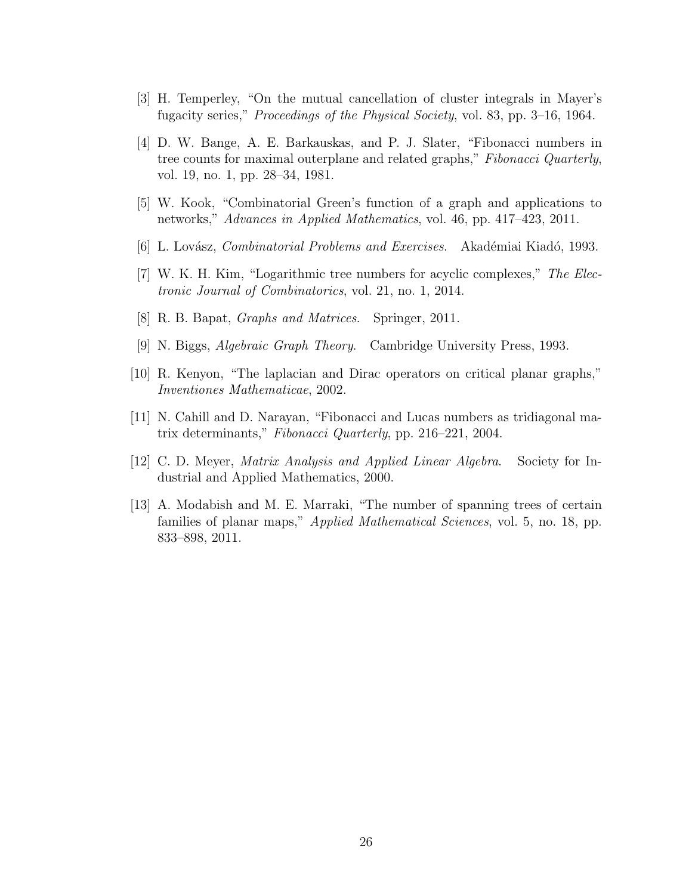[3] H. Temperley, "On the mutual cancellation of cluster integrals in Mayer's fugacity series," *Proceedings of the Physical Society*, vol. 83, pp. 3–16, 1964.

[4] D. W. Bange, A. E. Barkauskas, and P. J. Slater, "Fibonacci numbers in tree counts for maximal outerplane and related graphs," *Fibonacci Quarterly*, vol. 19, no. 1, pp. 28–34, 1981.

[5] W. Kook, "Combinatorial Green's function of a graph and applications to networks," *Advances in Applied Mathematics*, vol. 46, pp. 417–423, 2011.

[6] L. Lovász, *Combinatorial Problems and Exercises*. Akadémiai Kiadó, 1993.

[7] W. K. H. Kim, "Logarithmic tree numbers for acyclic complexes," *The Electronic Journal of Combinatorics*, vol. 21, no. 1, 2014.

[8] R. B. Bapat, *Graphs and Matrices*. Springer, 2011.

[9] N. Biggs, *Algebraic Graph Theory*. Cambridge University Press, 1993.

[10] R. Kenyon, "The laplacian and Dirac operators on critical planar graphs," *Inventiones Mathematicae*, 2002.

[11] N. Cahill and D. Narayan, "Fibonacci and Lucas numbers as tridiagonal matrix determinants," *Fibonacci Quarterly*, pp. 216–221, 2004.

[12] C. D. Meyer, *Matrix Analysis and Applied Linear Algebra*. Society for Industrial and Applied Mathematics, 2000.

[13] A. Modabish and M. E. Marraki, "The number of spanning trees of certain families of planar maps," *Applied Mathematical Sciences*, vol. 5, no. 18, pp. 833–898, 2011.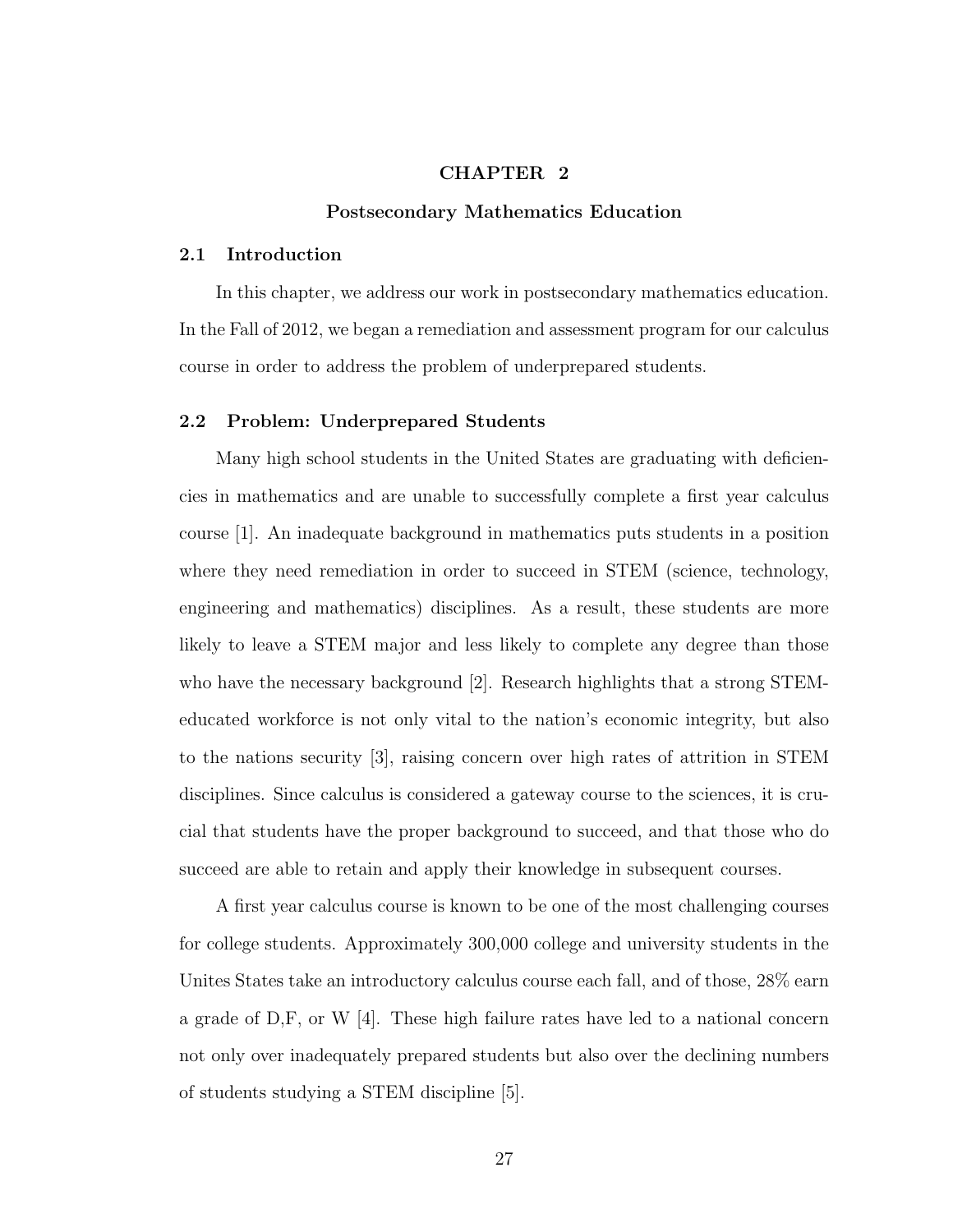# CHAPTER 2

## Postsecondary Mathematics Education

### 2.1 Introduction

In this chapter, we address our work in postsecondary mathematics education. In the Fall of 2012, we began a remediation and assessment program for our calculus course in order to address the problem of underprepared students.

### 2.2 Problem: Underprepared Students

Many high school students in the United States are graduating with deficiencies in mathematics and are unable to successfully complete a first year calculus course [1]. An inadequate background in mathematics puts students in a position where they need remediation in order to succeed in STEM (science, technology, engineering and mathematics) disciplines. As a result, these students are more likely to leave a STEM major and less likely to complete any degree than those who have the necessary background [2]. Research highlights that a strong STEM-educated workforce is not only vital to the nation's economic integrity, but also to the nations security [3], raising concern over high rates of attrition in STEM disciplines. Since calculus is considered a gateway course to the sciences, it is crucial that students have the proper background to succeed, and that those who do succeed are able to retain and apply their knowledge in subsequent courses.

A first year calculus course is known to be one of the most challenging courses for college students. Approximately 300,000 college and university students in the Unites States take an introductory calculus course each fall, and of those, 28% earn a grade of D,F, or W [4]. These high failure rates have led to a national concern not only over inadequately prepared students but also over the declining numbers of students studying a STEM discipline [5].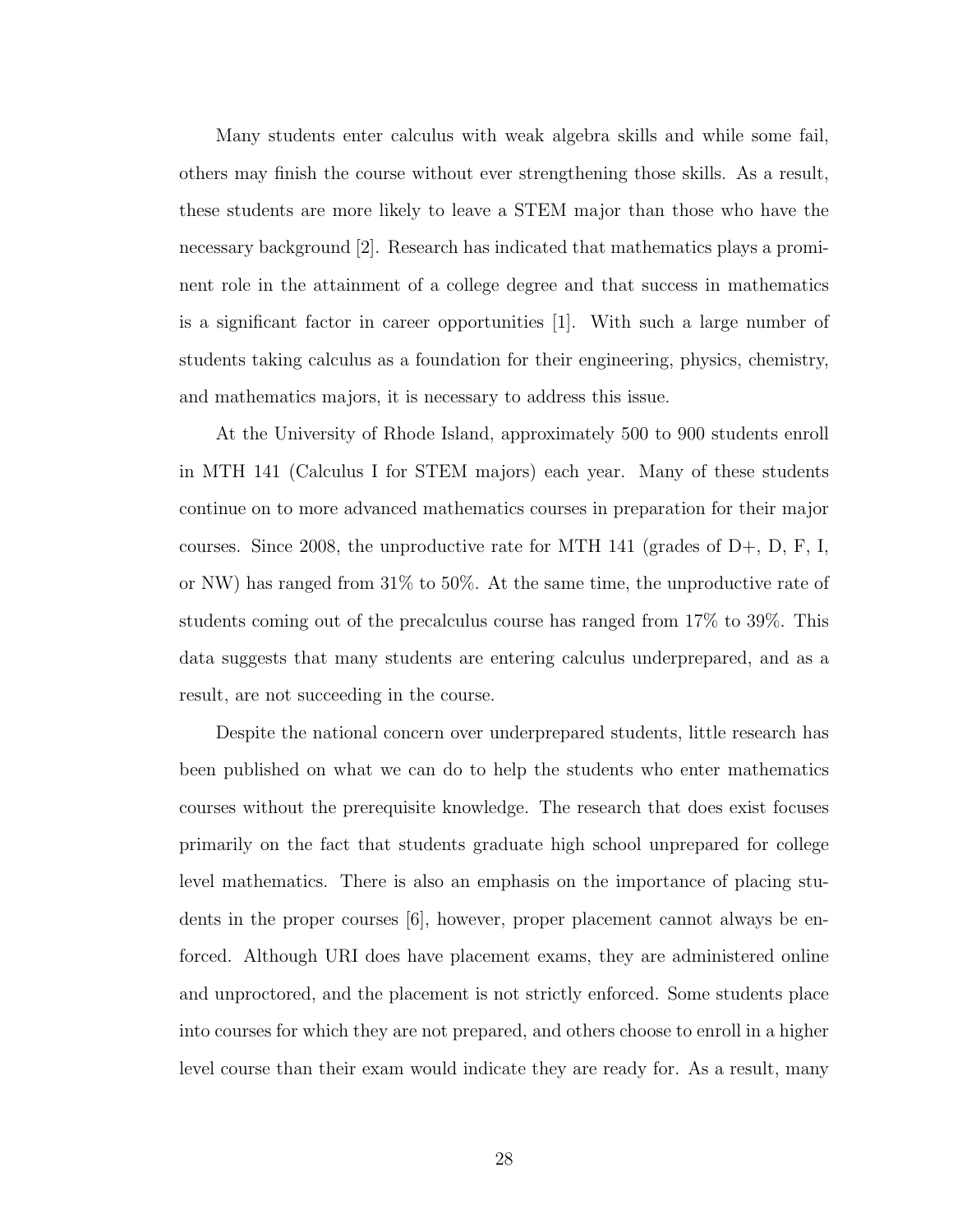Many students enter calculus with weak algebra skills and while some fail, others may finish the course without ever strengthening those skills. As a result, these students are more likely to leave a STEM major than those who have the necessary background [2]. Research has indicated that mathematics plays a prominent role in the attainment of a college degree and that success in mathematics is a significant factor in career opportunities [1]. With such a large number of students taking calculus as a foundation for their engineering, physics, chemistry, and mathematics majors, it is necessary to address this issue.

At the University of Rhode Island, approximately 500 to 900 students enroll in MTH 141 (Calculus I for STEM majors) each year. Many of these students continue on to more advanced mathematics courses in preparation for their major courses. Since 2008, the unproductive rate for MTH 141 (grades of D+, D, F, I, or NW) has ranged from 31% to 50%. At the same time, the unproductive rate of students coming out of the precalculus course has ranged from 17% to 39%. This data suggests that many students are entering calculus underprepared, and as a result, are not succeeding in the course.

Despite the national concern over underprepared students, little research has been published on what we can do to help the students who enter mathematics courses without the prerequisite knowledge. The research that does exist focuses primarily on the fact that students graduate high school unprepared for college level mathematics. There is also an emphasis on the importance of placing students in the proper courses [6], however, proper placement cannot always be enforced. Although URI does have placement exams, they are administered online and unproctored, and the placement is not strictly enforced. Some students place into courses for which they are not prepared, and others choose to enroll in a higher level course than their exam would indicate they are ready for. As a result, many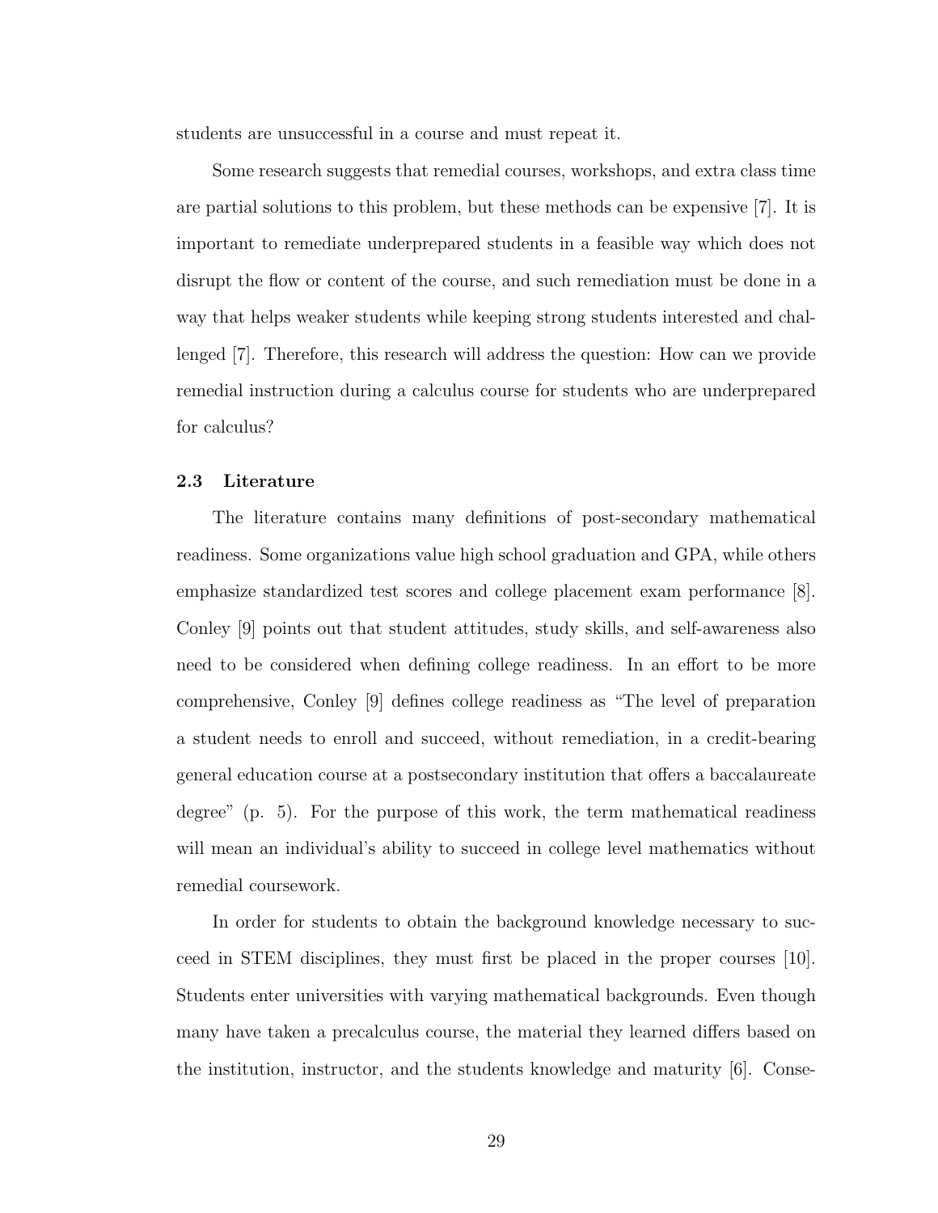students are unsuccessful in a course and must repeat it.

Some research suggests that remedial courses, workshops, and extra class time are partial solutions to this problem, but these methods can be expensive [7]. It is important to remediate underprepared students in a feasible way which does not disrupt the flow or content of the course, and such remediation must be done in a way that helps weaker students while keeping strong students interested and challenged [7]. Therefore, this research will address the question: How can we provide remedial instruction during a calculus course for students who are underprepared for calculus?

### 2.3 Literature

The literature contains many definitions of post-secondary mathematical readiness. Some organizations value high school graduation and GPA, while others emphasize standardized test scores and college placement exam performance [8]. Conley [9] points out that student attitudes, study skills, and self-awareness also need to be considered when defining college readiness. In an effort to be more comprehensive, Conley [9] defines college readiness as "The level of preparation a student needs to enroll and succeed, without remediation, in a credit-bearing general education course at a postsecondary institution that offers a baccalaureate degree" (p. 5). For the purpose of this work, the term mathematical readiness will mean an individual's ability to succeed in college level mathematics without remedial coursework.

In order for students to obtain the background knowledge necessary to succeed in STEM disciplines, they must first be placed in the proper courses [10]. Students enter universities with varying mathematical backgrounds. Even though many have taken a precalculus course, the material they learned differs based on the institution, instructor, and the students knowledge and maturity [6]. Conse-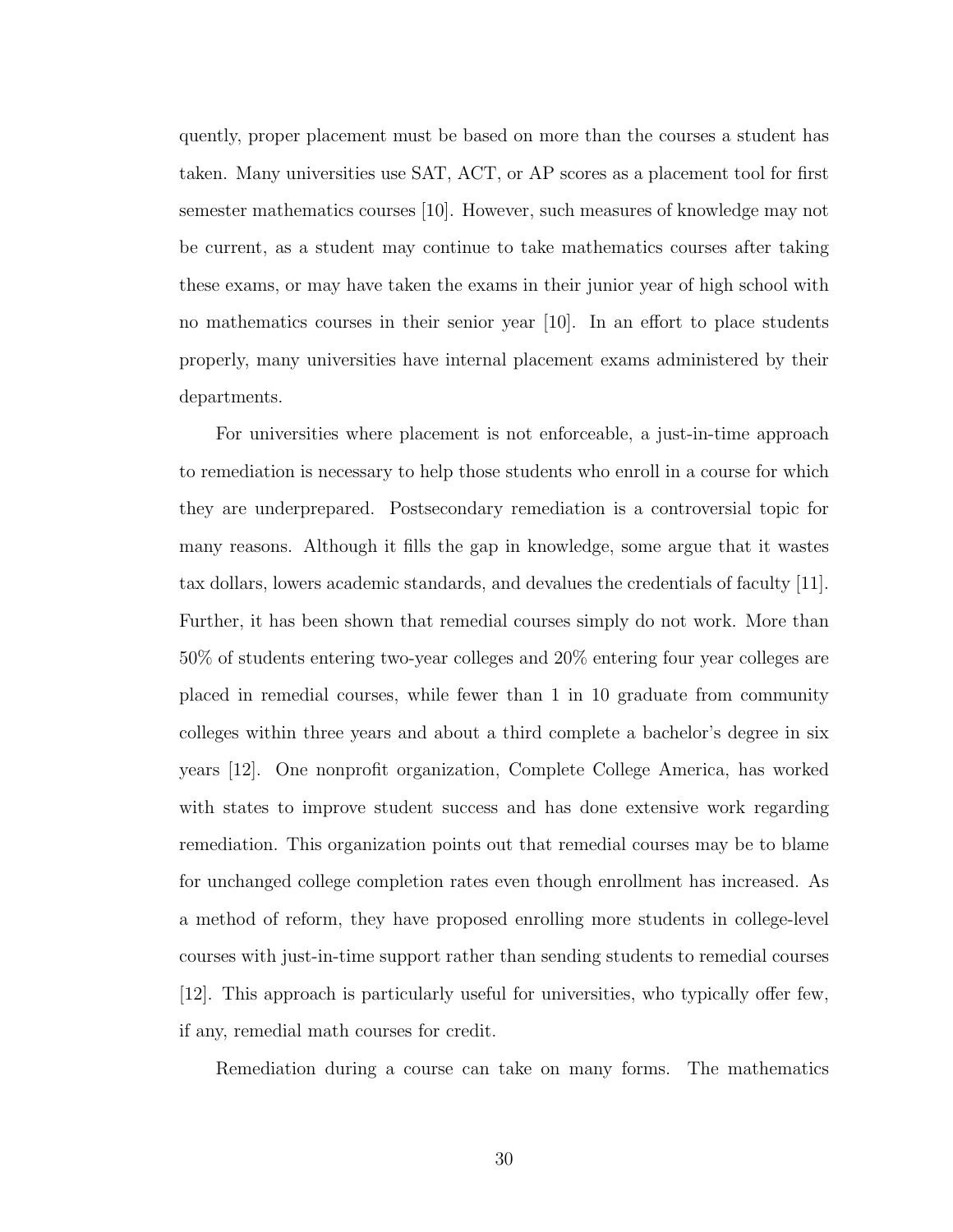quently, proper placement must be based on more than the courses a student has taken. Many universities use SAT, ACT, or AP scores as a placement tool for first semester mathematics courses [10]. However, such measures of knowledge may not be current, as a student may continue to take mathematics courses after taking these exams, or may have taken the exams in their junior year of high school with no mathematics courses in their senior year [10]. In an effort to place students properly, many universities have internal placement exams administered by their departments.

For universities where placement is not enforceable, a just-in-time approach to remediation is necessary to help those students who enroll in a course for which they are underprepared. Postsecondary remediation is a controversial topic for many reasons. Although it fills the gap in knowledge, some argue that it wastes tax dollars, lowers academic standards, and devalues the credentials of faculty [11]. Further, it has been shown that remedial courses simply do not work. More than 50% of students entering two-year colleges and 20% entering four year colleges are placed in remedial courses, while fewer than 1 in 10 graduate from community colleges within three years and about a third complete a bachelor's degree in six years [12]. One nonprofit organization, Complete College America, has worked with states to improve student success and has done extensive work regarding remediation. This organization points out that remedial courses may be to blame for unchanged college completion rates even though enrollment has increased. As a method of reform, they have proposed enrolling more students in college-level courses with just-in-time support rather than sending students to remedial courses [12]. This approach is particularly useful for universities, who typically offer few, if any, remedial math courses for credit.

Remediation during a course can take on many forms. The mathematics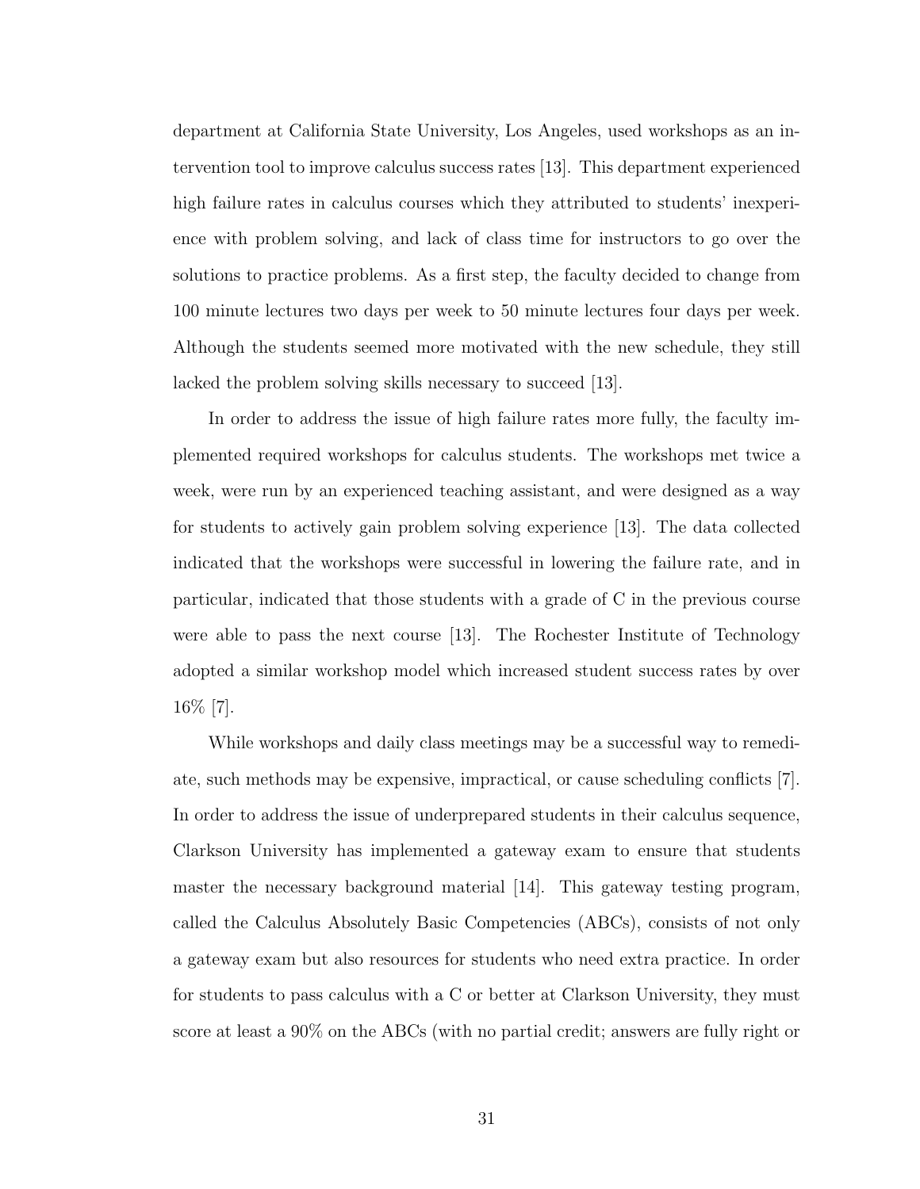department at California State University, Los Angeles, used workshops as an intervention tool to improve calculus success rates [13]. This department experienced high failure rates in calculus courses which they attributed to students' inexperience with problem solving, and lack of class time for instructors to go over the solutions to practice problems. As a first step, the faculty decided to change from 100 minute lectures two days per week to 50 minute lectures four days per week. Although the students seemed more motivated with the new schedule, they still lacked the problem solving skills necessary to succeed [13].

In order to address the issue of high failure rates more fully, the faculty implemented required workshops for calculus students. The workshops met twice a week, were run by an experienced teaching assistant, and were designed as a way for students to actively gain problem solving experience [13]. The data collected indicated that the workshops were successful in lowering the failure rate, and in particular, indicated that those students with a grade of C in the previous course were able to pass the next course [13]. The Rochester Institute of Technology adopted a similar workshop model which increased student success rates by over 16% [7].

While workshops and daily class meetings may be a successful way to remediate, such methods may be expensive, impractical, or cause scheduling conflicts [7]. In order to address the issue of underprepared students in their calculus sequence, Clarkson University has implemented a gateway exam to ensure that students master the necessary background material [14]. This gateway testing program, called the Calculus Absolutely Basic Competencies (ABCs), consists of not only a gateway exam but also resources for students who need extra practice. In order for students to pass calculus with a C or better at Clarkson University, they must score at least a 90% on the ABCs (with no partial credit; answers are fully right or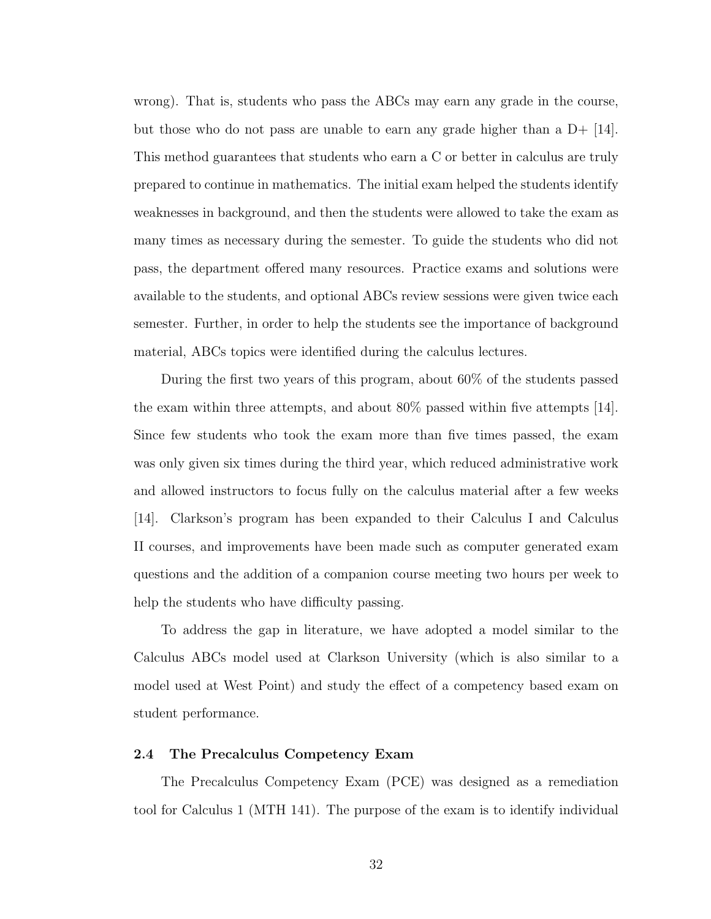wrong). That is, students who pass the ABCs may earn any grade in the course, but those who do not pass are unable to earn any grade higher than a D+ [14]. This method guarantees that students who earn a C or better in calculus are truly prepared to continue in mathematics. The initial exam helped the students identify weaknesses in background, and then the students were allowed to take the exam as many times as necessary during the semester. To guide the students who did not pass, the department offered many resources. Practice exams and solutions were available to the students, and optional ABCs review sessions were given twice each semester. Further, in order to help the students see the importance of background material, ABCs topics were identified during the calculus lectures.

During the first two years of this program, about 60% of the students passed the exam within three attempts, and about 80% passed within five attempts [14]. Since few students who took the exam more than five times passed, the exam was only given six times during the third year, which reduced administrative work and allowed instructors to focus fully on the calculus material after a few weeks [14]. Clarkson's program has been expanded to their Calculus I and Calculus II courses, and improvements have been made such as computer generated exam questions and the addition of a companion course meeting two hours per week to help the students who have difficulty passing.

To address the gap in literature, we have adopted a model similar to the Calculus ABCs model used at Clarkson University (which is also similar to a model used at West Point) and study the effect of a competency based exam on student performance.

### 2.4 The Precalculus Competency Exam

The Precalculus Competency Exam (PCE) was designed as a remediation tool for Calculus 1 (MTH 141). The purpose of the exam is to identify individual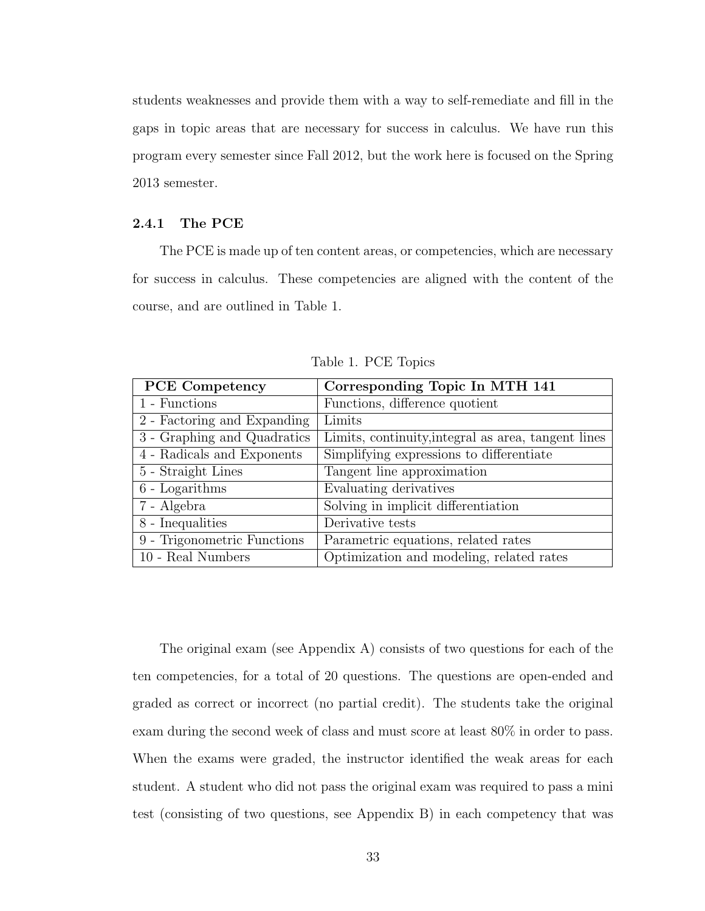students weaknesses and provide them with a way to self-remediate and fill in the gaps in topic areas that are necessary for success in calculus. We have run this program every semester since Fall 2012, but the work here is focused on the Spring 2013 semester.

### 2.4.1 The PCE

The PCE is made up of ten content areas, or competencies, which are necessary for success in calculus. These competencies are aligned with the content of the course, and are outlined in Table 1.

Table 1. PCE Topics

| PCE Competency | Corresponding Topic In MTH 141 |
|---|---|
| 1 - Functions | Functions, difference quotient |
| 2 - Factoring and Expanding | Limits |
| 3 - Graphing and Quadratics | Limits, continuity,integral as area, tangent lines |
| 4 - Radicals and Exponents | Simplifying expressions to differentiate |
| 5 - Straight Lines | Tangent line approximation |
| 6 - Logarithms | Evaluating derivatives |
| 7 - Algebra | Solving in implicit differentiation |
| 8 - Inequalities | Derivative tests |
| 9 - Trigonometric Functions | Parametric equations, related rates |
| 10 - Real Numbers | Optimization and modeling, related rates |

The original exam (see Appendix A) consists of two questions for each of the ten competencies, for a total of 20 questions. The questions are open-ended and graded as correct or incorrect (no partial credit). The students take the original exam during the second week of class and must score at least 80% in order to pass. When the exams were graded, the instructor identified the weak areas for each student. A student who did not pass the original exam was required to pass a mini test (consisting of two questions, see Appendix B) in each competency that was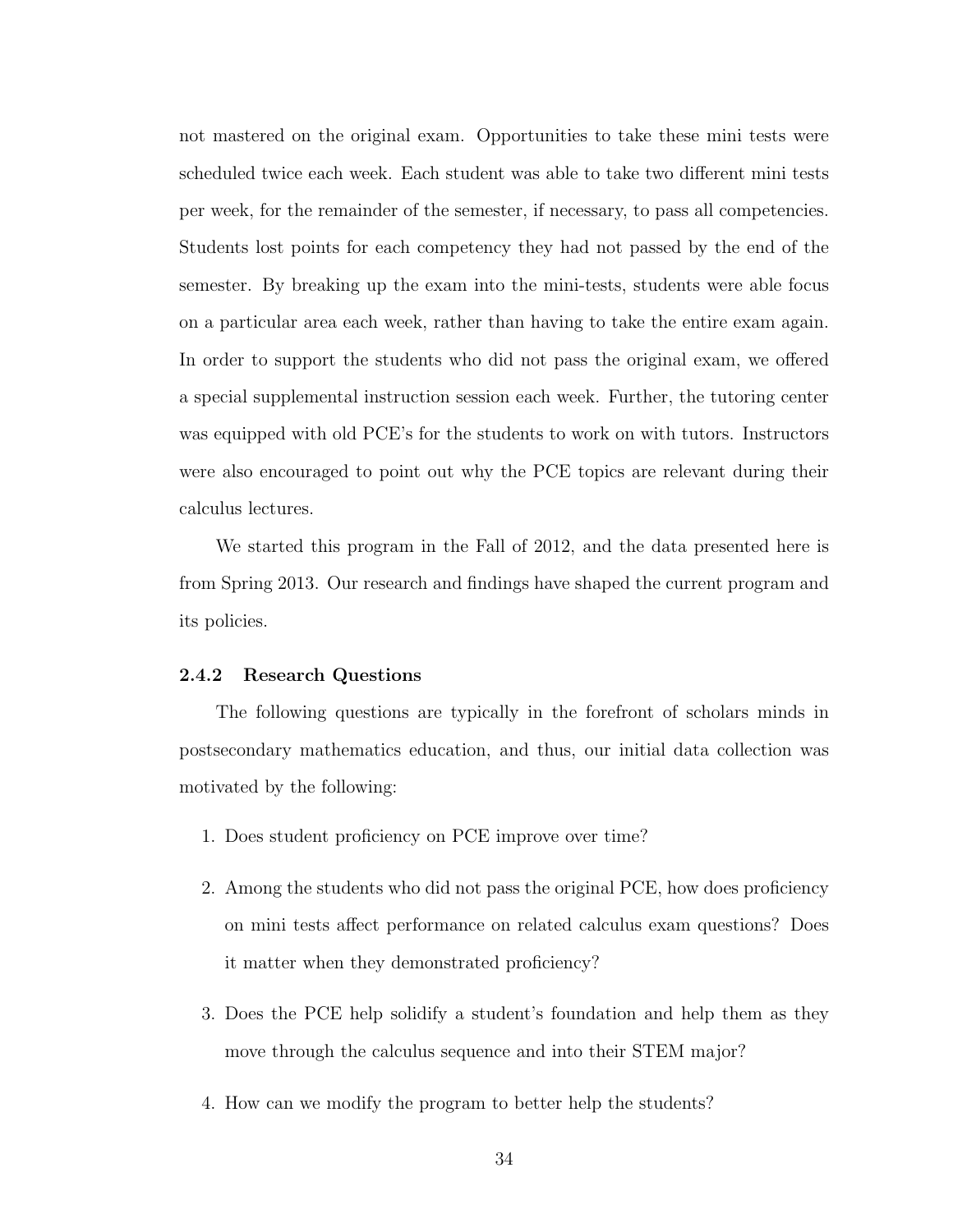not mastered on the original exam. Opportunities to take these mini tests were scheduled twice each week. Each student was able to take two different mini tests per week, for the remainder of the semester, if necessary, to pass all competencies. Students lost points for each competency they had not passed by the end of the semester. By breaking up the exam into the mini-tests, students were able focus on a particular area each week, rather than having to take the entire exam again. In order to support the students who did not pass the original exam, we offered a special supplemental instruction session each week. Further, the tutoring center was equipped with old PCE's for the students to work on with tutors. Instructors were also encouraged to point out why the PCE topics are relevant during their calculus lectures.

We started this program in the Fall of 2012, and the data presented here is from Spring 2013. Our research and findings have shaped the current program and its policies.

### 2.4.2 Research Questions

The following questions are typically in the forefront of scholars minds in postsecondary mathematics education, and thus, our initial data collection was motivated by the following:

1. Does student proficiency on PCE improve over time?
2. Among the students who did not pass the original PCE, how does proficiency on mini tests affect performance on related calculus exam questions? Does it matter when they demonstrated proficiency?
3. Does the PCE help solidify a student's foundation and help them as they move through the calculus sequence and into their STEM major?
4. How can we modify the program to better help the students?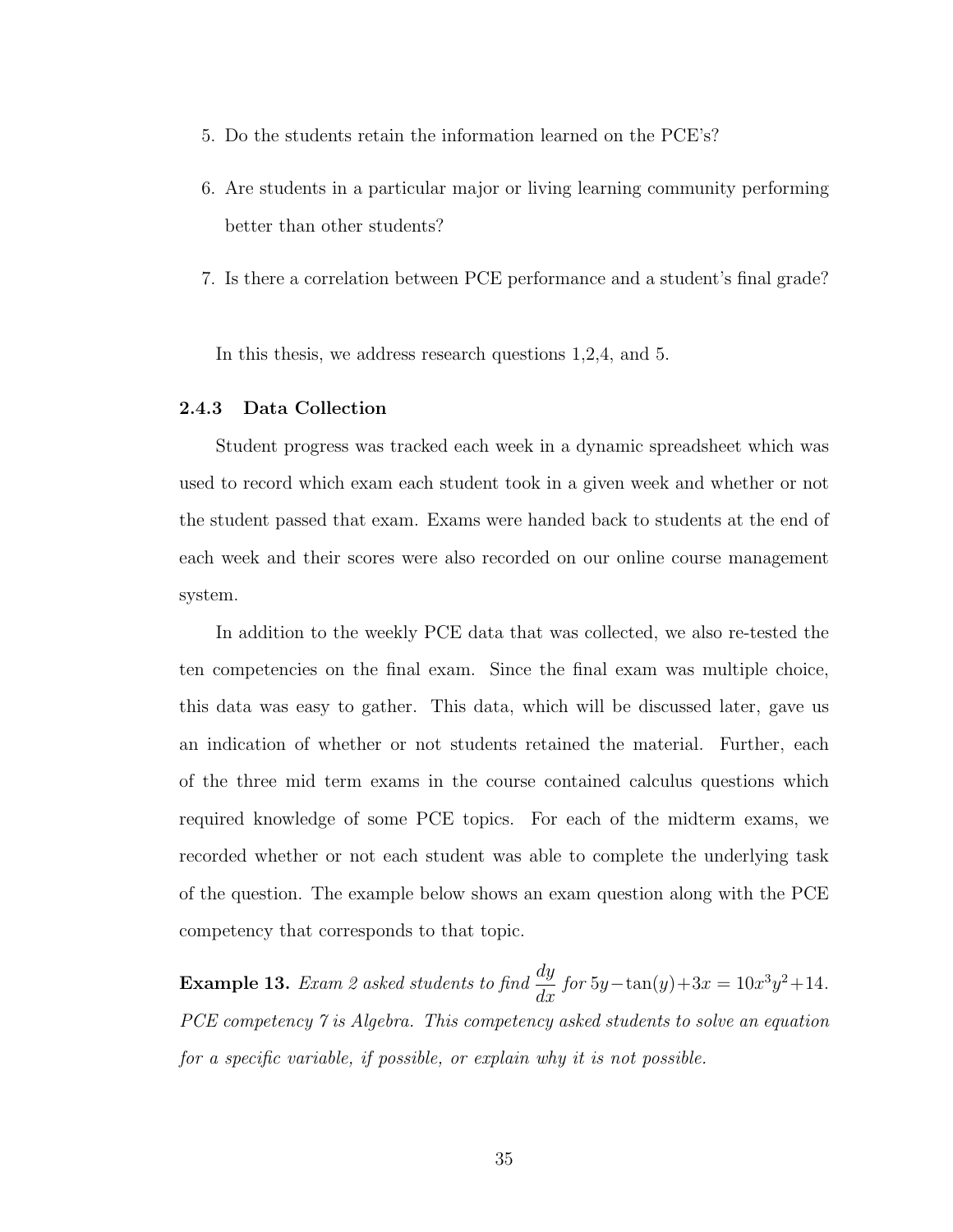5. Do the students retain the information learned on the PCE's?
6. Are students in a particular major or living learning community performing better than other students?
7. Is there a correlation between PCE performance and a student's final grade?

In this thesis, we address research questions 1,2,4, and 5.

### 2.4.3 Data Collection

Student progress was tracked each week in a dynamic spreadsheet which was used to record which exam each student took in a given week and whether or not the student passed that exam. Exams were handed back to students at the end of each week and their scores were also recorded on our online course management system.

In addition to the weekly PCE data that was collected, we also re-tested the ten competencies on the final exam. Since the final exam was multiple choice, this data was easy to gather. This data, which will be discussed later, gave us an indication of whether or not students retained the material. Further, each of the three mid term exams in the course contained calculus questions which required knowledge of some PCE topics. For each of the midterm exams, we recorded whether or not each student was able to complete the underlying task of the question. The example below shows an exam question along with the PCE competency that corresponds to that topic.

**Example 13.** *Exam 2 asked students to find* $\frac{dy}{dx}$ *for* $5y - \tan(y) + 3x = 10x^3y^2 + 14$. *PCE competency 7 is Algebra. This competency asked students to solve an equation for a specific variable, if possible, or explain why it is not possible.*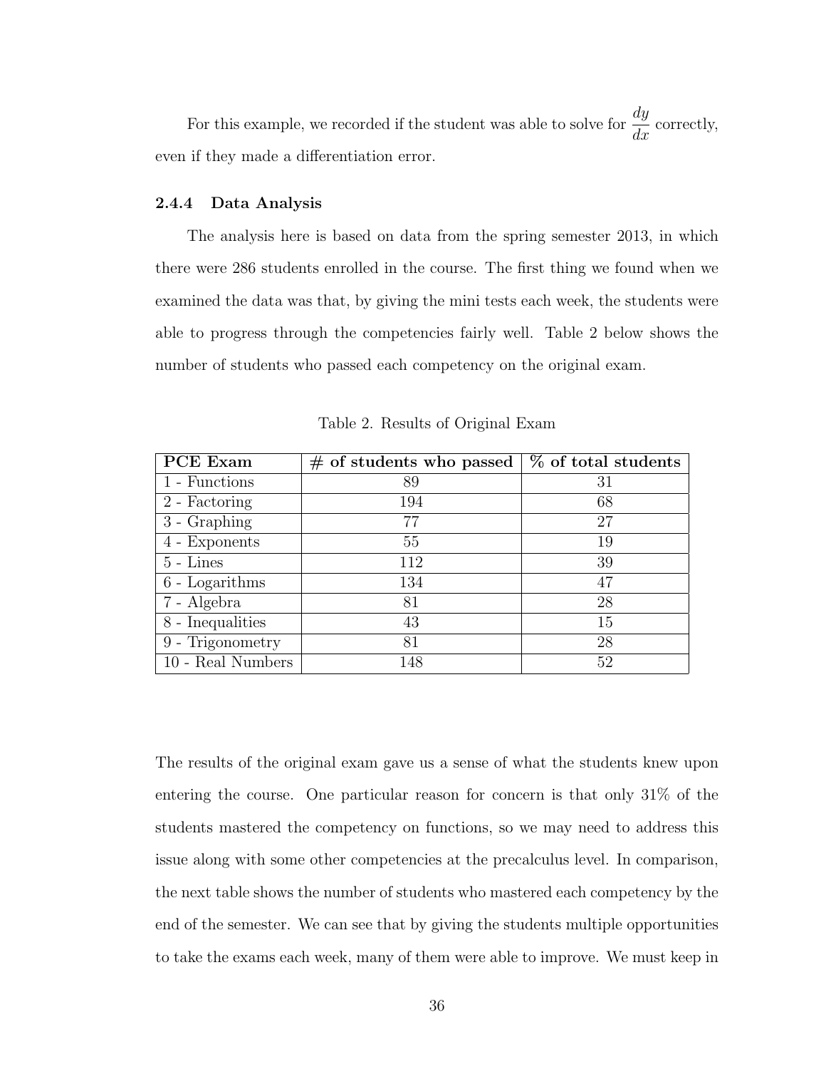For this example, we recorded if the student was able to solve for $\frac{dy}{dx}$ correctly, even if they made a differentiation error.

### 2.4.4 Data Analysis

The analysis here is based on data from the spring semester 2013, in which there were 286 students enrolled in the course. The first thing we found when we examined the data was that, by giving the mini tests each week, the students were able to progress through the competencies fairly well. Table 2 below shows the number of students who passed each competency on the original exam.

Table 2. Results of Original Exam

| **PCE Exam** | **# of students who passed** | **% of total students** |
|---|---|---|
| 1 - Functions | 89 | 31 |
| 2 - Factoring | 194 | 68 |
| 3 - Graphing | 77 | 27 |
| 4 - Exponents | 55 | 19 |
| 5 - Lines | 112 | 39 |
| 6 - Logarithms | 134 | 47 |
| 7 - Algebra | 81 | 28 |
| 8 - Inequalities | 43 | 15 |
| 9 - Trigonometry | 81 | 28 |
| 10 - Real Numbers | 148 | 52 |

The results of the original exam gave us a sense of what the students knew upon entering the course. One particular reason for concern is that only 31% of the students mastered the competency on functions, so we may need to address this issue along with some other competencies at the precalculus level. In comparison, the next table shows the number of students who mastered each competency by the end of the semester. We can see that by giving the students multiple opportunities to take the exams each week, many of them were able to improve. We must keep in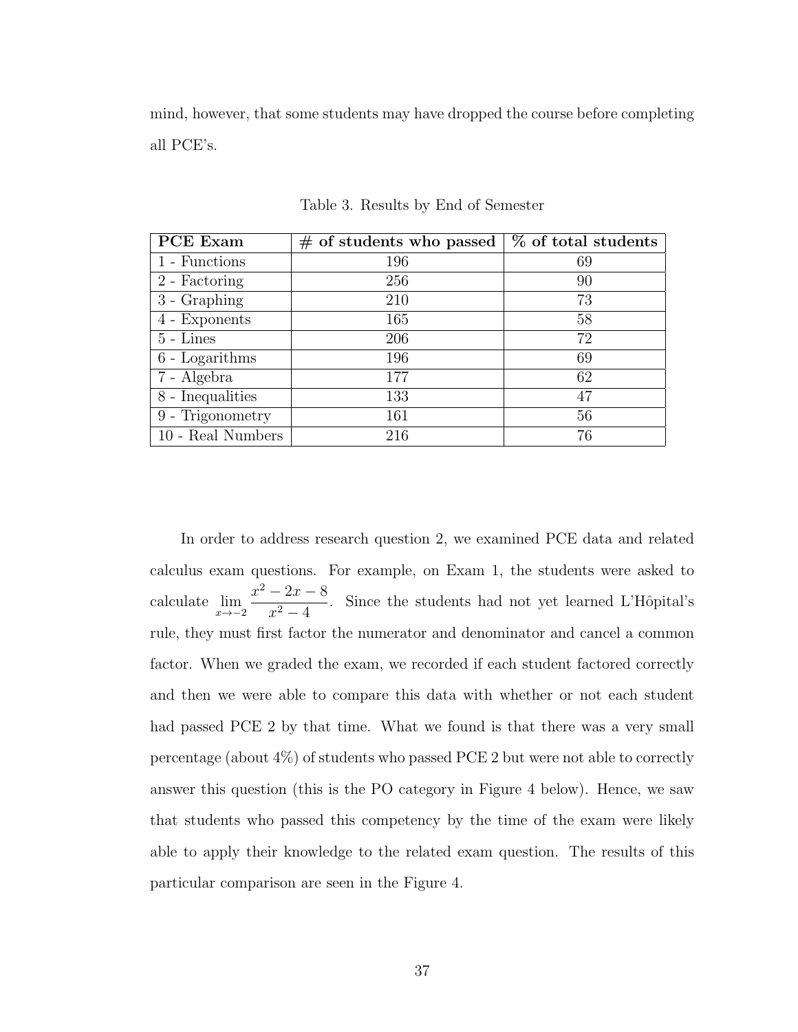mind, however, that some students may have dropped the course before completing all PCE's.

Table 3. Results by End of Semester

| PCE Exam | # of students who passed | % of total students |
|---|---|---|
| 1 - Functions | 196 | 69 |
| 2 - Factoring | 256 | 90 |
| 3 - Graphing | 210 | 73 |
| 4 - Exponents | 165 | 58 |
| 5 - Lines | 206 | 72 |
| 6 - Logarithms | 196 | 69 |
| 7 - Algebra | 177 | 62 |
| 8 - Inequalities | 133 | 47 |
| 9 - Trigonometry | 161 | 56 |
| 10 - Real Numbers | 216 | 76 |

In order to address research question 2, we examined PCE data and related calculus exam questions. For example, on Exam 1, the students were asked to calculate $\lim_{x \to -2} \frac{x^2 - 2x - 8}{x^2 - 4}$. Since the students had not yet learned L'Hôpital's rule, they must first factor the numerator and denominator and cancel a common factor. When we graded the exam, we recorded if each student factored correctly and then we were able to compare this data with whether or not each student had passed PCE 2 by that time. What we found is that there was a very small percentage (about 4%) of students who passed PCE 2 but were not able to correctly answer this question (this is the PO category in Figure 4 below). Hence, we saw that students who passed this competency by the time of the exam were likely able to apply their knowledge to the related exam question. The results of this particular comparison are seen in the Figure 4.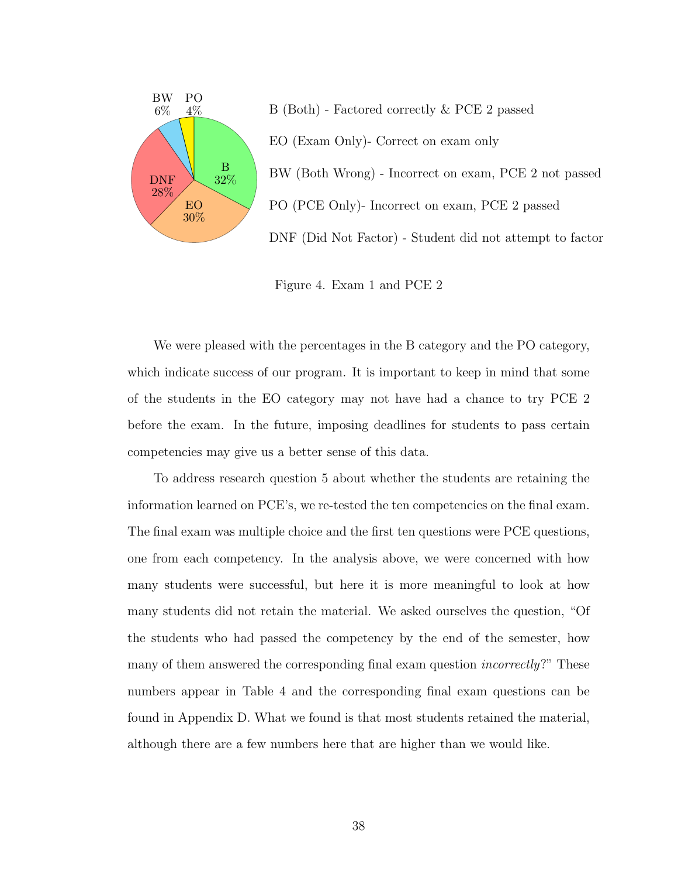BW 6%, PO 4%, B 32%, EO 30%, DNF 28%

B (Both) - Factored correctly & PCE 2 passed

EO (Exam Only)- Correct on exam only

BW (Both Wrong) - Incorrect on exam, PCE 2 not passed

PO (PCE Only)- Incorrect on exam, PCE 2 passed

DNF (Did Not Factor) - Student did not attempt to factor

Figure 4. Exam 1 and PCE 2

We were pleased with the percentages in the B category and the PO category, which indicate success of our program. It is important to keep in mind that some of the students in the EO category may not have had a chance to try PCE 2 before the exam. In the future, imposing deadlines for students to pass certain competencies may give us a better sense of this data.

To address research question 5 about whether the students are retaining the information learned on PCE's, we re-tested the ten competencies on the final exam. The final exam was multiple choice and the first ten questions were PCE questions, one from each competency. In the analysis above, we were concerned with how many students were successful, but here it is more meaningful to look at how many students did not retain the material. We asked ourselves the question, "Of the students who had passed the competency by the end of the semester, how many of them answered the corresponding final exam question *incorrectly*?" These numbers appear in Table 4 and the corresponding final exam questions can be found in Appendix D. What we found is that most students retained the material, although there are a few numbers here that are higher than we would like.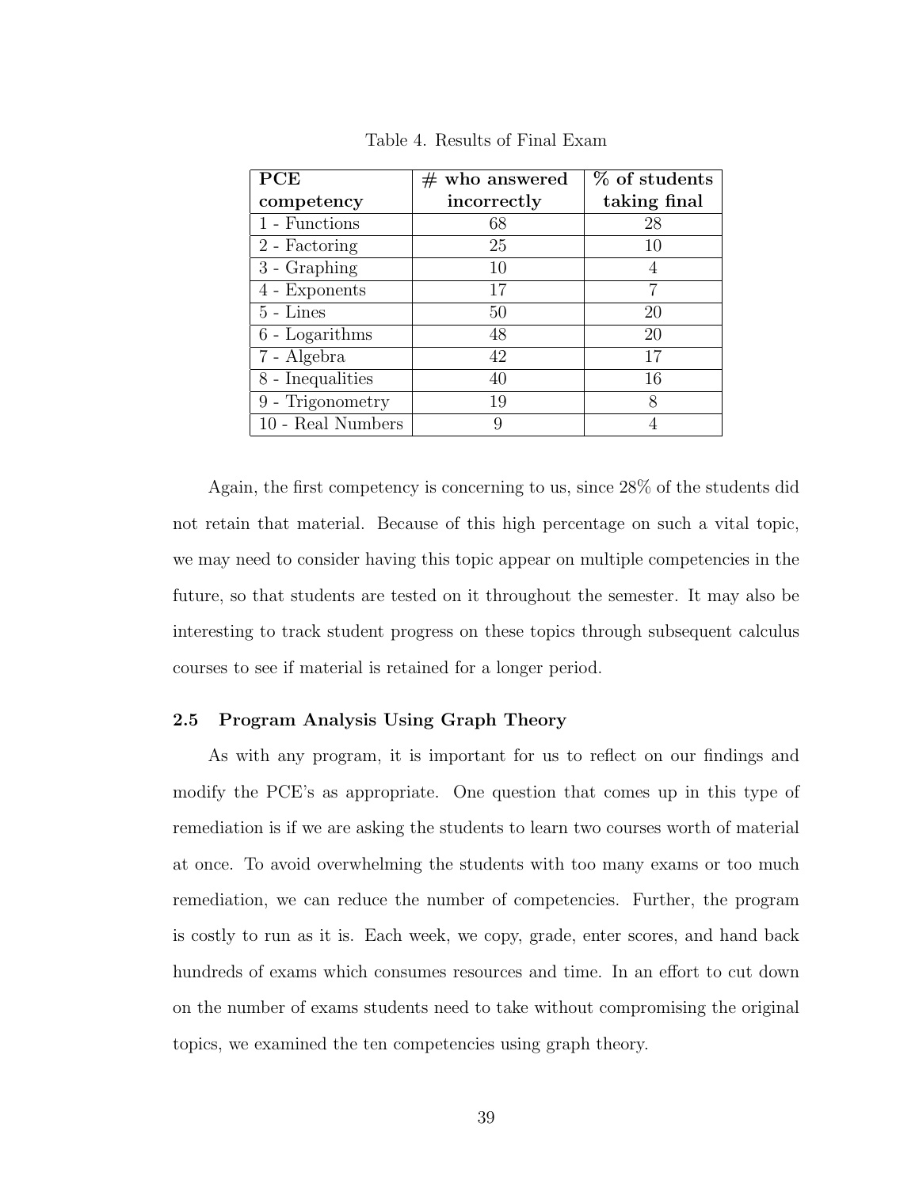Table 4. Results of Final Exam

| PCE competency | # who answered incorrectly | % of students taking final |
|---|---|---|
| 1 - Functions | 68 | 28 |
| 2 - Factoring | 25 | 10 |
| 3 - Graphing | 10 | 4 |
| 4 - Exponents | 17 | 7 |
| 5 - Lines | 50 | 20 |
| 6 - Logarithms | 48 | 20 |
| 7 - Algebra | 42 | 17 |
| 8 - Inequalities | 40 | 16 |
| 9 - Trigonometry | 19 | 8 |
| 10 - Real Numbers | 9 | 4 |

Again, the first competency is concerning to us, since 28% of the students did not retain that material. Because of this high percentage on such a vital topic, we may need to consider having this topic appear on multiple competencies in the future, so that students are tested on it throughout the semester. It may also be interesting to track student progress on these topics through subsequent calculus courses to see if material is retained for a longer period.

### 2.5 Program Analysis Using Graph Theory

As with any program, it is important for us to reflect on our findings and modify the PCE's as appropriate. One question that comes up in this type of remediation is if we are asking the students to learn two courses worth of material at once. To avoid overwhelming the students with too many exams or too much remediation, we can reduce the number of competencies. Further, the program is costly to run as it is. Each week, we copy, grade, enter scores, and hand back hundreds of exams which consumes resources and time. In an effort to cut down on the number of exams students need to take without compromising the original topics, we examined the ten competencies using graph theory.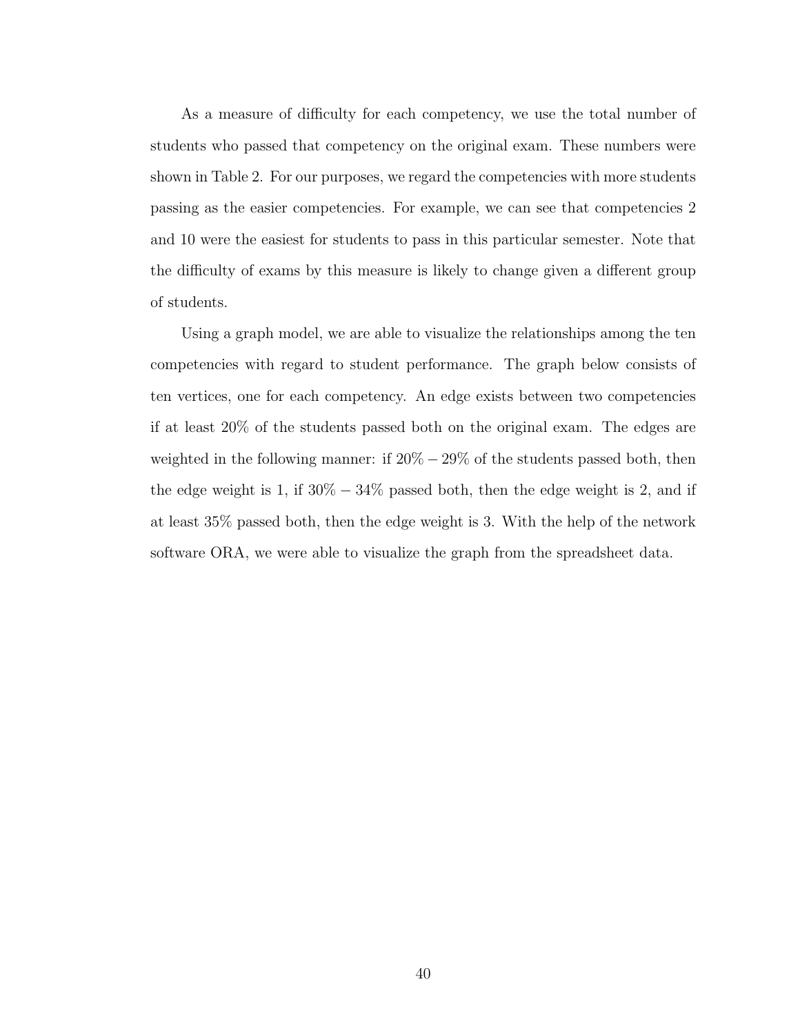As a measure of difficulty for each competency, we use the total number of students who passed that competency on the original exam. These numbers were shown in Table 2. For our purposes, we regard the competencies with more students passing as the easier competencies. For example, we can see that competencies 2 and 10 were the easiest for students to pass in this particular semester. Note that the difficulty of exams by this measure is likely to change given a different group of students.

Using a graph model, we are able to visualize the relationships among the ten competencies with regard to student performance. The graph below consists of ten vertices, one for each competency. An edge exists between two competencies if at least 20% of the students passed both on the original exam. The edges are weighted in the following manner: if $20\% - 29\%$ of the students passed both, then the edge weight is 1, if $30\% - 34\%$ passed both, then the edge weight is 2, and if at least 35% passed both, then the edge weight is 3. With the help of the network software ORA, we were able to visualize the graph from the spreadsheet data.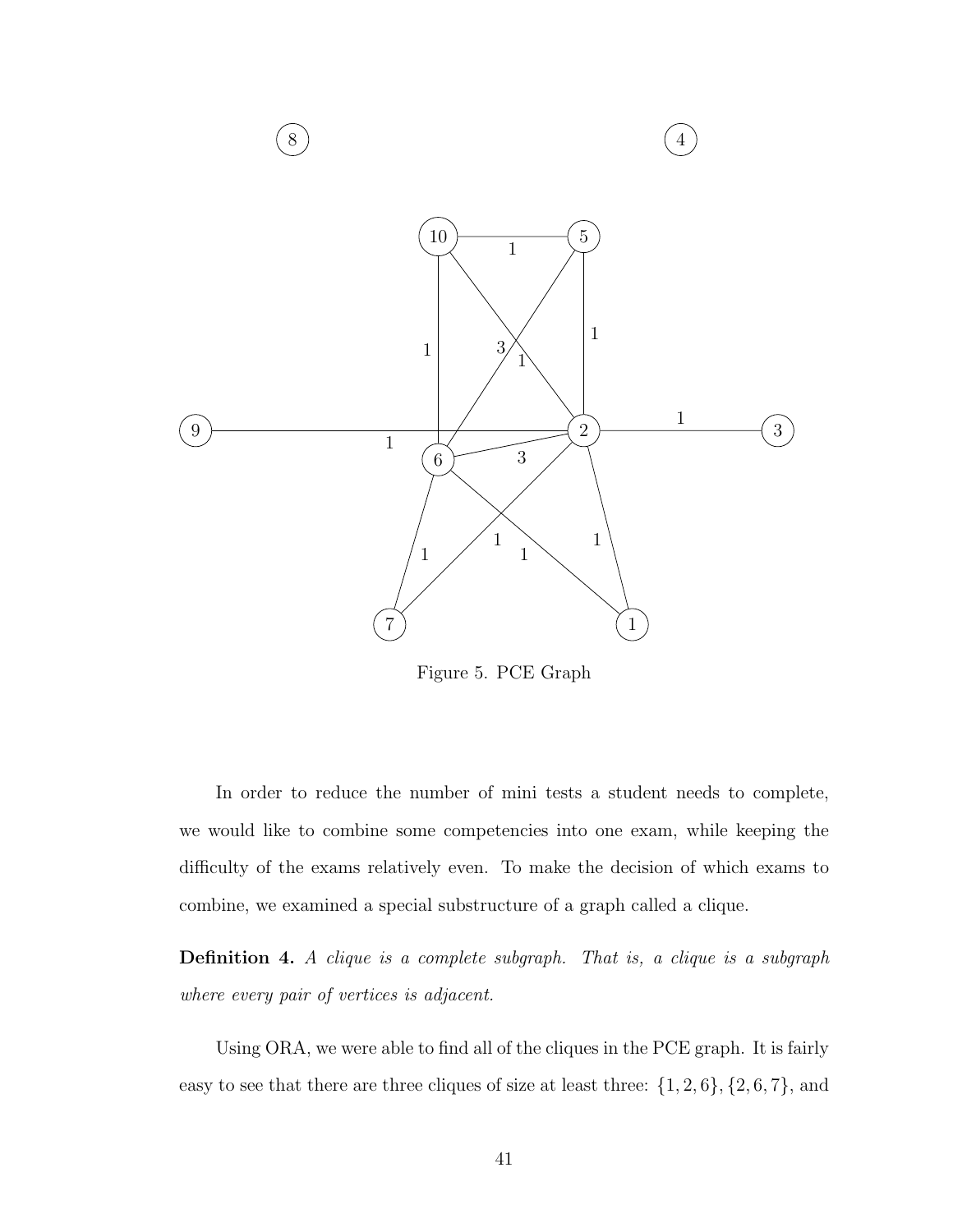Figure 5. PCE Graph

In order to reduce the number of mini tests a student needs to complete, we would like to combine some competencies into one exam, while keeping the difficulty of the exams relatively even. To make the decision of which exams to combine, we examined a special substructure of a graph called a clique.

**Definition 4.** *A clique is a complete subgraph. That is, a clique is a subgraph where every pair of vertices is adjacent.*

Using ORA, we were able to find all of the cliques in the PCE graph. It is fairly easy to see that there are three cliques of size at least three: $\{1, 2, 6\}$, $\{2, 6, 7\}$, and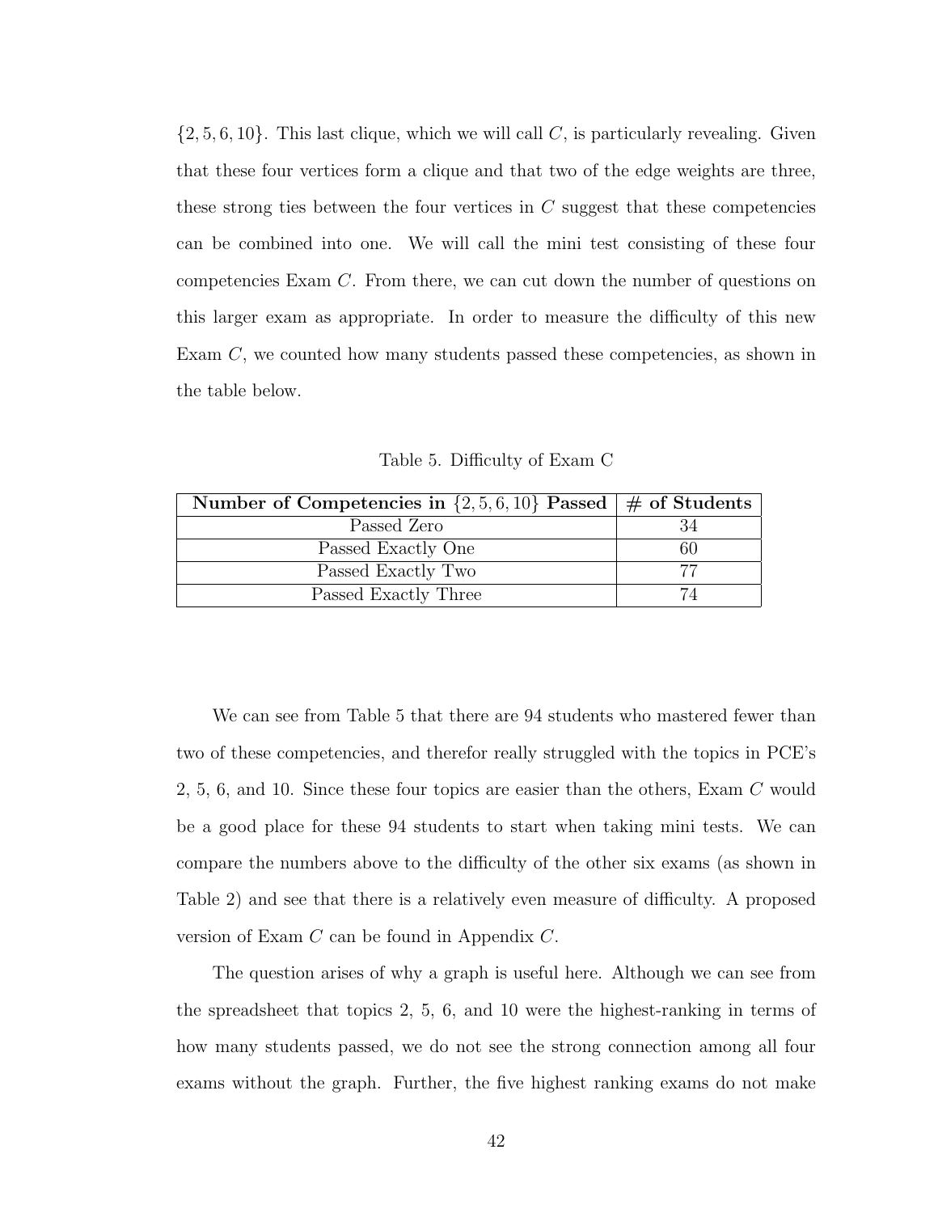$\{2, 5, 6, 10\}$. This last clique, which we will call $C$, is particularly revealing. Given that these four vertices form a clique and that two of the edge weights are three, these strong ties between the four vertices in $C$ suggest that these competencies can be combined into one. We will call the mini test consisting of these four competencies Exam $C$. From there, we can cut down the number of questions on this larger exam as appropriate. In order to measure the difficulty of this new Exam $C$, we counted how many students passed these competencies, as shown in the table below.

Table 5. Difficulty of Exam C

| **Number of Competencies in $\{2, 5, 6, 10\}$ Passed** | **# of Students** |
|---|---|
| Passed Zero | 34 |
| Passed Exactly One | 60 |
| Passed Exactly Two | 77 |
| Passed Exactly Three | 74 |

We can see from Table 5 that there are 94 students who mastered fewer than two of these competencies, and therefor really struggled with the topics in PCE's 2, 5, 6, and 10. Since these four topics are easier than the others, Exam $C$ would be a good place for these 94 students to start when taking mini tests. We can compare the numbers above to the difficulty of the other six exams (as shown in Table 2) and see that there is a relatively even measure of difficulty. A proposed version of Exam $C$ can be found in Appendix $C$.

The question arises of why a graph is useful here. Although we can see from the spreadsheet that topics 2, 5, 6, and 10 were the highest-ranking in terms of how many students passed, we do not see the strong connection among all four exams without the graph. Further, the five highest ranking exams do not make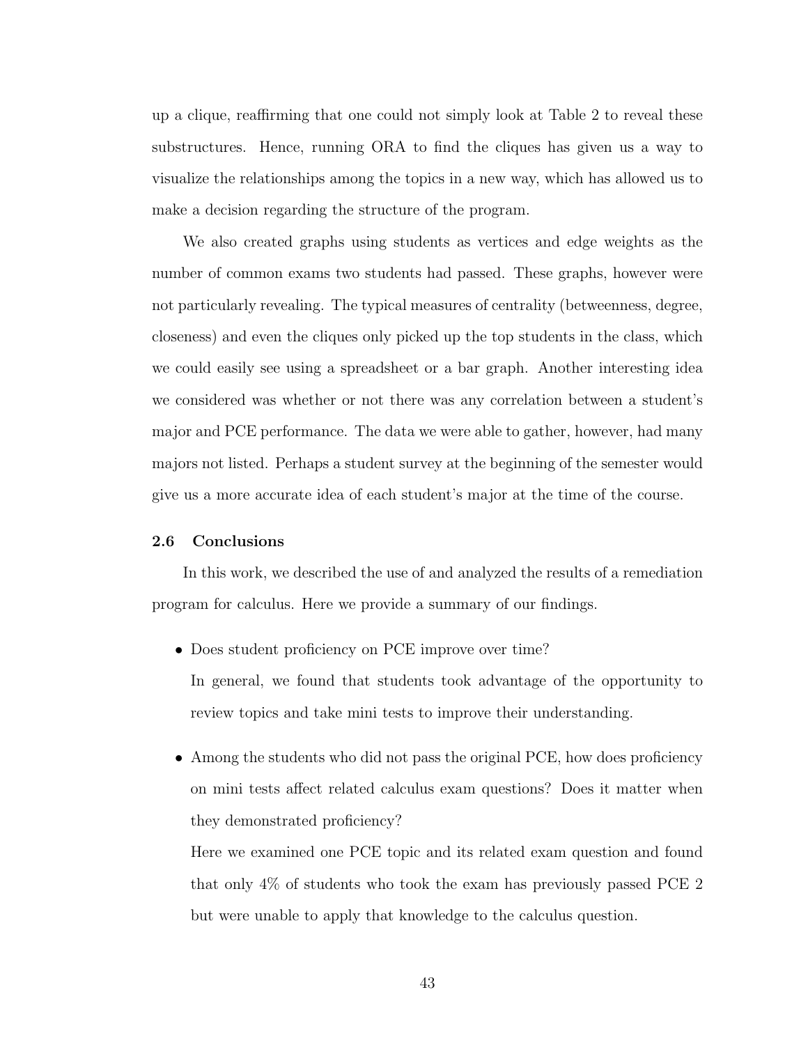up a clique, reaffirming that one could not simply look at Table 2 to reveal these substructures. Hence, running ORA to find the cliques has given us a way to visualize the relationships among the topics in a new way, which has allowed us to make a decision regarding the structure of the program.

We also created graphs using students as vertices and edge weights as the number of common exams two students had passed. These graphs, however were not particularly revealing. The typical measures of centrality (betweenness, degree, closeness) and even the cliques only picked up the top students in the class, which we could easily see using a spreadsheet or a bar graph. Another interesting idea we considered was whether or not there was any correlation between a student's major and PCE performance. The data we were able to gather, however, had many majors not listed. Perhaps a student survey at the beginning of the semester would give us a more accurate idea of each student's major at the time of the course.

### 2.6 Conclusions

In this work, we described the use of and analyzed the results of a remediation program for calculus. Here we provide a summary of our findings.

- Does student proficiency on PCE improve over time?

  In general, we found that students took advantage of the opportunity to review topics and take mini tests to improve their understanding.

- Among the students who did not pass the original PCE, how does proficiency on mini tests affect related calculus exam questions? Does it matter when they demonstrated proficiency?

  Here we examined one PCE topic and its related exam question and found that only 4% of students who took the exam has previously passed PCE 2 but were unable to apply that knowledge to the calculus question.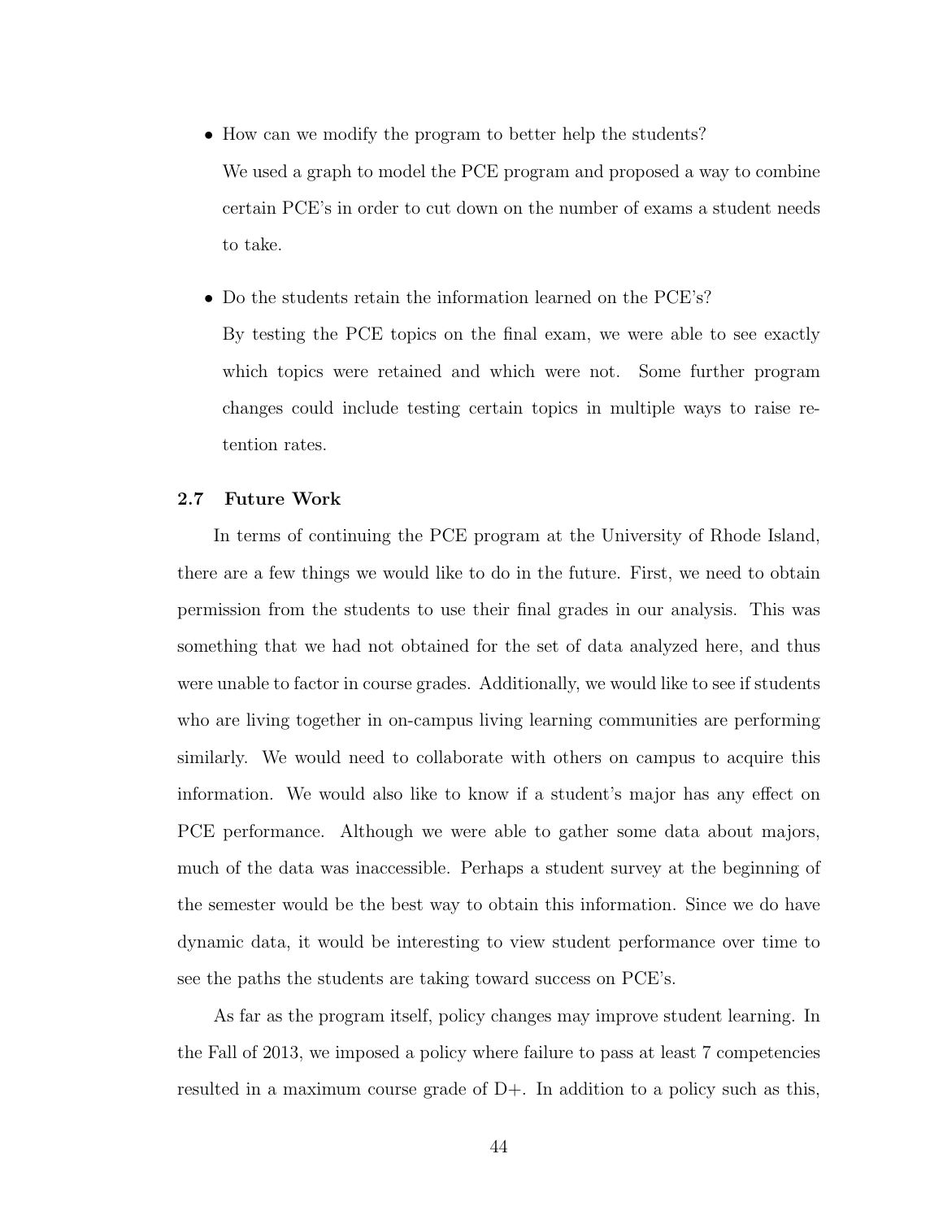- How can we modify the program to better help the students?

  We used a graph to model the PCE program and proposed a way to combine certain PCE's in order to cut down on the number of exams a student needs to take.

- Do the students retain the information learned on the PCE's?

  By testing the PCE topics on the final exam, we were able to see exactly which topics were retained and which were not. Some further program changes could include testing certain topics in multiple ways to raise retention rates.

### 2.7 Future Work

In terms of continuing the PCE program at the University of Rhode Island, there are a few things we would like to do in the future. First, we need to obtain permission from the students to use their final grades in our analysis. This was something that we had not obtained for the set of data analyzed here, and thus were unable to factor in course grades. Additionally, we would like to see if students who are living together in on-campus living learning communities are performing similarly. We would need to collaborate with others on campus to acquire this information. We would also like to know if a student's major has any effect on PCE performance. Although we were able to gather some data about majors, much of the data was inaccessible. Perhaps a student survey at the beginning of the semester would be the best way to obtain this information. Since we do have dynamic data, it would be interesting to view student performance over time to see the paths the students are taking toward success on PCE's.

As far as the program itself, policy changes may improve student learning. In the Fall of 2013, we imposed a policy where failure to pass at least 7 competencies resulted in a maximum course grade of D+. In addition to a policy such as this,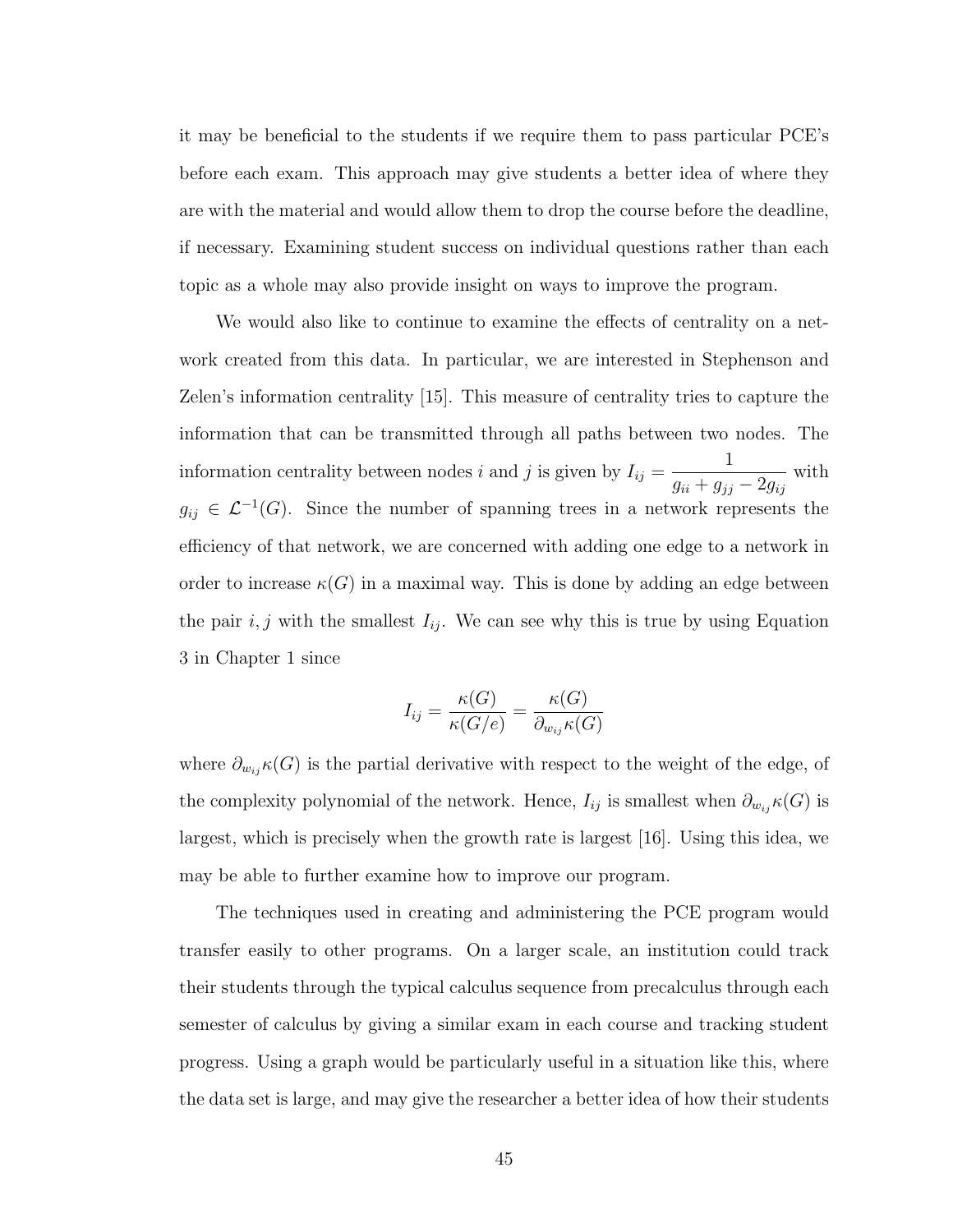it may be beneficial to the students if we require them to pass particular PCE's before each exam. This approach may give students a better idea of where they are with the material and would allow them to drop the course before the deadline, if necessary. Examining student success on individual questions rather than each topic as a whole may also provide insight on ways to improve the program.

We would also like to continue to examine the effects of centrality on a network created from this data. In particular, we are interested in Stephenson and Zelen's information centrality [15]. This measure of centrality tries to capture the information that can be transmitted through all paths between two nodes. The information centrality between nodes $i$ and $j$ is given by $I_{ij} = \dfrac{1}{g_{ii} + g_{jj} - 2g_{ij}}$ with $g_{ij} \in \mathcal{L}^{-1}(G)$. Since the number of spanning trees in a network represents the efficiency of that network, we are concerned with adding one edge to a network in order to increase $\kappa(G)$ in a maximal way. This is done by adding an edge between the pair $i, j$ with the smallest $I_{ij}$. We can see why this is true by using Equation 3 in Chapter 1 since

$$I_{ij} = \frac{\kappa(G)}{\kappa(G/e)} = \frac{\kappa(G)}{\partial_{w_{ij}} \kappa(G)}$$

where $\partial_{w_{ij}} \kappa(G)$ is the partial derivative with respect to the weight of the edge, of the complexity polynomial of the network. Hence, $I_{ij}$ is smallest when $\partial_{w_{ij}} \kappa(G)$ is largest, which is precisely when the growth rate is largest [16]. Using this idea, we may be able to further examine how to improve our program.

The techniques used in creating and administering the PCE program would transfer easily to other programs. On a larger scale, an institution could track their students through the typical calculus sequence from precalculus through each semester of calculus by giving a similar exam in each course and tracking student progress. Using a graph would be particularly useful in a situation like this, where the data set is large, and may give the researcher a better idea of how their students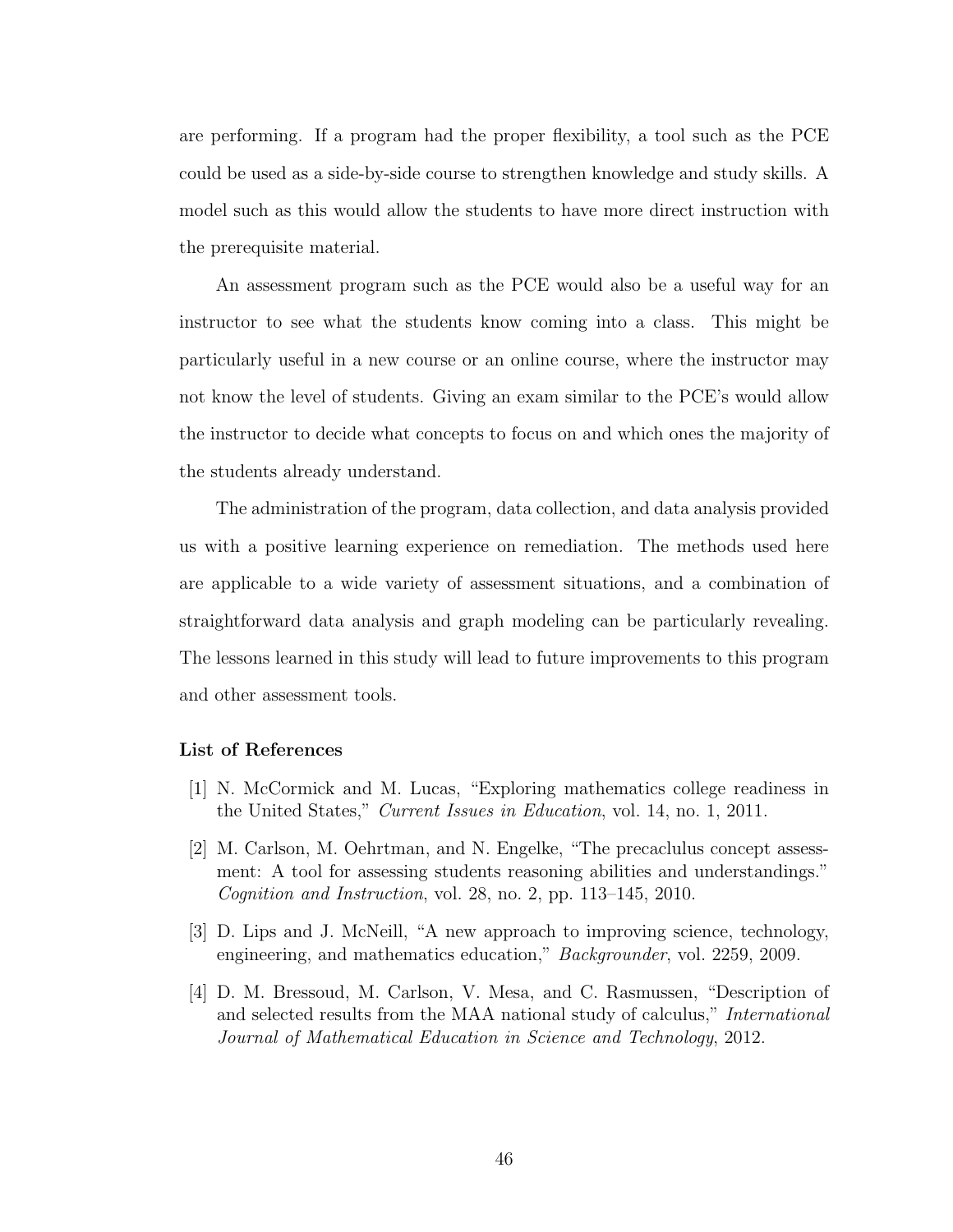are performing. If a program had the proper flexibility, a tool such as the PCE could be used as a side-by-side course to strengthen knowledge and study skills. A model such as this would allow the students to have more direct instruction with the prerequisite material.

An assessment program such as the PCE would also be a useful way for an instructor to see what the students know coming into a class. This might be particularly useful in a new course or an online course, where the instructor may not know the level of students. Giving an exam similar to the PCE's would allow the instructor to decide what concepts to focus on and which ones the majority of the students already understand.

The administration of the program, data collection, and data analysis provided us with a positive learning experience on remediation. The methods used here are applicable to a wide variety of assessment situations, and a combination of straightforward data analysis and graph modeling can be particularly revealing. The lessons learned in this study will lead to future improvements to this program and other assessment tools.

**List of References**

[1] N. McCormick and M. Lucas, "Exploring mathematics college readiness in the United States," *Current Issues in Education*, vol. 14, no. 1, 2011.

[2] M. Carlson, M. Oehrtman, and N. Engelke, "The precaclulus concept assessment: A tool for assessing students reasoning abilities and understandings." *Cognition and Instruction*, vol. 28, no. 2, pp. 113–145, 2010.

[3] D. Lips and J. McNeill, "A new approach to improving science, technology, engineering, and mathematics education," *Backgrounder*, vol. 2259, 2009.

[4] D. M. Bressoud, M. Carlson, V. Mesa, and C. Rasmussen, "Description of and selected results from the MAA national study of calculus," *International Journal of Mathematical Education in Science and Technology*, 2012.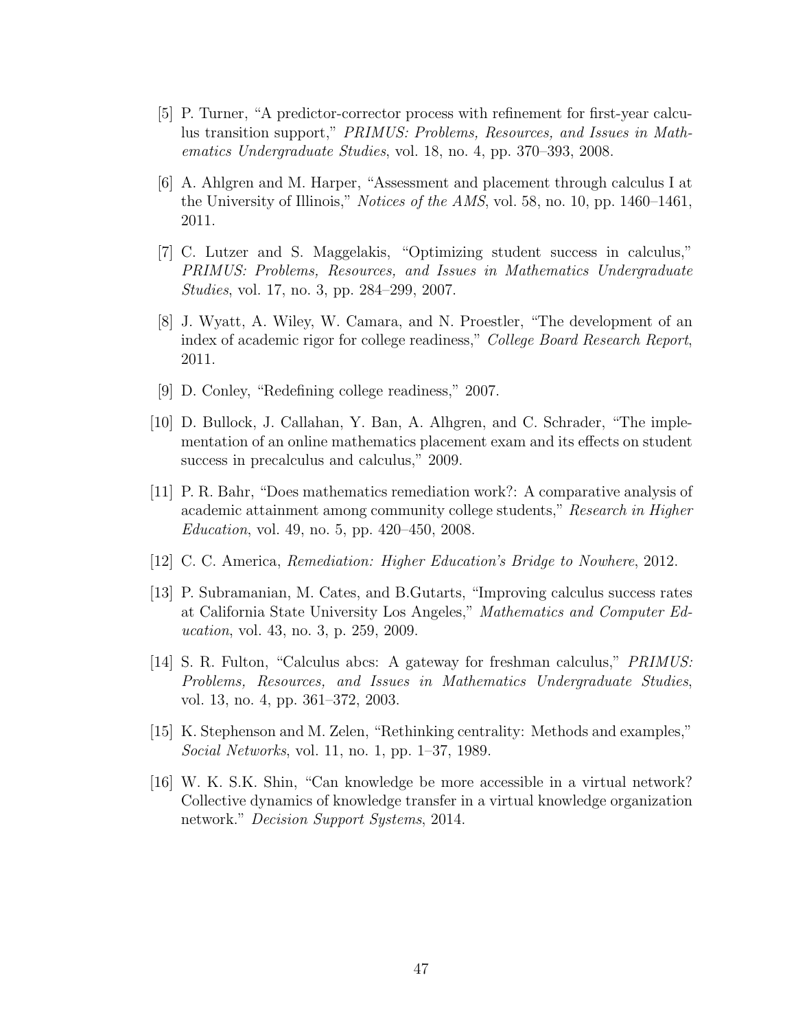[5] P. Turner, "A predictor-corrector process with refinement for first-year calculus transition support," *PRIMUS: Problems, Resources, and Issues in Mathematics Undergraduate Studies*, vol. 18, no. 4, pp. 370–393, 2008.

[6] A. Ahlgren and M. Harper, "Assessment and placement through calculus I at the University of Illinois," *Notices of the AMS*, vol. 58, no. 10, pp. 1460–1461, 2011.

[7] C. Lutzer and S. Maggelakis, "Optimizing student success in calculus," *PRIMUS: Problems, Resources, and Issues in Mathematics Undergraduate Studies*, vol. 17, no. 3, pp. 284–299, 2007.

[8] J. Wyatt, A. Wiley, W. Camara, and N. Proestler, "The development of an index of academic rigor for college readiness," *College Board Research Report*, 2011.

[9] D. Conley, "Redefining college readiness," 2007.

[10] D. Bullock, J. Callahan, Y. Ban, A. Alhgren, and C. Schrader, "The implementation of an online mathematics placement exam and its effects on student success in precalculus and calculus," 2009.

[11] P. R. Bahr, "Does mathematics remediation work?: A comparative analysis of academic attainment among community college students," *Research in Higher Education*, vol. 49, no. 5, pp. 420–450, 2008.

[12] C. C. America, *Remediation: Higher Education's Bridge to Nowhere*, 2012.

[13] P. Subramanian, M. Cates, and B.Gutarts, "Improving calculus success rates at California State University Los Angeles," *Mathematics and Computer Education*, vol. 43, no. 3, p. 259, 2009.

[14] S. R. Fulton, "Calculus abcs: A gateway for freshman calculus," *PRIMUS: Problems, Resources, and Issues in Mathematics Undergraduate Studies*, vol. 13, no. 4, pp. 361–372, 2003.

[15] K. Stephenson and M. Zelen, "Rethinking centrality: Methods and examples," *Social Networks*, vol. 11, no. 1, pp. 1–37, 1989.

[16] W. K. S.K. Shin, "Can knowledge be more accessible in a virtual network? Collective dynamics of knowledge transfer in a virtual knowledge organization network." *Decision Support Systems*, 2014.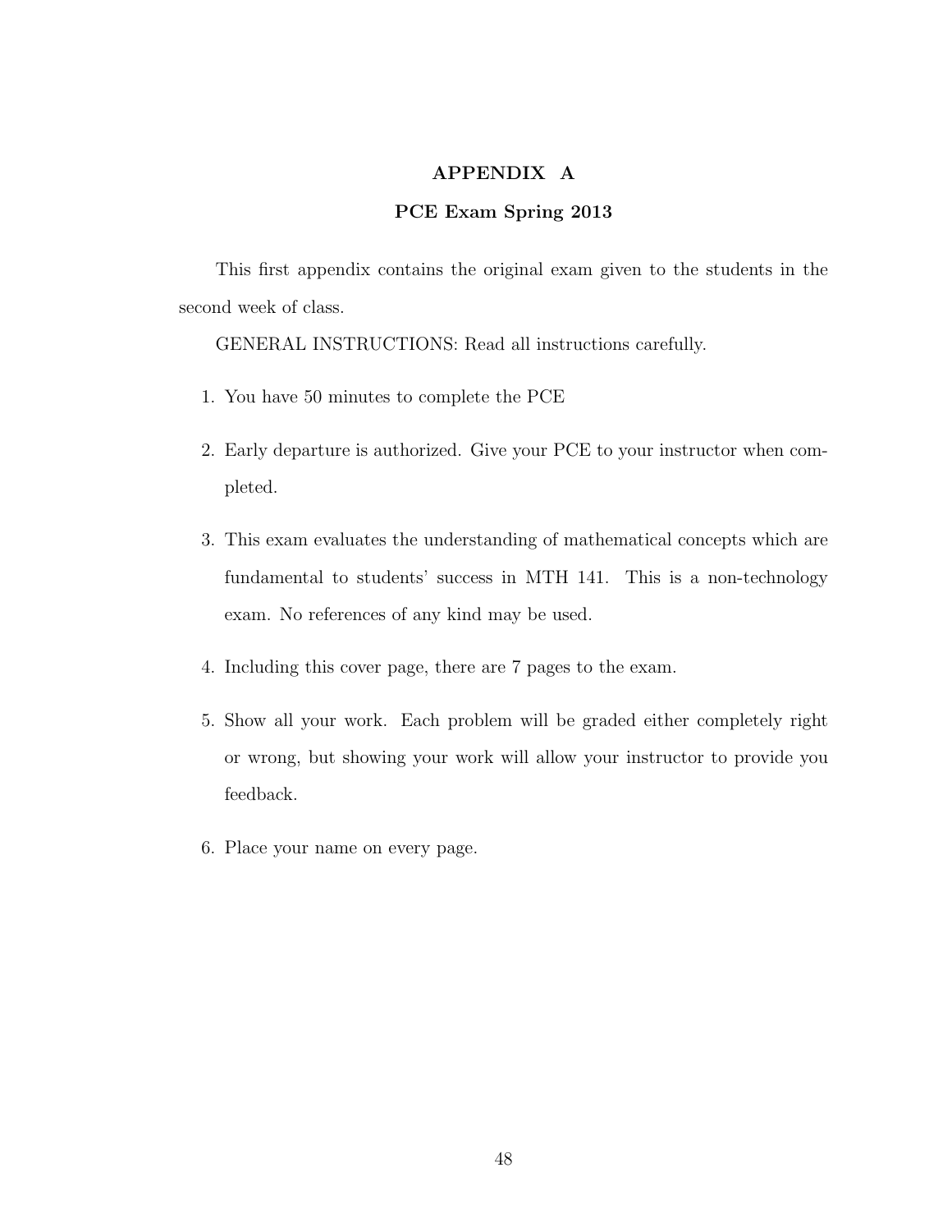# APPENDIX A

## PCE Exam Spring 2013

This first appendix contains the original exam given to the students in the second week of class.

GENERAL INSTRUCTIONS: Read all instructions carefully.

1. You have 50 minutes to complete the PCE
2. Early departure is authorized. Give your PCE to your instructor when completed.
3. This exam evaluates the understanding of mathematical concepts which are fundamental to students' success in MTH 141. This is a non-technology exam. No references of any kind may be used.
4. Including this cover page, there are 7 pages to the exam.
5. Show all your work. Each problem will be graded either completely right or wrong, but showing your work will allow your instructor to provide you feedback.
6. Place your name on every page.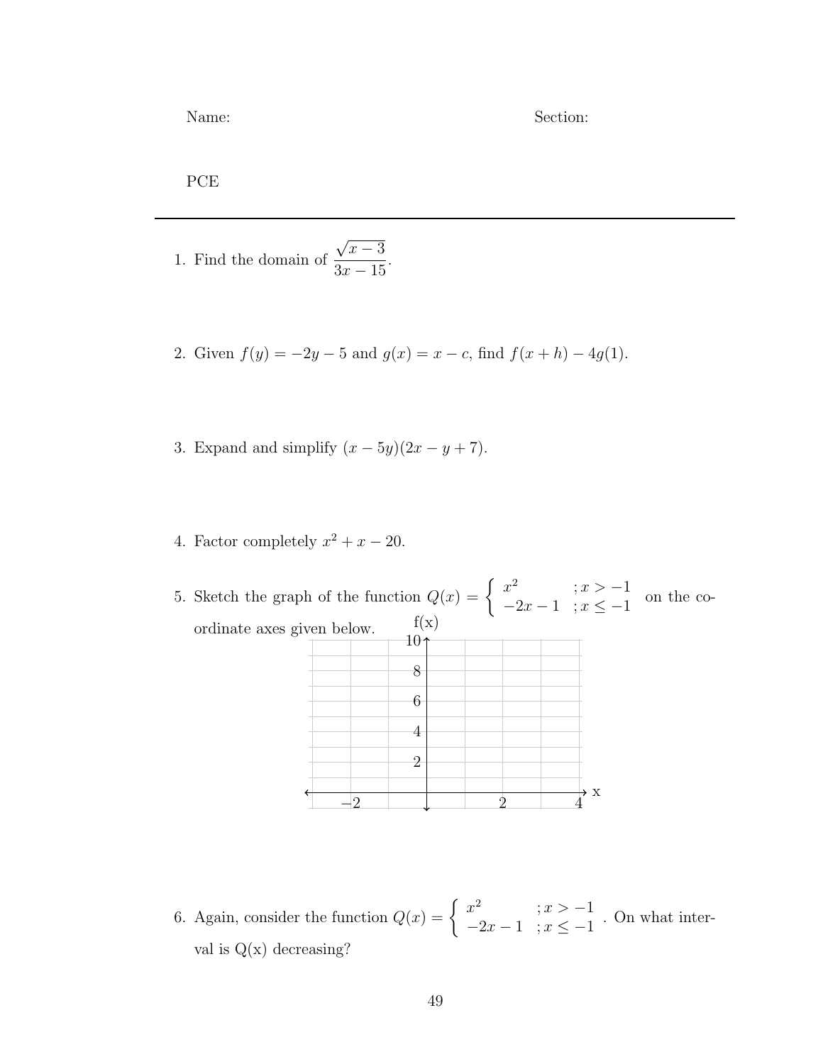Name: Section:

PCE

---

1. Find the domain of $\dfrac{\sqrt{x-3}}{3x-15}$.

2. Given $f(y) = -2y - 5$ and $g(x) = x - c$, find $f(x+h) - 4g(1)$.

3. Expand and simplify $(x - 5y)(2x - y + 7)$.

4. Factor completely $x^2 + x - 20$.

5. Sketch the graph of the function $Q(x) = \begin{cases} x^2 & ; x > -1 \\ -2x - 1 & ; x \leq -1 \end{cases}$ on the coordinate axes given below.

6. Again, consider the function $Q(x) = \begin{cases} x^2 & ; x > -1 \\ -2x - 1 & ; x \leq -1 \end{cases}$. On what interval is Q(x) decreasing?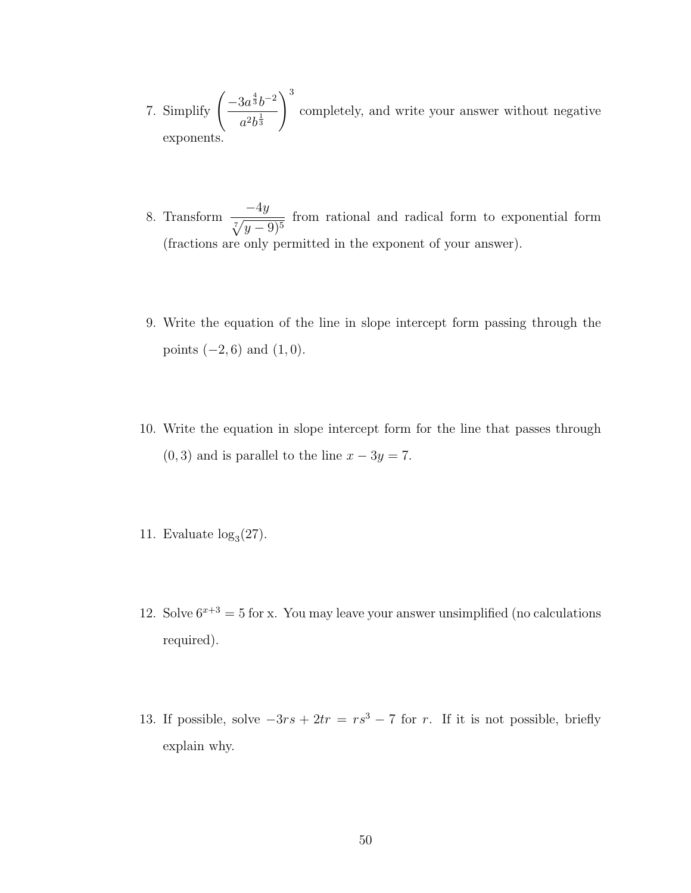7. Simplify $\left(\dfrac{-3a^{\frac{4}{3}}b^{-2}}{a^2b^{\frac{1}{3}}}\right)^3$ completely, and write your answer without negative exponents.

8. Transform $\dfrac{-4y}{\sqrt[7]{y-9)^5}}$ from rational and radical form to exponential form (fractions are only permitted in the exponent of your answer).

9. Write the equation of the line in slope intercept form passing through the points $(-2, 6)$ and $(1, 0)$.

10. Write the equation in slope intercept form for the line that passes through $(0, 3)$ and is parallel to the line $x - 3y = 7$.

11. Evaluate $\log_3(27)$.

12. Solve $6^{x+3} = 5$ for x. You may leave your answer unsimplified (no calculations required).

13. If possible, solve $-3rs + 2tr = rs^3 - 7$ for $r$. If it is not possible, briefly explain why.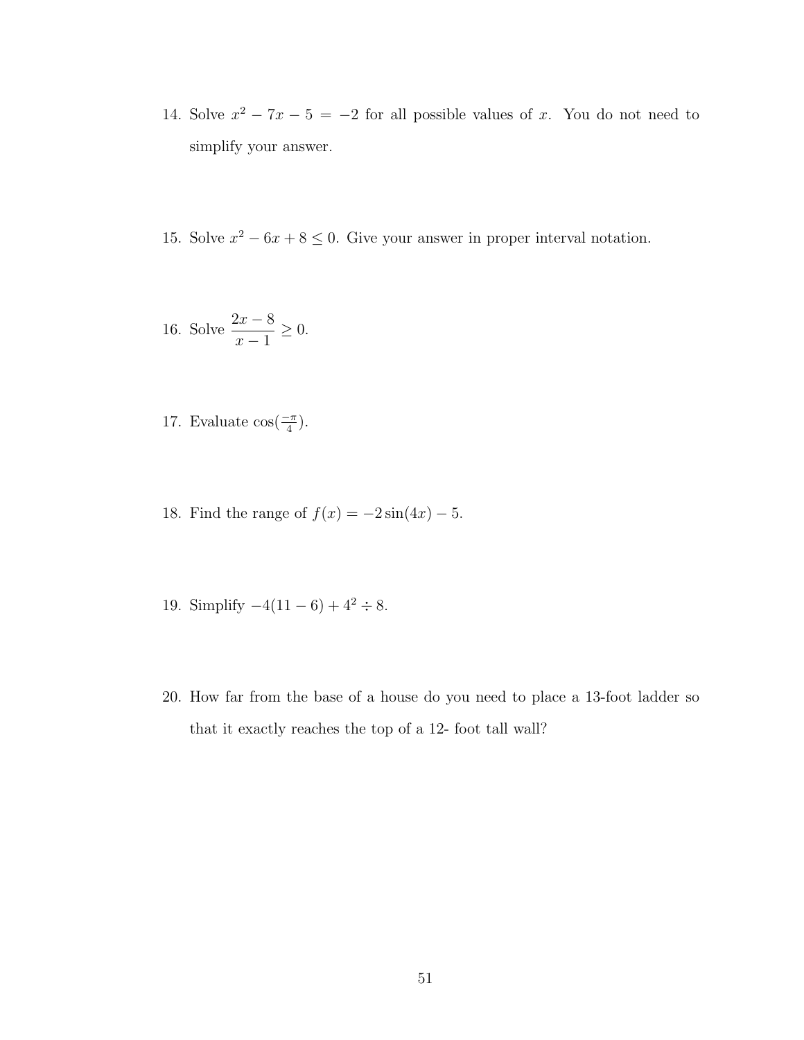14. Solve $x^2 - 7x - 5 = -2$ for all possible values of $x$. You do not need to simplify your answer.

15. Solve $x^2 - 6x + 8 \leq 0$. Give your answer in proper interval notation.

16. Solve $\dfrac{2x-8}{x-1} \geq 0$.

17. Evaluate $\cos(\frac{-\pi}{4})$.

18. Find the range of $f(x) = -2\sin(4x) - 5$.

19. Simplify $-4(11-6) + 4^2 \div 8$.

20. How far from the base of a house do you need to place a 13-foot ladder so that it exactly reaches the top of a 12- foot tall wall?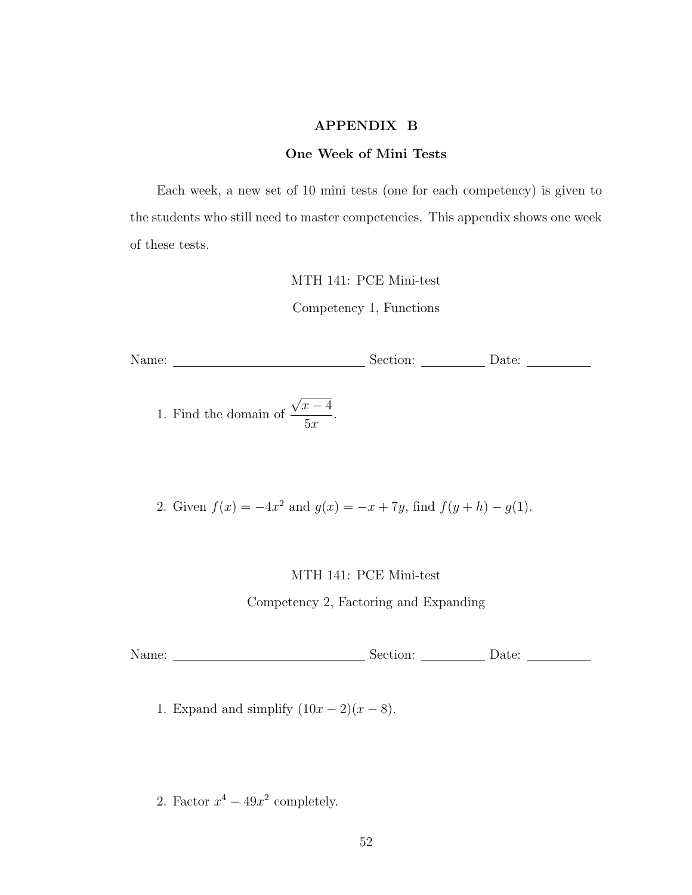# APPENDIX B

## One Week of Mini Tests

Each week, a new set of 10 mini tests (one for each competency) is given to the students who still need to master competencies. This appendix shows one week of these tests.

MTH 141: PCE Mini-test

Competency 1, Functions

Name: ____________________________ Section: _________ Date: _________

1. Find the domain of $\dfrac{\sqrt{x-4}}{5x}$.

2. Given $f(x) = -4x^2$ and $g(x) = -x + 7y$, find $f(y+h) - g(1)$.

MTH 141: PCE Mini-test

Competency 2, Factoring and Expanding

Name: ____________________________ Section: _________ Date: _________

1. Expand and simplify $(10x - 2)(x - 8)$.

2. Factor $x^4 - 49x^2$ completely.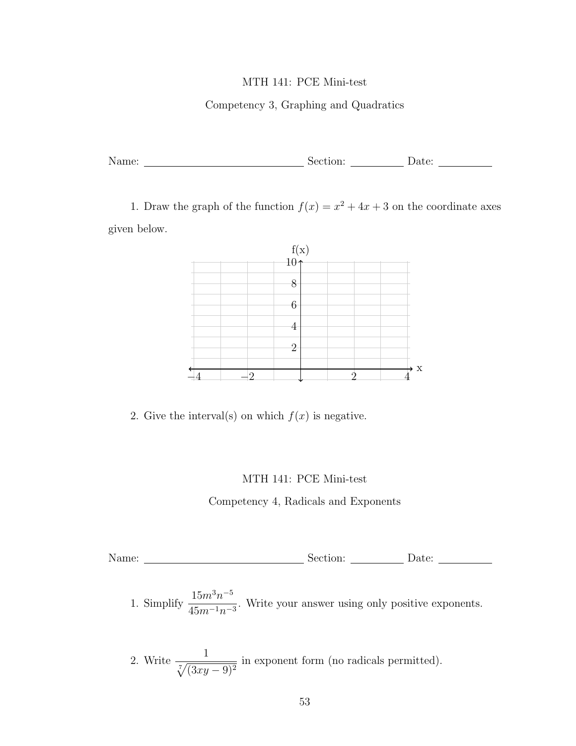MTH 141: PCE Mini-test

Competency 3, Graphing and Quadratics

Name: ____________________________ Section: __________ Date: __________

1. Draw the graph of the function $f(x) = x^2 + 4x + 3$ on the coordinate axes given below.

2. Give the interval(s) on which $f(x)$ is negative.

MTH 141: PCE Mini-test

Competency 4, Radicals and Exponents

Name: ____________________________ Section: __________ Date: __________

1. Simplify $\dfrac{15m^3n^{-5}}{45m^{-1}n^{-3}}$. Write your answer using only positive exponents.

2. Write $\dfrac{1}{\sqrt[7]{(3xy-9)^2}}$ in exponent form (no radicals permitted).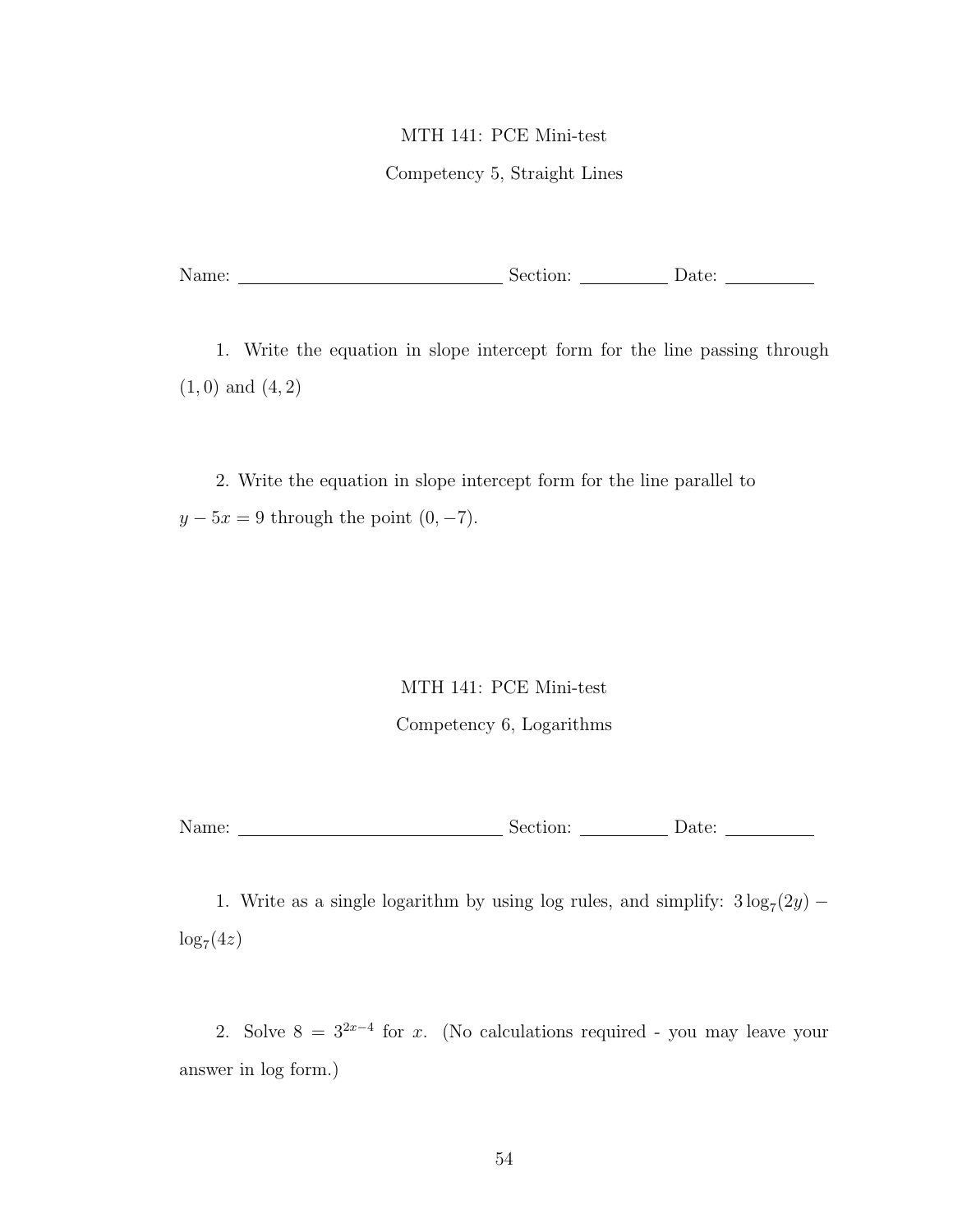MTH 141: PCE Mini-test

Competency 5, Straight Lines

Name: ______________________________ Section: __________ Date: __________

1. Write the equation in slope intercept form for the line passing through $(1, 0)$ and $(4, 2)$

2. Write the equation in slope intercept form for the line parallel to $y - 5x = 9$ through the point $(0, -7)$.

MTH 141: PCE Mini-test

Competency 6, Logarithms

Name: ______________________________ Section: __________ Date: __________

1. Write as a single logarithm by using log rules, and simplify: $3 \log_7(2y) - \log_7(4z)$

2. Solve $8 = 3^{2x-4}$ for $x$. (No calculations required - you may leave your answer in log form.)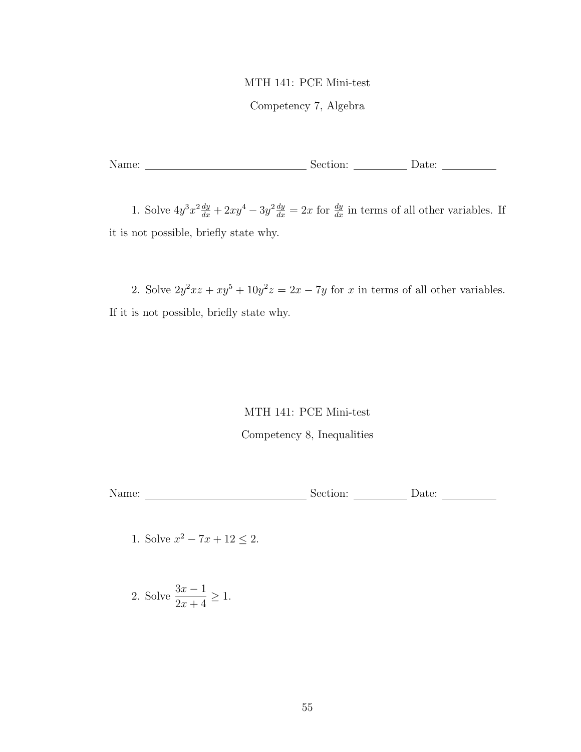MTH 141: PCE Mini-test

Competency 7, Algebra

Name: ______________________________ Section: __________ Date: __________

1. Solve $4y^3x^2\frac{dy}{dx} + 2xy^4 - 3y^2\frac{dy}{dx} = 2x$ for $\frac{dy}{dx}$ in terms of all other variables. If it is not possible, briefly state why.

2. Solve $2y^2xz + xy^5 + 10y^2z = 2x - 7y$ for $x$ in terms of all other variables. If it is not possible, briefly state why.

MTH 141: PCE Mini-test

Competency 8, Inequalities

Name: ______________________________ Section: __________ Date: __________

1. Solve $x^2 - 7x + 12 \leq 2$.

2. Solve $\dfrac{3x-1}{2x+4} \geq 1$.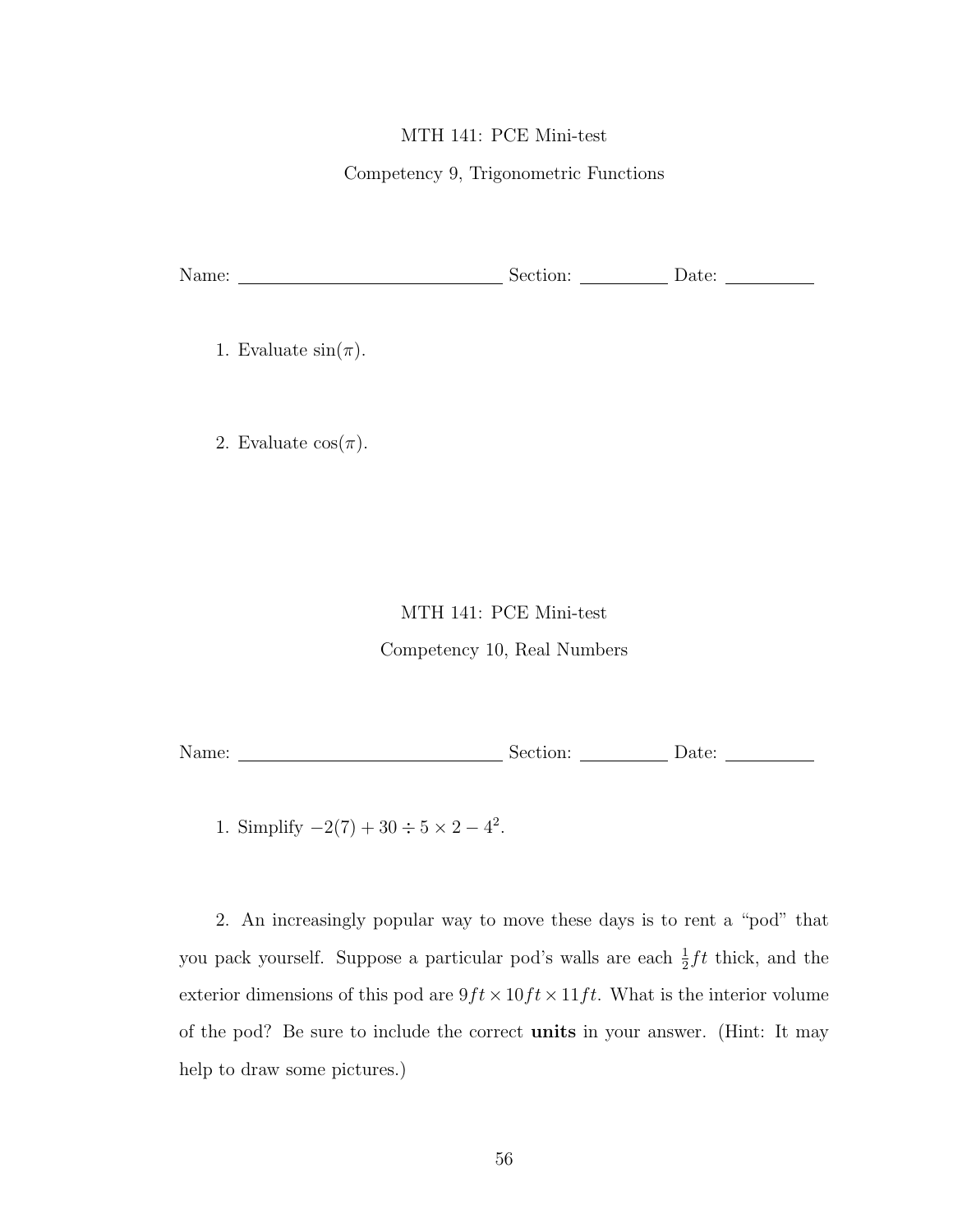MTH 141: PCE Mini-test

Competency 9, Trigonometric Functions

Name: \_\_\_\_\_\_\_\_\_\_\_\_\_\_\_\_\_\_\_\_ Section: \_\_\_\_\_\_\_\_ Date: \_\_\_\_\_\_\_\_

1. Evaluate $\sin(\pi)$.

2. Evaluate $\cos(\pi)$.

MTH 141: PCE Mini-test

Competency 10, Real Numbers

Name: \_\_\_\_\_\_\_\_\_\_\_\_\_\_\_\_\_\_\_\_ Section: \_\_\_\_\_\_\_\_ Date: \_\_\_\_\_\_\_\_

1. Simplify $-2(7) + 30 \div 5 \times 2 - 4^2$.

2. An increasingly popular way to move these days is to rent a "pod" that you pack yourself. Suppose a particular pod's walls are each $\frac{1}{2}ft$ thick, and the exterior dimensions of this pod are $9ft \times 10ft \times 11ft$. What is the interior volume of the pod? Be sure to include the correct **units** in your answer. (Hint: It may help to draw some pictures.)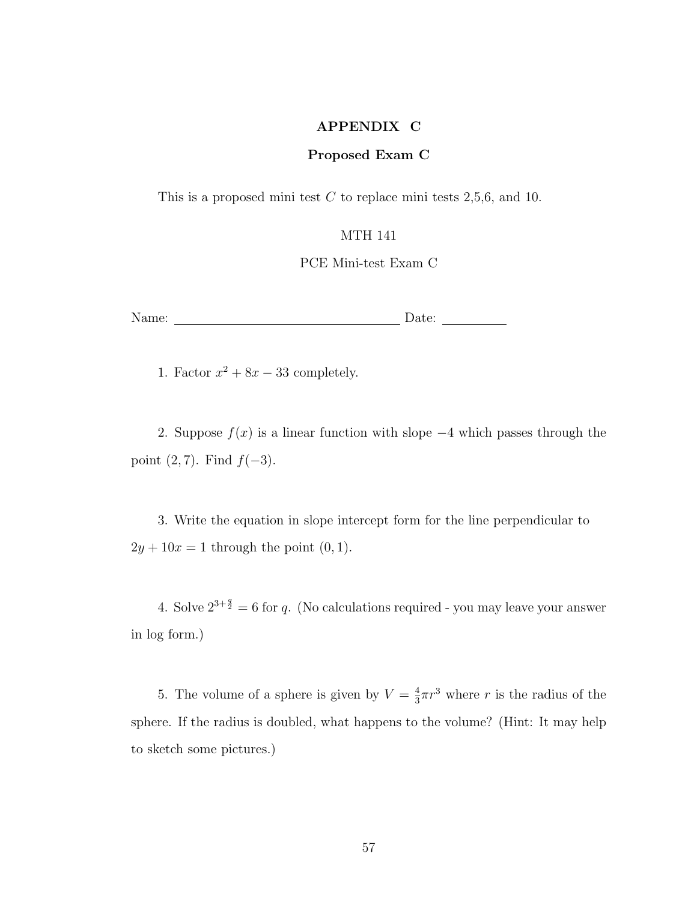# APPENDIX C

## Proposed Exam C

This is a proposed mini test $C$ to replace mini tests 2,5,6, and 10.

MTH 141

PCE Mini-test Exam C

Name: ________________________________ Date: __________

1. Factor $x^2 + 8x - 33$ completely.

2. Suppose $f(x)$ is a linear function with slope $-4$ which passes through the point $(2, 7)$. Find $f(-3)$.

3. Write the equation in slope intercept form for the line perpendicular to $2y + 10x = 1$ through the point $(0, 1)$.

4. Solve $2^{3+\frac{q}{2}} = 6$ for $q$. (No calculations required - you may leave your answer in log form.)

5. The volume of a sphere is given by $V = \frac{4}{3}\pi r^3$ where $r$ is the radius of the sphere. If the radius is doubled, what happens to the volume? (Hint: It may help to sketch some pictures.)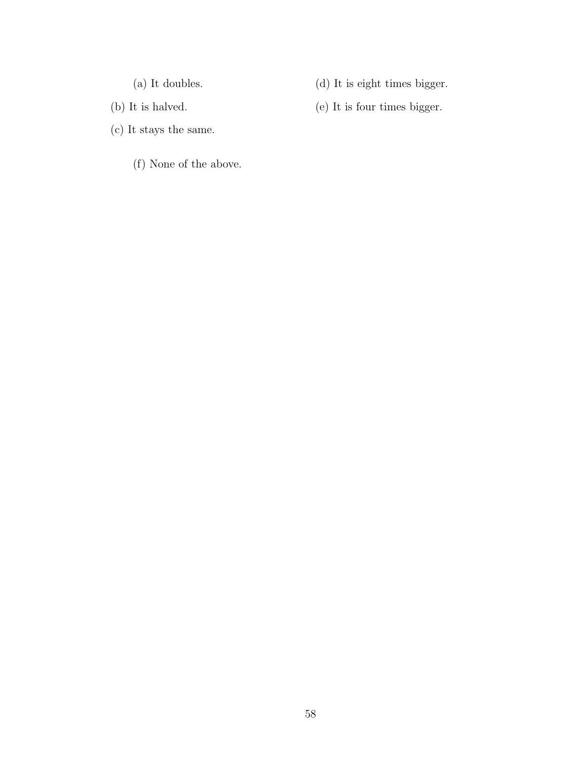(a) It doubles.

(b) It is halved.

(c) It stays the same.

(d) It is eight times bigger.

(e) It is four times bigger.

(f) None of the above.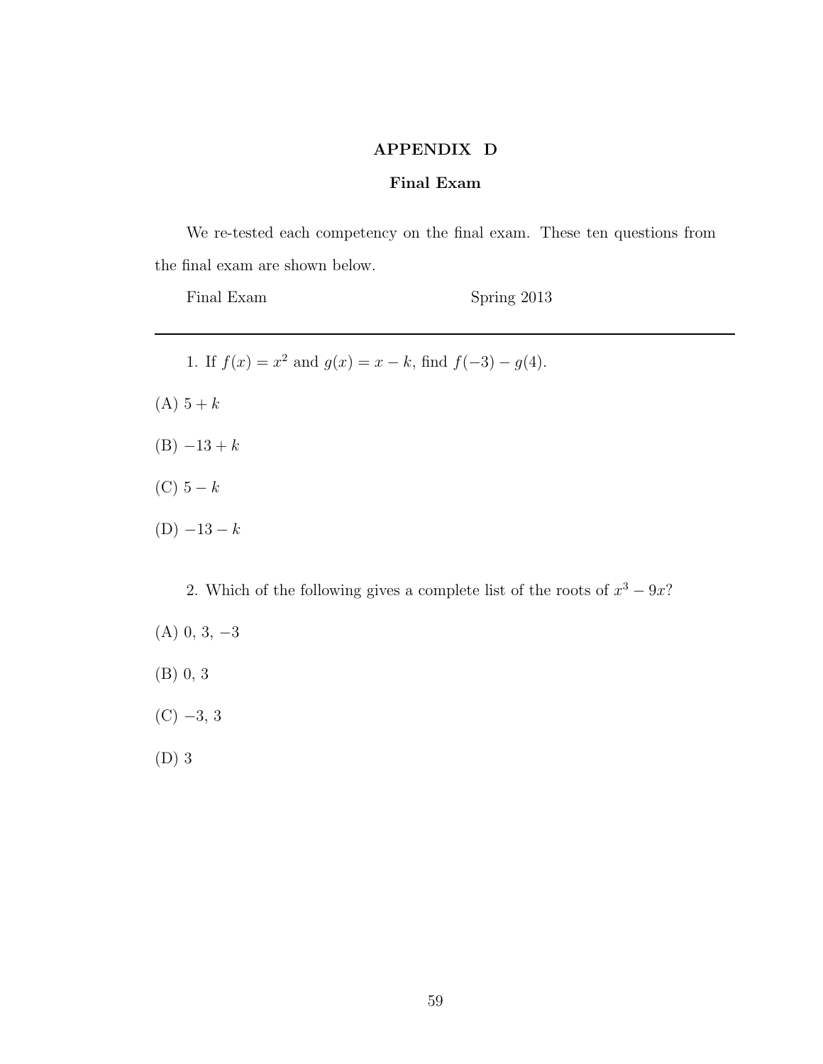# APPENDIX D

## Final Exam

We re-tested each competency on the final exam. These ten questions from the final exam are shown below.

Final Exam Spring 2013

---

1. If $f(x) = x^2$ and $g(x) = x - k$, find $f(-3) - g(4)$.

(A) $5 + k$

(B) $-13 + k$

(C) $5 - k$

(D) $-13 - k$

2. Which of the following gives a complete list of the roots of $x^3 - 9x$?

(A) 0, 3, $-3$

(B) 0, 3

(C) $-3$, 3

(D) 3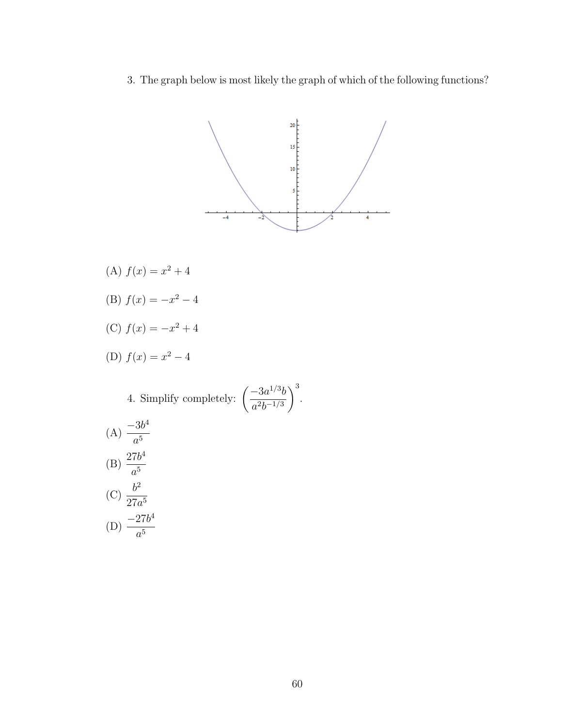3. The graph below is most likely the graph of which of the following functions?

(A) $f(x) = x^2 + 4$

(B) $f(x) = -x^2 - 4$

(C) $f(x) = -x^2 + 4$

(D) $f(x) = x^2 - 4$

4. Simplify completely: $\left(\dfrac{-3a^{1/3}b}{a^2b^{-1/3}}\right)^3$.

(A) $\dfrac{-3b^4}{a^5}$

(B) $\dfrac{27b^4}{a^5}$

(C) $\dfrac{b^2}{27a^5}$

(D) $\dfrac{-27b^4}{a^5}$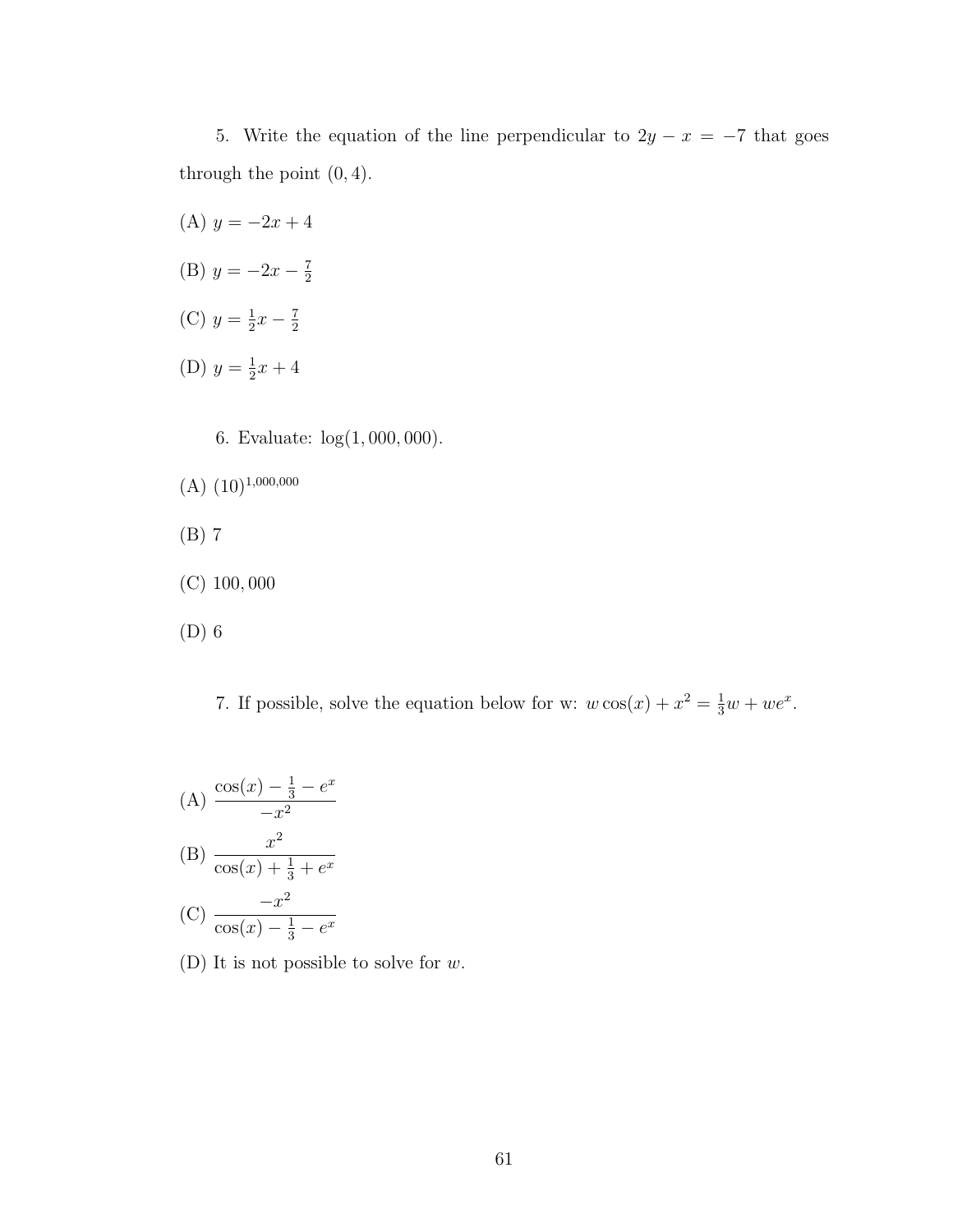5. Write the equation of the line perpendicular to $2y - x = -7$ that goes through the point $(0, 4)$.

(A) $y = -2x + 4$

(B) $y = -2x - \frac{7}{2}$

(C) $y = \frac{1}{2}x - \frac{7}{2}$

(D) $y = \frac{1}{2}x + 4$

6. Evaluate: $\log(1,000,000)$.

(A) $(10)^{1,000,000}$

(B) 7

(C) 100,000

(D) 6

7. If possible, solve the equation below for w: $w\cos(x) + x^2 = \frac{1}{3}w + we^x$.

(A) $\dfrac{\cos(x) - \frac{1}{3} - e^x}{-x^2}$

(B) $\dfrac{x^2}{\cos(x) + \frac{1}{3} + e^x}$

(C) $\dfrac{-x^2}{\cos(x) - \frac{1}{3} - e^x}$

(D) It is not possible to solve for $w$.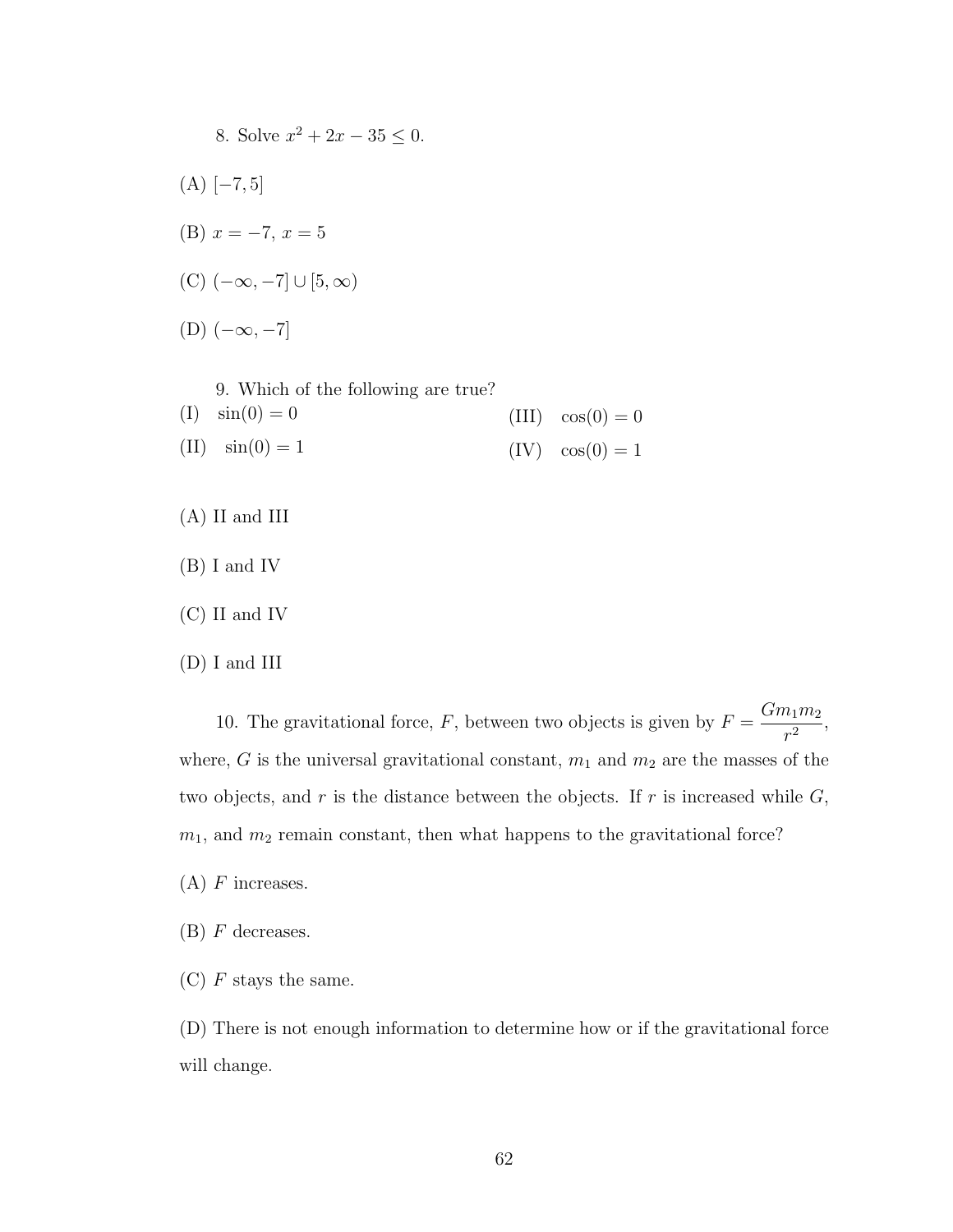8. Solve $x^2 + 2x - 35 \leq 0$.

(A) $[-7, 5]$

(B) $x = -7$, $x = 5$

(C) $(-\infty, -7] \cup [5, \infty)$

(D) $(-\infty, -7]$

9. Which of the following are true?

(I) $\sin(0) = 0$

(II) $\sin(0) = 1$

(III) $\cos(0) = 0$

(IV) $\cos(0) = 1$

(A) II and III

(B) I and IV

(C) II and IV

(D) I and III

10. The gravitational force, $F$, between two objects is given by $F = \dfrac{Gm_1m_2}{r^2}$, where, $G$ is the universal gravitational constant, $m_1$ and $m_2$ are the masses of the two objects, and $r$ is the distance between the objects. If $r$ is increased while $G$, $m_1$, and $m_2$ remain constant, then what happens to the gravitational force?

(A) $F$ increases.

(B) $F$ decreases.

(C) $F$ stays the same.

(D) There is not enough information to determine how or if the gravitational force will change.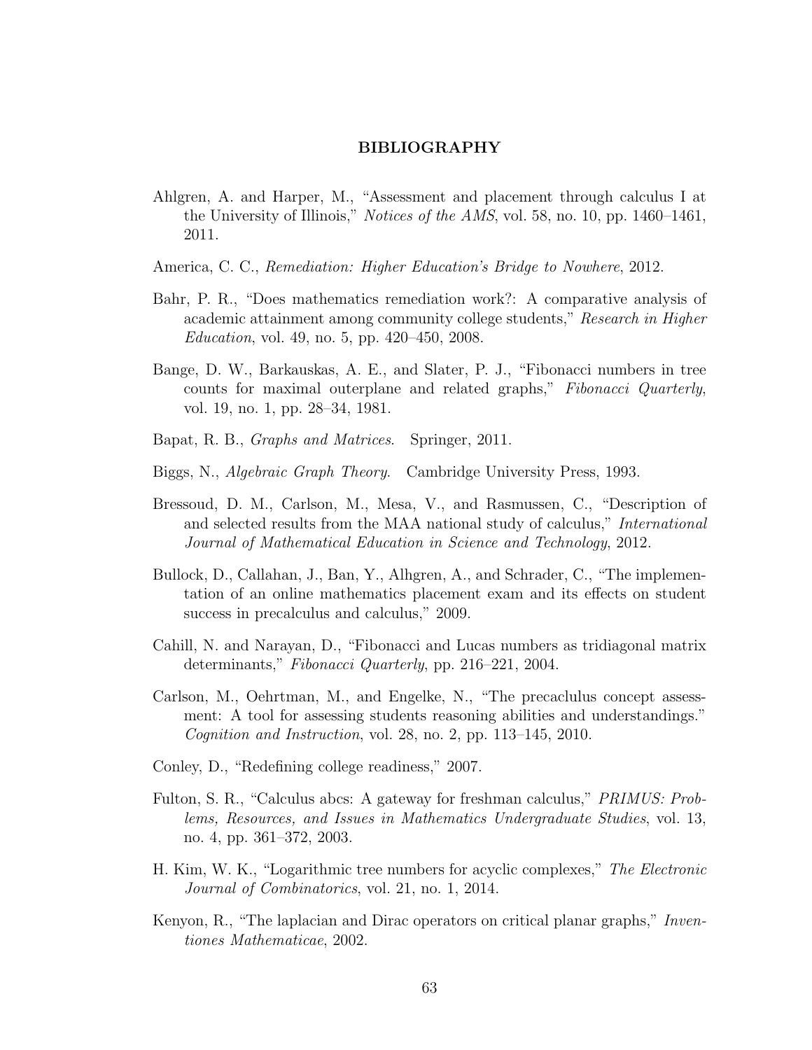# BIBLIOGRAPHY

Ahlgren, A. and Harper, M., "Assessment and placement through calculus I at the University of Illinois," *Notices of the AMS*, vol. 58, no. 10, pp. 1460–1461, 2011.

America, C. C., *Remediation: Higher Education's Bridge to Nowhere*, 2012.

Bahr, P. R., "Does mathematics remediation work?: A comparative analysis of academic attainment among community college students," *Research in Higher Education*, vol. 49, no. 5, pp. 420–450, 2008.

Bange, D. W., Barkauskas, A. E., and Slater, P. J., "Fibonacci numbers in tree counts for maximal outerplane and related graphs," *Fibonacci Quarterly*, vol. 19, no. 1, pp. 28–34, 1981.

Bapat, R. B., *Graphs and Matrices*. Springer, 2011.

Biggs, N., *Algebraic Graph Theory*. Cambridge University Press, 1993.

Bressoud, D. M., Carlson, M., Mesa, V., and Rasmussen, C., "Description of and selected results from the MAA national study of calculus," *International Journal of Mathematical Education in Science and Technology*, 2012.

Bullock, D., Callahan, J., Ban, Y., Alhgren, A., and Schrader, C., "The implementation of an online mathematics placement exam and its effects on student success in precalculus and calculus," 2009.

Cahill, N. and Narayan, D., "Fibonacci and Lucas numbers as tridiagonal matrix determinants," *Fibonacci Quarterly*, pp. 216–221, 2004.

Carlson, M., Oehrtman, M., and Engelke, N., "The precaclulus concept assessment: A tool for assessing students reasoning abilities and understandings." *Cognition and Instruction*, vol. 28, no. 2, pp. 113–145, 2010.

Conley, D., "Redefining college readiness," 2007.

Fulton, S. R., "Calculus abcs: A gateway for freshman calculus," *PRIMUS: Problems, Resources, and Issues in Mathematics Undergraduate Studies*, vol. 13, no. 4, pp. 361–372, 2003.

H. Kim, W. K., "Logarithmic tree numbers for acyclic complexes," *The Electronic Journal of Combinatorics*, vol. 21, no. 1, 2014.

Kenyon, R., "The laplacian and Dirac operators on critical planar graphs," *Inventiones Mathematicae*, 2002.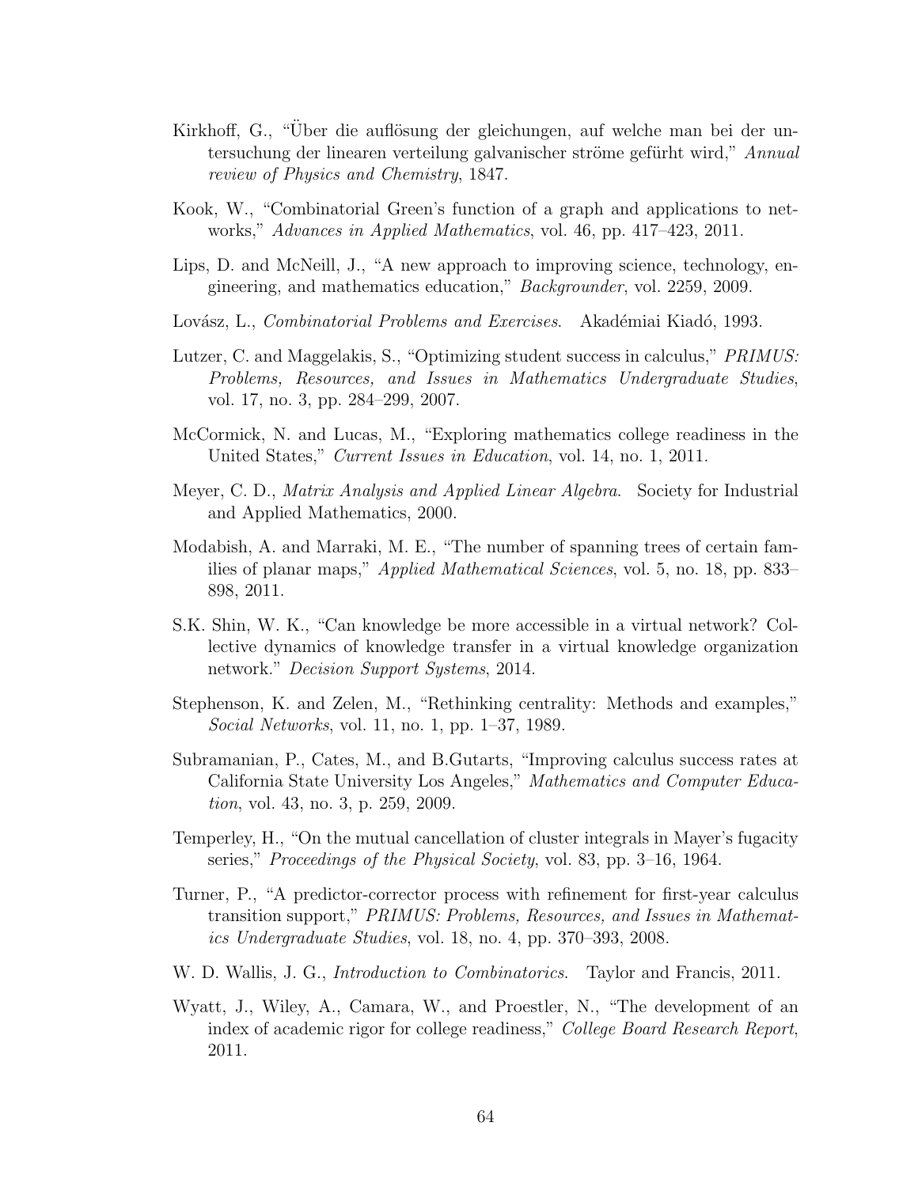Kirkhoff, G., "Über die auflösung der gleichungen, auf welche man bei der untersuchung der linearen verteilung galvanischer ströme gefürht wird," *Annual review of Physics and Chemistry*, 1847.

Kook, W., "Combinatorial Green's function of a graph and applications to networks," *Advances in Applied Mathematics*, vol. 46, pp. 417–423, 2011.

Lips, D. and McNeill, J., "A new approach to improving science, technology, engineering, and mathematics education," *Backgrounder*, vol. 2259, 2009.

Lovász, L., *Combinatorial Problems and Exercises*. Akadémiai Kiadó, 1993.

Lutzer, C. and Maggelakis, S., "Optimizing student success in calculus," *PRIMUS: Problems, Resources, and Issues in Mathematics Undergraduate Studies*, vol. 17, no. 3, pp. 284–299, 2007.

McCormick, N. and Lucas, M., "Exploring mathematics college readiness in the United States," *Current Issues in Education*, vol. 14, no. 1, 2011.

Meyer, C. D., *Matrix Analysis and Applied Linear Algebra*. Society for Industrial and Applied Mathematics, 2000.

Modabish, A. and Marraki, M. E., "The number of spanning trees of certain families of planar maps," *Applied Mathematical Sciences*, vol. 5, no. 18, pp. 833–898, 2011.

S.K. Shin, W. K., "Can knowledge be more accessible in a virtual network? Collective dynamics of knowledge transfer in a virtual knowledge organization network." *Decision Support Systems*, 2014.

Stephenson, K. and Zelen, M., "Rethinking centrality: Methods and examples," *Social Networks*, vol. 11, no. 1, pp. 1–37, 1989.

Subramanian, P., Cates, M., and B.Gutarts, "Improving calculus success rates at California State University Los Angeles," *Mathematics and Computer Education*, vol. 43, no. 3, p. 259, 2009.

Temperley, H., "On the mutual cancellation of cluster integrals in Mayer's fugacity series," *Proceedings of the Physical Society*, vol. 83, pp. 3–16, 1964.

Turner, P., "A predictor-corrector process with refinement for first-year calculus transition support," *PRIMUS: Problems, Resources, and Issues in Mathematics Undergraduate Studies*, vol. 18, no. 4, pp. 370–393, 2008.

W. D. Wallis, J. G., *Introduction to Combinatorics*. Taylor and Francis, 2011.

Wyatt, J., Wiley, A., Camara, W., and Proestler, N., "The development of an index of academic rigor for college readiness," *College Board Research Report*, 2011.